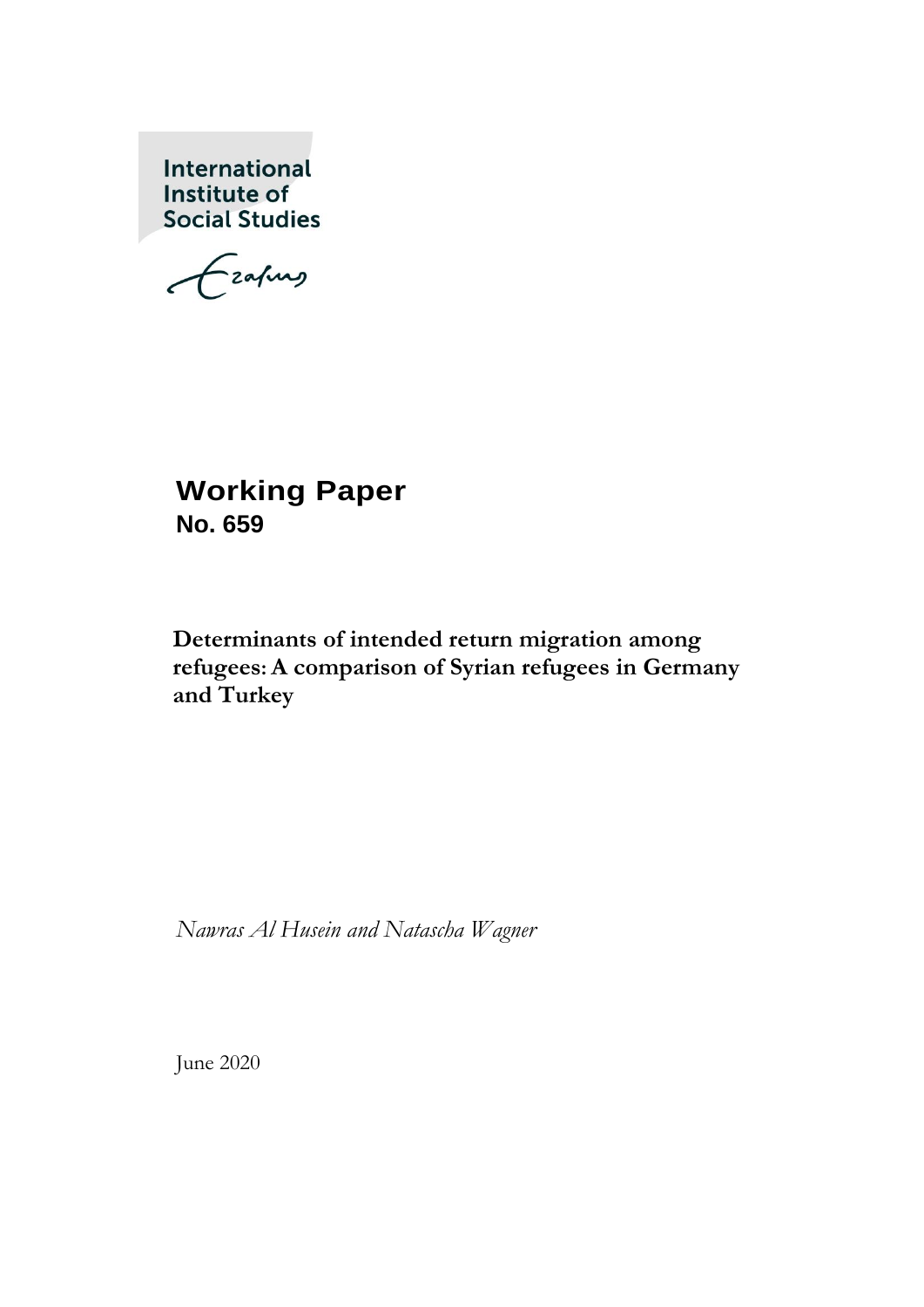International Institute of Social Studies

# Working Paper

**No. 659**

**Determinants of intended return migration among refugees: A comparison of Syrian refugees in Germany and Turkey**

*Nawras Al Husein and Natascha Wagner*

June 2020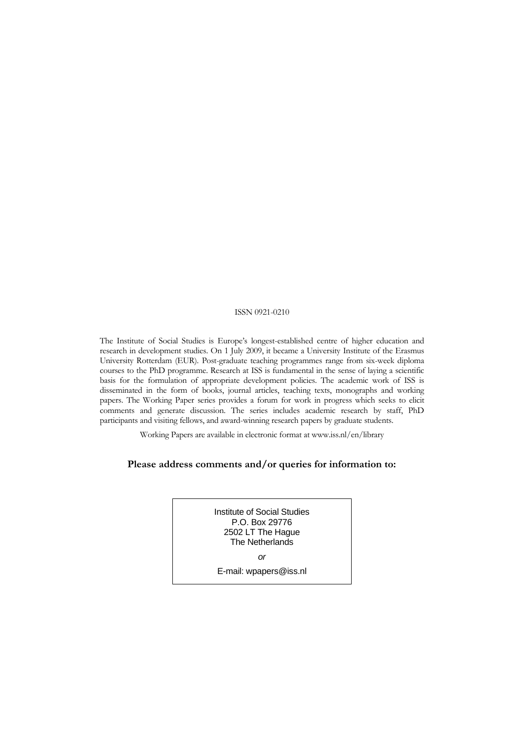ISSN 0921-0210

The Institute of Social Studies is Europe's longest-established centre of higher education and research in development studies. On 1 July 2009, it became a University Institute of the Erasmus University Rotterdam (EUR). Post-graduate teaching programmes range from six-week diploma courses to the PhD programme. Research at ISS is fundamental in the sense of laying a scientific basis for the formulation of appropriate development policies. The academic work of ISS is disseminated in the form of books, journal articles, teaching texts, monographs and working papers. The Working Paper series provides a forum for work in progress which seeks to elicit comments and generate discussion. The series includes academic research by staff, PhD participants and visiting fellows, and award-winning research papers by graduate students.

Working Papers are available in electronic format at www.iss.nl/en/library

**Please address comments and/or queries for information to:**

Institute of Social Studies
P.O. Box 29776
2502 LT The Hague
The Netherlands

*or*

E-mail: wpapers@iss.nl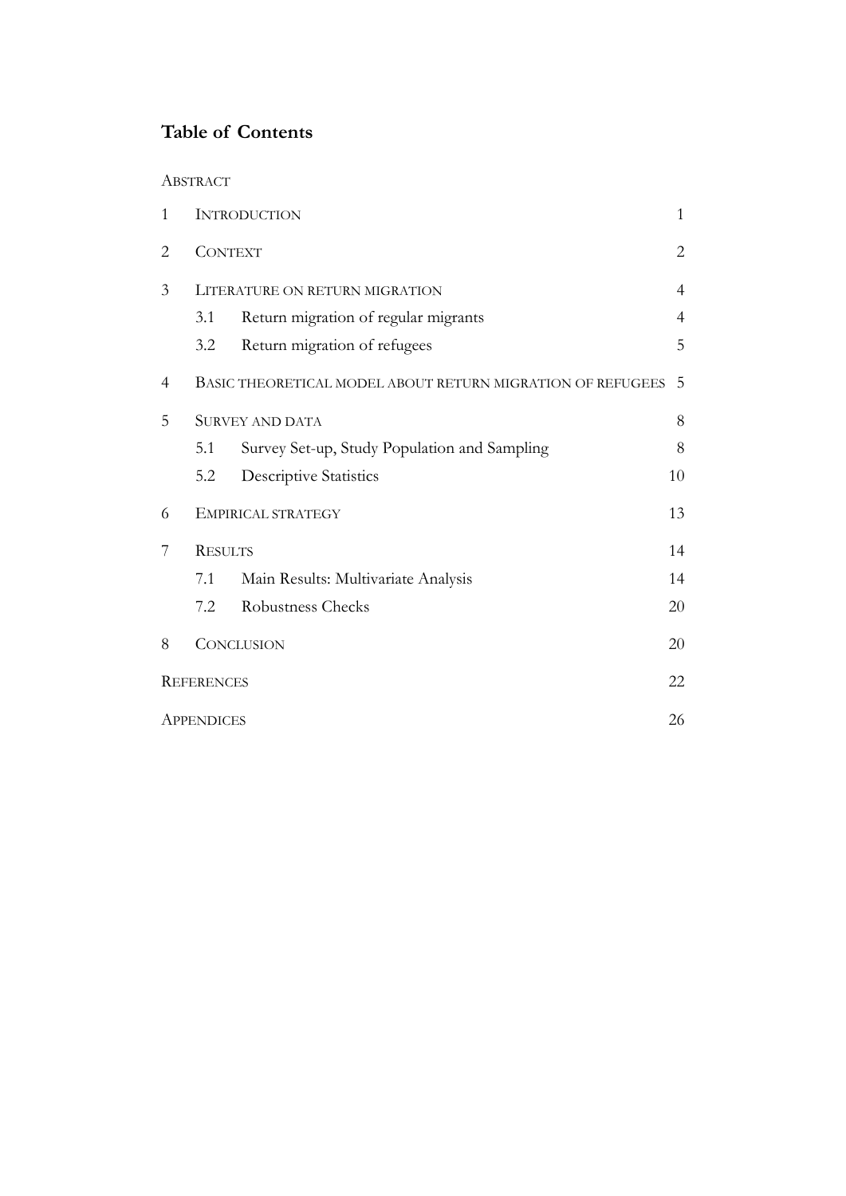# Table of Contents

ABSTRACT

| | | | |
|---|---|---|---|
| 1 | INTRODUCTION | | 1 |
| 2 | CONTEXT | | 2 |
| 3 | LITERATURE ON RETURN MIGRATION | | 4 |
| | 3.1 | Return migration of regular migrants | 4 |
| | 3.2 | Return migration of refugees | 5 |
| 4 | BASIC THEORETICAL MODEL ABOUT RETURN MIGRATION OF REFUGEES | | 5 |
| 5 | SURVEY AND DATA | | 8 |
| | 5.1 | Survey Set-up, Study Population and Sampling | 8 |
| | 5.2 | Descriptive Statistics | 10 |
| 6 | EMPIRICAL STRATEGY | | 13 |
| 7 | RESULTS | | 14 |
| | 7.1 | Main Results: Multivariate Analysis | 14 |
| | 7.2 | Robustness Checks | 20 |
| 8 | CONCLUSION | | 20 |
| REFERENCES | | | 22 |
| APPENDICES | | | 26 |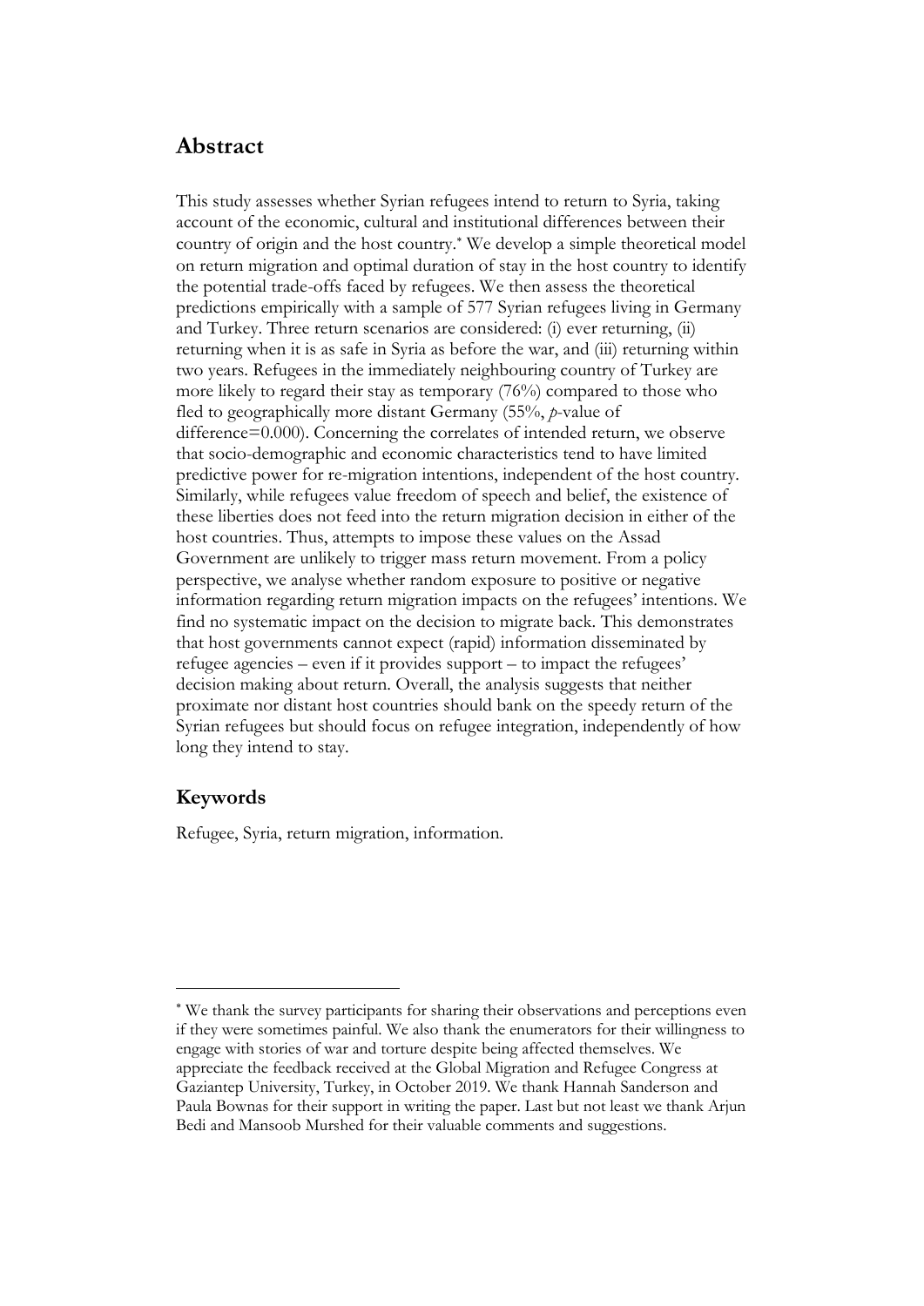## Abstract

This study assesses whether Syrian refugees intend to return to Syria, taking account of the economic, cultural and institutional differences between their country of origin and the host country.* We develop a simple theoretical model on return migration and optimal duration of stay in the host country to identify the potential trade-offs faced by refugees. We then assess the theoretical predictions empirically with a sample of 577 Syrian refugees living in Germany and Turkey. Three return scenarios are considered: (i) ever returning, (ii) returning when it is as safe in Syria as before the war, and (iii) returning within two years. Refugees in the immediately neighbouring country of Turkey are more likely to regard their stay as temporary (76%) compared to those who fled to geographically more distant Germany (55%, *p*-value of difference=0.000). Concerning the correlates of intended return, we observe that socio-demographic and economic characteristics tend to have limited predictive power for re-migration intentions, independent of the host country. Similarly, while refugees value freedom of speech and belief, the existence of these liberties does not feed into the return migration decision in either of the host countries. Thus, attempts to impose these values on the Assad Government are unlikely to trigger mass return movement. From a policy perspective, we analyse whether random exposure to positive or negative information regarding return migration impacts on the refugees' intentions. We find no systematic impact on the decision to migrate back. This demonstrates that host governments cannot expect (rapid) information disseminated by refugee agencies – even if it provides support – to impact the refugees' decision making about return. Overall, the analysis suggests that neither proximate nor distant host countries should bank on the speedy return of the Syrian refugees but should focus on refugee integration, independently of how long they intend to stay.

### Keywords

Refugee, Syria, return migration, information.

---

* We thank the survey participants for sharing their observations and perceptions even if they were sometimes painful. We also thank the enumerators for their willingness to engage with stories of war and torture despite being affected themselves. We appreciate the feedback received at the Global Migration and Refugee Congress at Gaziantep University, Turkey, in October 2019. We thank Hannah Sanderson and Paula Bownas for their support in writing the paper. Last but not least we thank Arjun Bedi and Mansoob Murshed for their valuable comments and suggestions.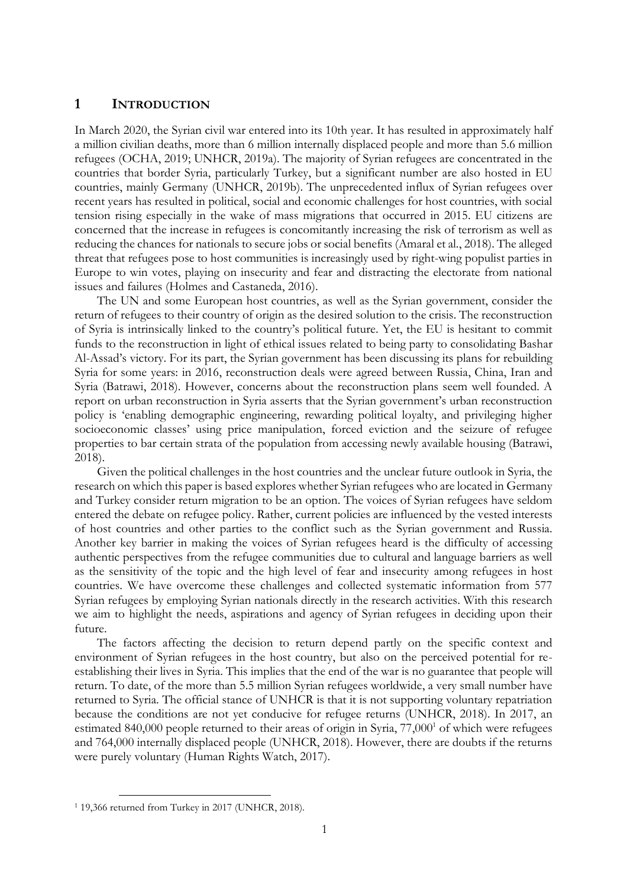# 1 INTRODUCTION

In March 2020, the Syrian civil war entered into its 10th year. It has resulted in approximately half a million civilian deaths, more than 6 million internally displaced people and more than 5.6 million refugees (OCHA, 2019; UNHCR, 2019a). The majority of Syrian refugees are concentrated in the countries that border Syria, particularly Turkey, but a significant number are also hosted in EU countries, mainly Germany (UNHCR, 2019b). The unprecedented influx of Syrian refugees over recent years has resulted in political, social and economic challenges for host countries, with social tension rising especially in the wake of mass migrations that occurred in 2015. EU citizens are concerned that the increase in refugees is concomitantly increasing the risk of terrorism as well as reducing the chances for nationals to secure jobs or social benefits (Amaral et al., 2018). The alleged threat that refugees pose to host communities is increasingly used by right-wing populist parties in Europe to win votes, playing on insecurity and fear and distracting the electorate from national issues and failures (Holmes and Castaneda, 2016).

The UN and some European host countries, as well as the Syrian government, consider the return of refugees to their country of origin as the desired solution to the crisis. The reconstruction of Syria is intrinsically linked to the country's political future. Yet, the EU is hesitant to commit funds to the reconstruction in light of ethical issues related to being party to consolidating Bashar Al-Assad's victory. For its part, the Syrian government has been discussing its plans for rebuilding Syria for some years: in 2016, reconstruction deals were agreed between Russia, China, Iran and Syria (Batrawi, 2018). However, concerns about the reconstruction plans seem well founded. A report on urban reconstruction in Syria asserts that the Syrian government's urban reconstruction policy is 'enabling demographic engineering, rewarding political loyalty, and privileging higher socioeconomic classes' using price manipulation, forced eviction and the seizure of refugee properties to bar certain strata of the population from accessing newly available housing (Batrawi, 2018).

Given the political challenges in the host countries and the unclear future outlook in Syria, the research on which this paper is based explores whether Syrian refugees who are located in Germany and Turkey consider return migration to be an option. The voices of Syrian refugees have seldom entered the debate on refugee policy. Rather, current policies are influenced by the vested interests of host countries and other parties to the conflict such as the Syrian government and Russia. Another key barrier in making the voices of Syrian refugees heard is the difficulty of accessing authentic perspectives from the refugee communities due to cultural and language barriers as well as the sensitivity of the topic and the high level of fear and insecurity among refugees in host countries. We have overcome these challenges and collected systematic information from 577 Syrian refugees by employing Syrian nationals directly in the research activities. With this research we aim to highlight the needs, aspirations and agency of Syrian refugees in deciding upon their future.

The factors affecting the decision to return depend partly on the specific context and environment of Syrian refugees in the host country, but also on the perceived potential for re-establishing their lives in Syria. This implies that the end of the war is no guarantee that people will return. To date, of the more than 5.5 million Syrian refugees worldwide, a very small number have returned to Syria. The official stance of UNHCR is that it is not supporting voluntary repatriation because the conditions are not yet conducive for refugee returns (UNHCR, 2018). In 2017, an estimated 840,000 people returned to their areas of origin in Syria, 77,000[1] of which were refugees and 764,000 internally displaced people (UNHCR, 2018). However, there are doubts if the returns were purely voluntary (Human Rights Watch, 2017).

[1] 19,366 returned from Turkey in 2017 (UNHCR, 2018).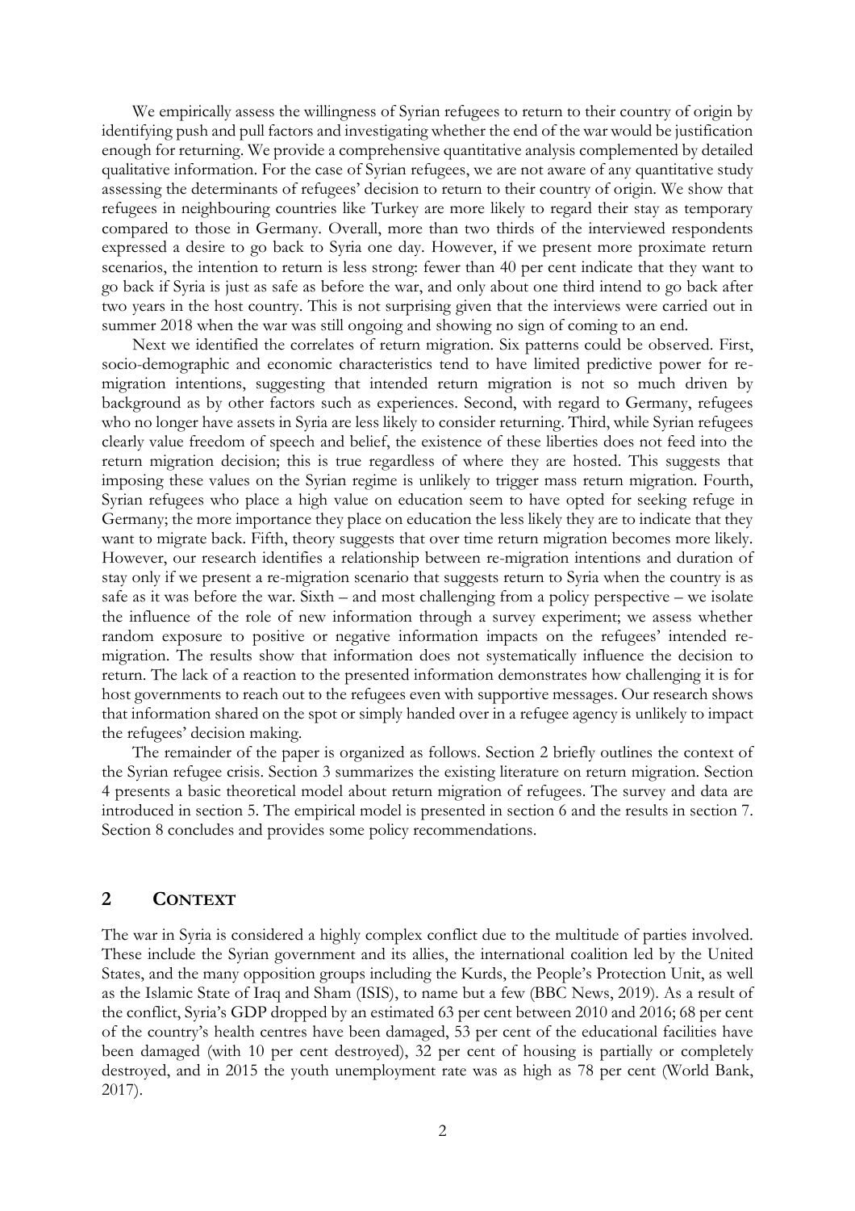We empirically assess the willingness of Syrian refugees to return to their country of origin by identifying push and pull factors and investigating whether the end of the war would be justification enough for returning. We provide a comprehensive quantitative analysis complemented by detailed qualitative information. For the case of Syrian refugees, we are not aware of any quantitative study assessing the determinants of refugees' decision to return to their country of origin. We show that refugees in neighbouring countries like Turkey are more likely to regard their stay as temporary compared to those in Germany. Overall, more than two thirds of the interviewed respondents expressed a desire to go back to Syria one day. However, if we present more proximate return scenarios, the intention to return is less strong: fewer than 40 per cent indicate that they want to go back if Syria is just as safe as before the war, and only about one third intend to go back after two years in the host country. This is not surprising given that the interviews were carried out in summer 2018 when the war was still ongoing and showing no sign of coming to an end.

Next we identified the correlates of return migration. Six patterns could be observed. First, socio-demographic and economic characteristics tend to have limited predictive power for re-migration intentions, suggesting that intended return migration is not so much driven by background as by other factors such as experiences. Second, with regard to Germany, refugees who no longer have assets in Syria are less likely to consider returning. Third, while Syrian refugees clearly value freedom of speech and belief, the existence of these liberties does not feed into the return migration decision; this is true regardless of where they are hosted. This suggests that imposing these values on the Syrian regime is unlikely to trigger mass return migration. Fourth, Syrian refugees who place a high value on education seem to have opted for seeking refuge in Germany; the more importance they place on education the less likely they are to indicate that they want to migrate back. Fifth, theory suggests that over time return migration becomes more likely. However, our research identifies a relationship between re-migration intentions and duration of stay only if we present a re-migration scenario that suggests return to Syria when the country is as safe as it was before the war. Sixth – and most challenging from a policy perspective – we isolate the influence of the role of new information through a survey experiment; we assess whether random exposure to positive or negative information impacts on the refugees' intended re-migration. The results show that information does not systematically influence the decision to return. The lack of a reaction to the presented information demonstrates how challenging it is for host governments to reach out to the refugees even with supportive messages. Our research shows that information shared on the spot or simply handed over in a refugee agency is unlikely to impact the refugees' decision making.

The remainder of the paper is organized as follows. Section 2 briefly outlines the context of the Syrian refugee crisis. Section 3 summarizes the existing literature on return migration. Section 4 presents a basic theoretical model about return migration of refugees. The survey and data are introduced in section 5. The empirical model is presented in section 6 and the results in section 7. Section 8 concludes and provides some policy recommendations.

## 2 CONTEXT

The war in Syria is considered a highly complex conflict due to the multitude of parties involved. These include the Syrian government and its allies, the international coalition led by the United States, and the many opposition groups including the Kurds, the People's Protection Unit, as well as the Islamic State of Iraq and Sham (ISIS), to name but a few (BBC News, 2019). As a result of the conflict, Syria's GDP dropped by an estimated 63 per cent between 2010 and 2016; 68 per cent of the country's health centres have been damaged, 53 per cent of the educational facilities have been damaged (with 10 per cent destroyed), 32 per cent of housing is partially or completely destroyed, and in 2015 the youth unemployment rate was as high as 78 per cent (World Bank, 2017).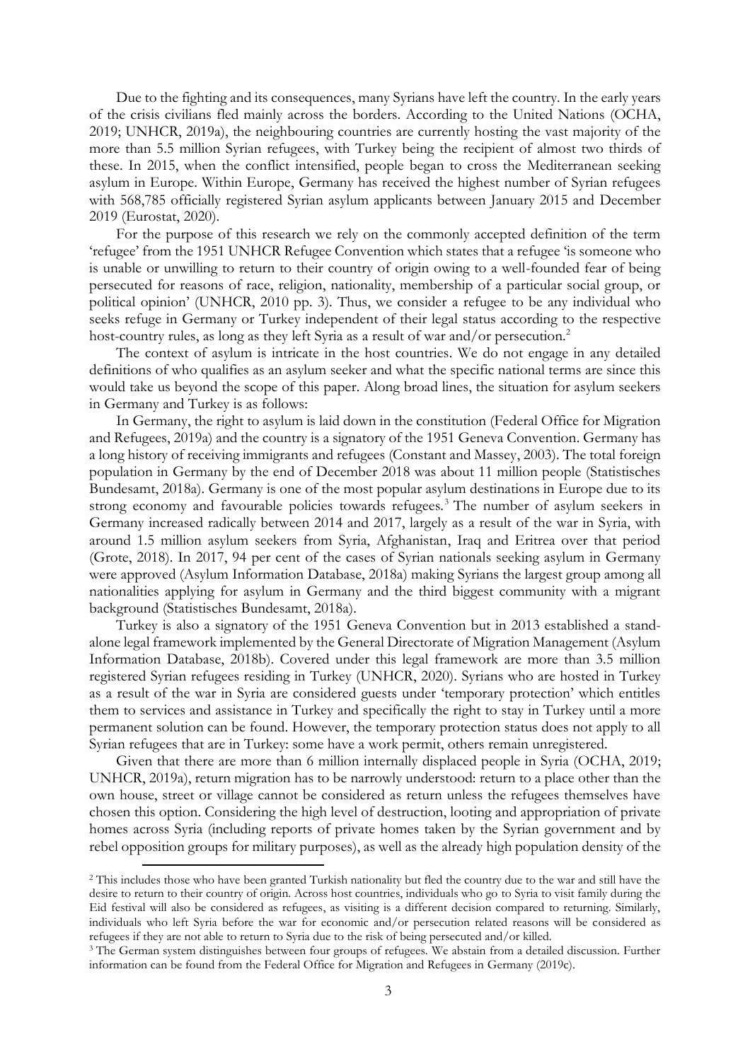Due to the fighting and its consequences, many Syrians have left the country. In the early years of the crisis civilians fled mainly across the borders. According to the United Nations (OCHA, 2019; UNHCR, 2019a), the neighbouring countries are currently hosting the vast majority of the more than 5.5 million Syrian refugees, with Turkey being the recipient of almost two thirds of these. In 2015, when the conflict intensified, people began to cross the Mediterranean seeking asylum in Europe. Within Europe, Germany has received the highest number of Syrian refugees with 568,785 officially registered Syrian asylum applicants between January 2015 and December 2019 (Eurostat, 2020).

For the purpose of this research we rely on the commonly accepted definition of the term 'refugee' from the 1951 UNHCR Refugee Convention which states that a refugee 'is someone who is unable or unwilling to return to their country of origin owing to a well-founded fear of being persecuted for reasons of race, religion, nationality, membership of a particular social group, or political opinion' (UNHCR, 2010 pp. 3). Thus, we consider a refugee to be any individual who seeks refuge in Germany or Turkey independent of their legal status according to the respective host-country rules, as long as they left Syria as a result of war and/or persecution.[2]

The context of asylum is intricate in the host countries. We do not engage in any detailed definitions of who qualifies as an asylum seeker and what the specific national terms are since this would take us beyond the scope of this paper. Along broad lines, the situation for asylum seekers in Germany and Turkey is as follows:

In Germany, the right to asylum is laid down in the constitution (Federal Office for Migration and Refugees, 2019a) and the country is a signatory of the 1951 Geneva Convention. Germany has a long history of receiving immigrants and refugees (Constant and Massey, 2003). The total foreign population in Germany by the end of December 2018 was about 11 million people (Statistisches Bundesamt, 2018a). Germany is one of the most popular asylum destinations in Europe due to its strong economy and favourable policies towards refugees.[3] The number of asylum seekers in Germany increased radically between 2014 and 2017, largely as a result of the war in Syria, with around 1.5 million asylum seekers from Syria, Afghanistan, Iraq and Eritrea over that period (Grote, 2018). In 2017, 94 per cent of the cases of Syrian nationals seeking asylum in Germany were approved (Asylum Information Database, 2018a) making Syrians the largest group among all nationalities applying for asylum in Germany and the third biggest community with a migrant background (Statistisches Bundesamt, 2018a).

Turkey is also a signatory of the 1951 Geneva Convention but in 2013 established a stand-alone legal framework implemented by the General Directorate of Migration Management (Asylum Information Database, 2018b). Covered under this legal framework are more than 3.5 million registered Syrian refugees residing in Turkey (UNHCR, 2020). Syrians who are hosted in Turkey as a result of the war in Syria are considered guests under 'temporary protection' which entitles them to services and assistance in Turkey and specifically the right to stay in Turkey until a more permanent solution can be found. However, the temporary protection status does not apply to all Syrian refugees that are in Turkey: some have a work permit, others remain unregistered.

Given that there are more than 6 million internally displaced people in Syria (OCHA, 2019; UNHCR, 2019a), return migration has to be narrowly understood: return to a place other than the own house, street or village cannot be considered as return unless the refugees themselves have chosen this option. Considering the high level of destruction, looting and appropriation of private homes across Syria (including reports of private homes taken by the Syrian government and by rebel opposition groups for military purposes), as well as the already high population density of the

---

[2] This includes those who have been granted Turkish nationality but fled the country due to the war and still have the desire to return to their country of origin. Across host countries, individuals who go to Syria to visit family during the Eid festival will also be considered as refugees, as visiting is a different decision compared to returning. Similarly, individuals who left Syria before the war for economic and/or persecution related reasons will be considered as refugees if they are not able to return to Syria due to the risk of being persecuted and/or killed.

[3] The German system distinguishes between four groups of refugees. We abstain from a detailed discussion. Further information can be found from the Federal Office for Migration and Refugees in Germany (2019c).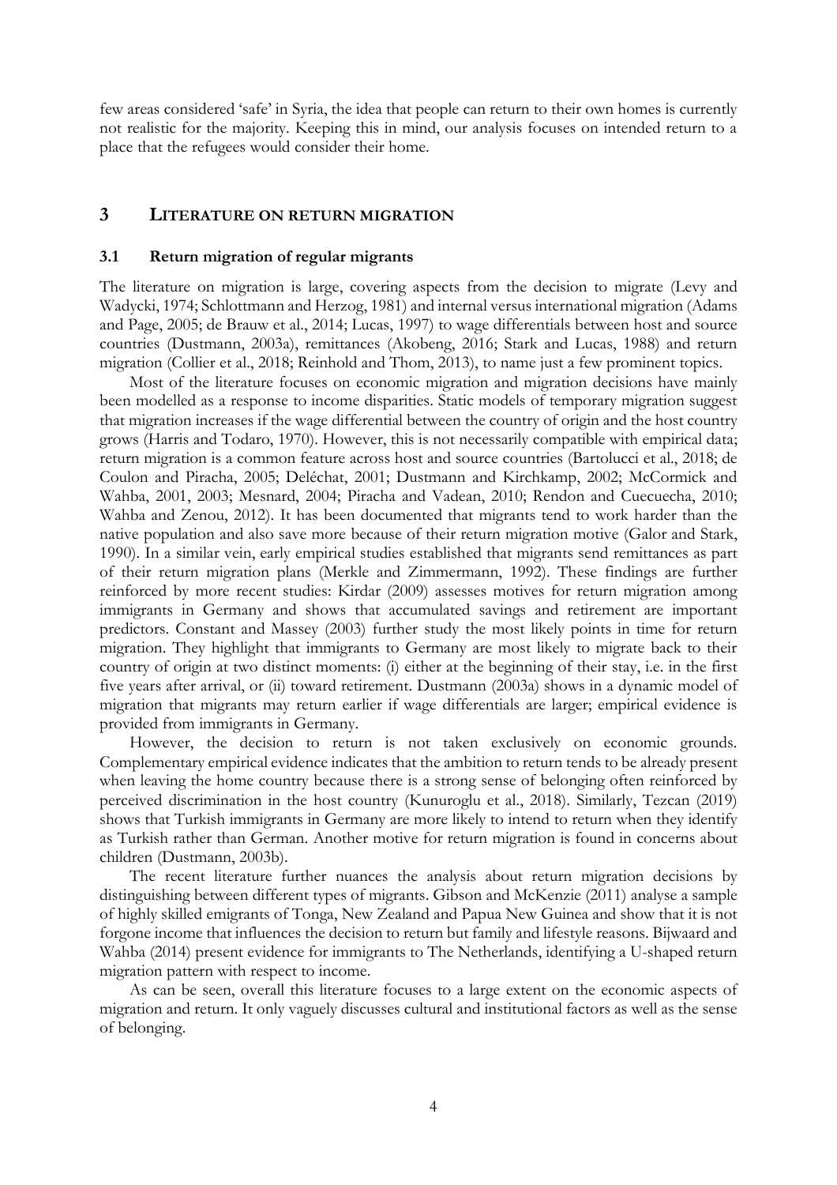few areas considered 'safe' in Syria, the idea that people can return to their own homes is currently not realistic for the majority. Keeping this in mind, our analysis focuses on intended return to a place that the refugees would consider their home.

## 3 LITERATURE ON RETURN MIGRATION

### 3.1 Return migration of regular migrants

The literature on migration is large, covering aspects from the decision to migrate (Levy and Wadycki, 1974; Schlottmann and Herzog, 1981) and internal versus international migration (Adams and Page, 2005; de Brauw et al., 2014; Lucas, 1997) to wage differentials between host and source countries (Dustmann, 2003a), remittances (Akobeng, 2016; Stark and Lucas, 1988) and return migration (Collier et al., 2018; Reinhold and Thom, 2013), to name just a few prominent topics.

Most of the literature focuses on economic migration and migration decisions have mainly been modelled as a response to income disparities. Static models of temporary migration suggest that migration increases if the wage differential between the country of origin and the host country grows (Harris and Todaro, 1970). However, this is not necessarily compatible with empirical data; return migration is a common feature across host and source countries (Bartolucci et al., 2018; de Coulon and Piracha, 2005; Deléchat, 2001; Dustmann and Kirchkamp, 2002; McCormick and Wahba, 2001, 2003; Mesnard, 2004; Piracha and Vadean, 2010; Rendon and Cuecuecha, 2010; Wahba and Zenou, 2012). It has been documented that migrants tend to work harder than the native population and also save more because of their return migration motive (Galor and Stark, 1990). In a similar vein, early empirical studies established that migrants send remittances as part of their return migration plans (Merkle and Zimmermann, 1992). These findings are further reinforced by more recent studies: Kirdar (2009) assesses motives for return migration among immigrants in Germany and shows that accumulated savings and retirement are important predictors. Constant and Massey (2003) further study the most likely points in time for return migration. They highlight that immigrants to Germany are most likely to migrate back to their country of origin at two distinct moments: (i) either at the beginning of their stay, i.e. in the first five years after arrival, or (ii) toward retirement. Dustmann (2003a) shows in a dynamic model of migration that migrants may return earlier if wage differentials are larger; empirical evidence is provided from immigrants in Germany.

However, the decision to return is not taken exclusively on economic grounds. Complementary empirical evidence indicates that the ambition to return tends to be already present when leaving the home country because there is a strong sense of belonging often reinforced by perceived discrimination in the host country (Kunuroglu et al., 2018). Similarly, Tezcan (2019) shows that Turkish immigrants in Germany are more likely to intend to return when they identify as Turkish rather than German. Another motive for return migration is found in concerns about children (Dustmann, 2003b).

The recent literature further nuances the analysis about return migration decisions by distinguishing between different types of migrants. Gibson and McKenzie (2011) analyse a sample of highly skilled emigrants of Tonga, New Zealand and Papua New Guinea and show that it is not forgone income that influences the decision to return but family and lifestyle reasons. Bijwaard and Wahba (2014) present evidence for immigrants to The Netherlands, identifying a U-shaped return migration pattern with respect to income.

As can be seen, overall this literature focuses to a large extent on the economic aspects of migration and return. It only vaguely discusses cultural and institutional factors as well as the sense of belonging.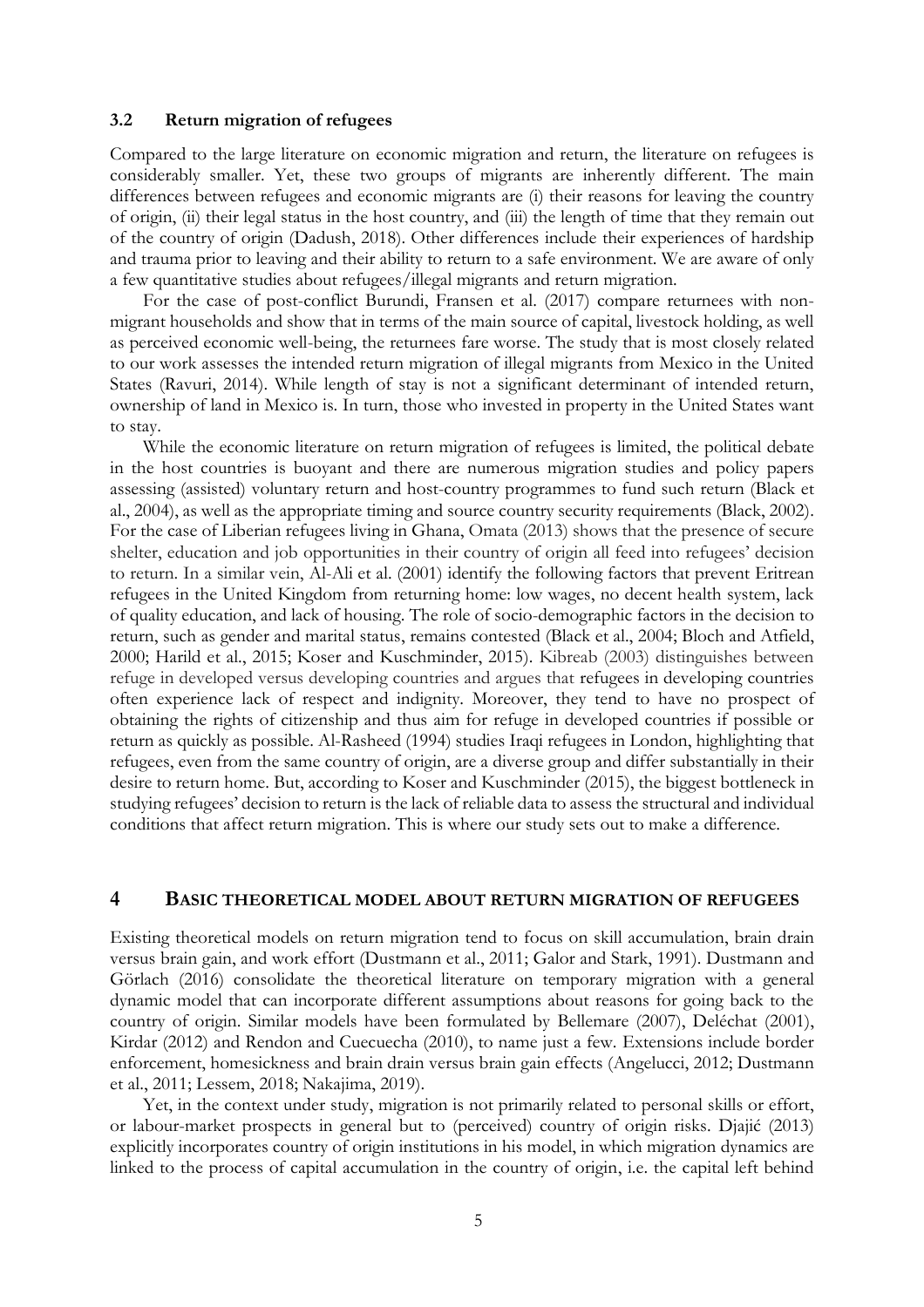### 3.2 Return migration of refugees

Compared to the large literature on economic migration and return, the literature on refugees is considerably smaller. Yet, these two groups of migrants are inherently different. The main differences between refugees and economic migrants are (i) their reasons for leaving the country of origin, (ii) their legal status in the host country, and (iii) the length of time that they remain out of the country of origin (Dadush, 2018). Other differences include their experiences of hardship and trauma prior to leaving and their ability to return to a safe environment. We are aware of only a few quantitative studies about refugees/illegal migrants and return migration.

For the case of post-conflict Burundi, Fransen et al. (2017) compare returnees with non-migrant households and show that in terms of the main source of capital, livestock holding, as well as perceived economic well-being, the returnees fare worse. The study that is most closely related to our work assesses the intended return migration of illegal migrants from Mexico in the United States (Ravuri, 2014). While length of stay is not a significant determinant of intended return, ownership of land in Mexico is. In turn, those who invested in property in the United States want to stay.

While the economic literature on return migration of refugees is limited, the political debate in the host countries is buoyant and there are numerous migration studies and policy papers assessing (assisted) voluntary return and host-country programmes to fund such return (Black et al., 2004), as well as the appropriate timing and source country security requirements (Black, 2002). For the case of Liberian refugees living in Ghana, Omata (2013) shows that the presence of secure shelter, education and job opportunities in their country of origin all feed into refugees' decision to return. In a similar vein, Al-Ali et al. (2001) identify the following factors that prevent Eritrean refugees in the United Kingdom from returning home: low wages, no decent health system, lack of quality education, and lack of housing. The role of socio-demographic factors in the decision to return, such as gender and marital status, remains contested (Black et al., 2004; Bloch and Atfield, 2000; Harild et al., 2015; Koser and Kuschminder, 2015). Kibreab (2003) distinguishes between refuge in developed versus developing countries and argues that refugees in developing countries often experience lack of respect and indignity. Moreover, they tend to have no prospect of obtaining the rights of citizenship and thus aim for refuge in developed countries if possible or return as quickly as possible. Al-Rasheed (1994) studies Iraqi refugees in London, highlighting that refugees, even from the same country of origin, are a diverse group and differ substantially in their desire to return home. But, according to Koser and Kuschminder (2015), the biggest bottleneck in studying refugees' decision to return is the lack of reliable data to assess the structural and individual conditions that affect return migration. This is where our study sets out to make a difference.

## 4 BASIC THEORETICAL MODEL ABOUT RETURN MIGRATION OF REFUGEES

Existing theoretical models on return migration tend to focus on skill accumulation, brain drain versus brain gain, and work effort (Dustmann et al., 2011; Galor and Stark, 1991). Dustmann and Görlach (2016) consolidate the theoretical literature on temporary migration with a general dynamic model that can incorporate different assumptions about reasons for going back to the country of origin. Similar models have been formulated by Bellemare (2007), Deléchat (2001), Kirdar (2012) and Rendon and Cuecuecha (2010), to name just a few. Extensions include border enforcement, homesickness and brain drain versus brain gain effects (Angelucci, 2012; Dustmann et al., 2011; Lessem, 2018; Nakajima, 2019).

Yet, in the context under study, migration is not primarily related to personal skills or effort, or labour-market prospects in general but to (perceived) country of origin risks. Djajić (2013) explicitly incorporates country of origin institutions in his model, in which migration dynamics are linked to the process of capital accumulation in the country of origin, i.e. the capital left behind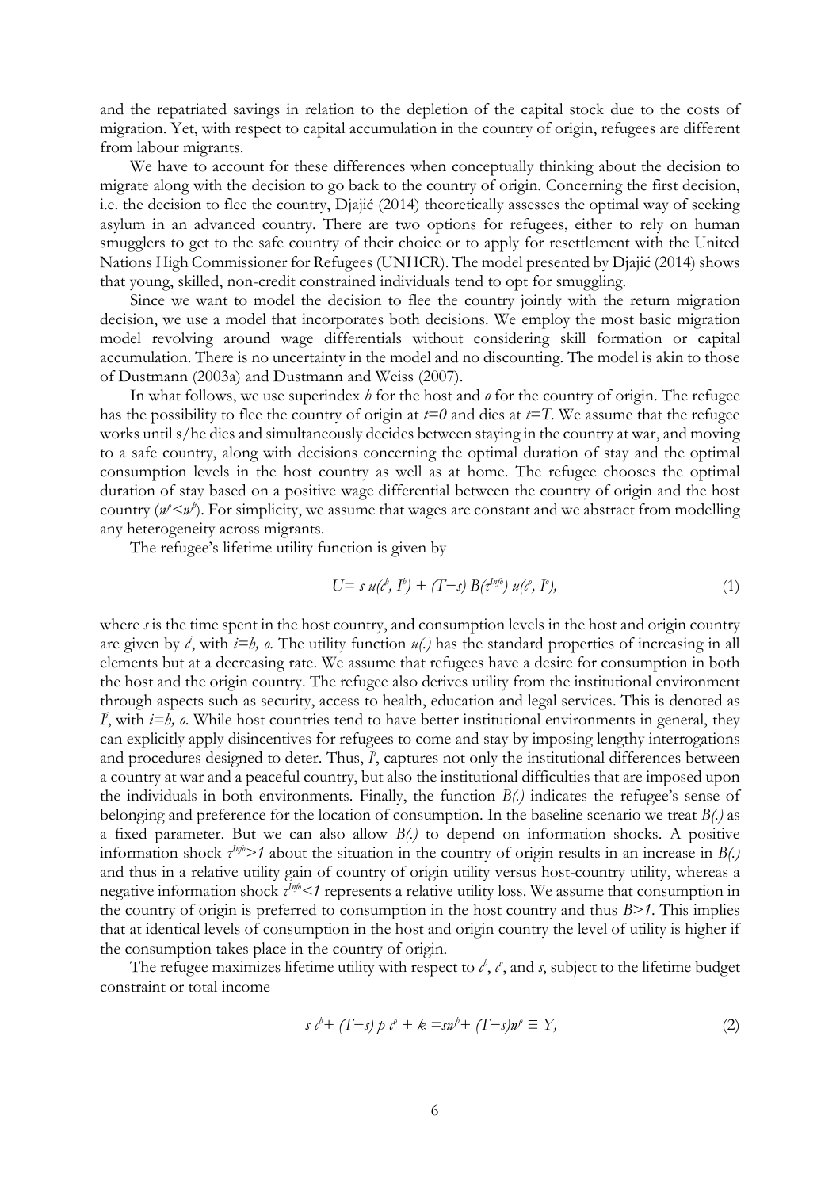and the repatriated savings in relation to the depletion of the capital stock due to the costs of migration. Yet, with respect to capital accumulation in the country of origin, refugees are different from labour migrants.

We have to account for these differences when conceptually thinking about the decision to migrate along with the decision to go back to the country of origin. Concerning the first decision, i.e. the decision to flee the country, Djajić (2014) theoretically assesses the optimal way of seeking asylum in an advanced country. There are two options for refugees, either to rely on human smugglers to get to the safe country of their choice or to apply for resettlement with the United Nations High Commissioner for Refugees (UNHCR). The model presented by Djajić (2014) shows that young, skilled, non-credit constrained individuals tend to opt for smuggling.

Since we want to model the decision to flee the country jointly with the return migration decision, we use a model that incorporates both decisions. We employ the most basic migration model revolving around wage differentials without considering skill formation or capital accumulation. There is no uncertainty in the model and no discounting. The model is akin to those of Dustmann (2003a) and Dustmann and Weiss (2007).

In what follows, we use superindex *h* for the host and *o* for the country of origin. The refugee has the possibility to flee the country of origin at $t=0$ and dies at $t=T$. We assume that the refugee works until s/he dies and simultaneously decides between staying in the country at war, and moving to a safe country, along with decisions concerning the optimal duration of stay and the optimal consumption levels in the host country as well as at home. The refugee chooses the optimal duration of stay based on a positive wage differential between the country of origin and the host country ($w^o < w^h$). For simplicity, we assume that wages are constant and we abstract from modelling any heterogeneity across migrants.

The refugee's lifetime utility function is given by

$$U = s\, u(c^h, I^h) + (T-s)\, B(\tau^{Info})\, u(c^o, I^o), \tag{1}$$

where $s$ is the time spent in the host country, and consumption levels in the host and origin country are given by $c^i$, with $i=h, o$. The utility function $u(.)$ has the standard properties of increasing in all elements but at a decreasing rate. We assume that refugees have a desire for consumption in both the host and the origin country. The refugee also derives utility from the institutional environment through aspects such as security, access to health, education and legal services. This is denoted as $I^i$, with $i=h, o$. While host countries tend to have better institutional environments in general, they can explicitly apply disincentives for refugees to come and stay by imposing lengthy interrogations and procedures designed to deter. Thus, $I^i$, captures not only the institutional differences between a country at war and a peaceful country, but also the institutional difficulties that are imposed upon the individuals in both environments. Finally, the function $B(.)$ indicates the refugee's sense of belonging and preference for the location of consumption. In the baseline scenario we treat $B(.)$ as a fixed parameter. But we can also allow $B(.)$ to depend on information shocks. A positive information shock $\tau^{Info}>1$ about the situation in the country of origin results in an increase in $B(.)$ and thus in a relative utility gain of country of origin utility versus host-country utility, whereas a negative information shock $\tau^{Info}<1$ represents a relative utility loss. We assume that consumption in the country of origin is preferred to consumption in the host country and thus $B>1$. This implies that at identical levels of consumption in the host and origin country the level of utility is higher if the consumption takes place in the country of origin.

The refugee maximizes lifetime utility with respect to $c^h$, $c^o$, and $s$, subject to the lifetime budget constraint or total income

$$s\, c^h + (T-s)\, p\, c^o + k = s w^h + (T-s) w^o \equiv Y, \tag{2}$$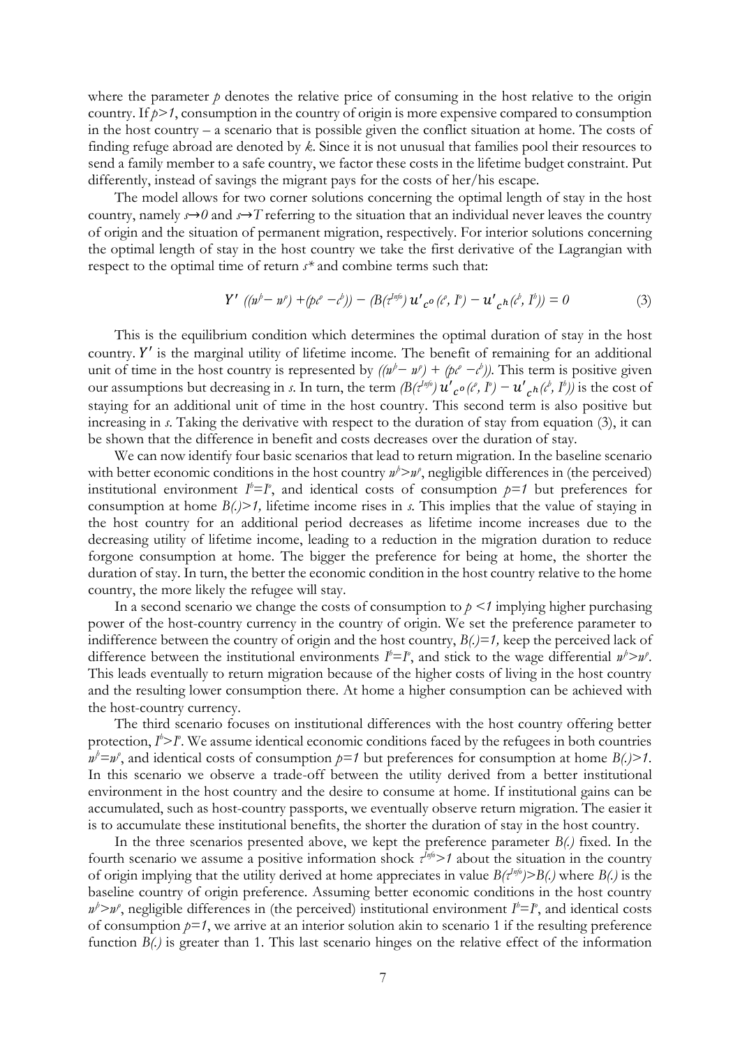where the parameter $p$ denotes the relative price of consuming in the host relative to the origin country. If $p>1$, consumption in the country of origin is more expensive compared to consumption in the host country – a scenario that is possible given the conflict situation at home. The costs of finding refuge abroad are denoted by $k$. Since it is not unusual that families pool their resources to send a family member to a safe country, we factor these costs in the lifetime budget constraint. Put differently, instead of savings the migrant pays for the costs of her/his escape.

The model allows for two corner solutions concerning the optimal length of stay in the host country, namely $s\rightarrow 0$ and $s\rightarrow T$ referring to the situation that an individual never leaves the country of origin and the situation of permanent migration, respectively. For interior solutions concerning the optimal length of stay in the host country we take the first derivative of the Lagrangian with respect to the optimal time of return $s^*$ and combine terms such that:

$$Y'\ ((w^h - w^o) + (pc^o - c^h)) - (B(\tau^{Info})\, u'_{c^o}(c^o, I^o) - u'_{c^h}(c^h, I^h)) = 0 \tag{3}$$

This is the equilibrium condition which determines the optimal duration of stay in the host country. $Y'$ is the marginal utility of lifetime income. The benefit of remaining for an additional unit of time in the host country is represented by $((w^h - w^o) + (pc^o - c^h))$. This term is positive given our assumptions but decreasing in $s$. In turn, the term $(B(\tau^{Info})\, u'_{c^o}(c^o, I^o) - u'_{c^h}(c^h, I^h))$ is the cost of staying for an additional unit of time in the host country. This second term is also positive but increasing in $s$. Taking the derivative with respect to the duration of stay from equation (3), it can be shown that the difference in benefit and costs decreases over the duration of stay.

We can now identify four basic scenarios that lead to return migration. In the baseline scenario with better economic conditions in the host country $w^h>w^o$, negligible differences in (the perceived) institutional environment $I^h=I^o$, and identical costs of consumption $p=1$ but preferences for consumption at home $B(.)>1$, lifetime income rises in $s$. This implies that the value of staying in the host country for an additional period decreases as lifetime income increases due to the decreasing utility of lifetime income, leading to a reduction in the migration duration to reduce forgone consumption at home. The bigger the preference for being at home, the shorter the duration of stay. In turn, the better the economic condition in the host country relative to the home country, the more likely the refugee will stay.

In a second scenario we change the costs of consumption to $p<1$ implying higher purchasing power of the host-country currency in the country of origin. We set the preference parameter to indifference between the country of origin and the host country, $B(.)=1$, keep the perceived lack of difference between the institutional environments $I^h=I^o$, and stick to the wage differential $w^h>w^o$. This leads eventually to return migration because of the higher costs of living in the host country and the resulting lower consumption there. At home a higher consumption can be achieved with the host-country currency.

The third scenario focuses on institutional differences with the host country offering better protection, $I^h>I^o$. We assume identical economic conditions faced by the refugees in both countries $w^h=w^o$, and identical costs of consumption $p=1$ but preferences for consumption at home $B(.)>1$. In this scenario we observe a trade-off between the utility derived from a better institutional environment in the host country and the desire to consume at home. If institutional gains can be accumulated, such as host-country passports, we eventually observe return migration. The easier it is to accumulate these institutional benefits, the shorter the duration of stay in the host country.

In the three scenarios presented above, we kept the preference parameter $B(.)$ fixed. In the fourth scenario we assume a positive information shock $\tau^{Info}>1$ about the situation in the country of origin implying that the utility derived at home appreciates in value $B(\tau^{Info})>B(.)$ where $B(.)$ is the baseline country of origin preference. Assuming better economic conditions in the host country $w^h>w^o$, negligible differences in (the perceived) institutional environment $I^h=I^o$, and identical costs of consumption $p=1$, we arrive at an interior solution akin to scenario 1 if the resulting preference function $B(.)$ is greater than 1. This last scenario hinges on the relative effect of the information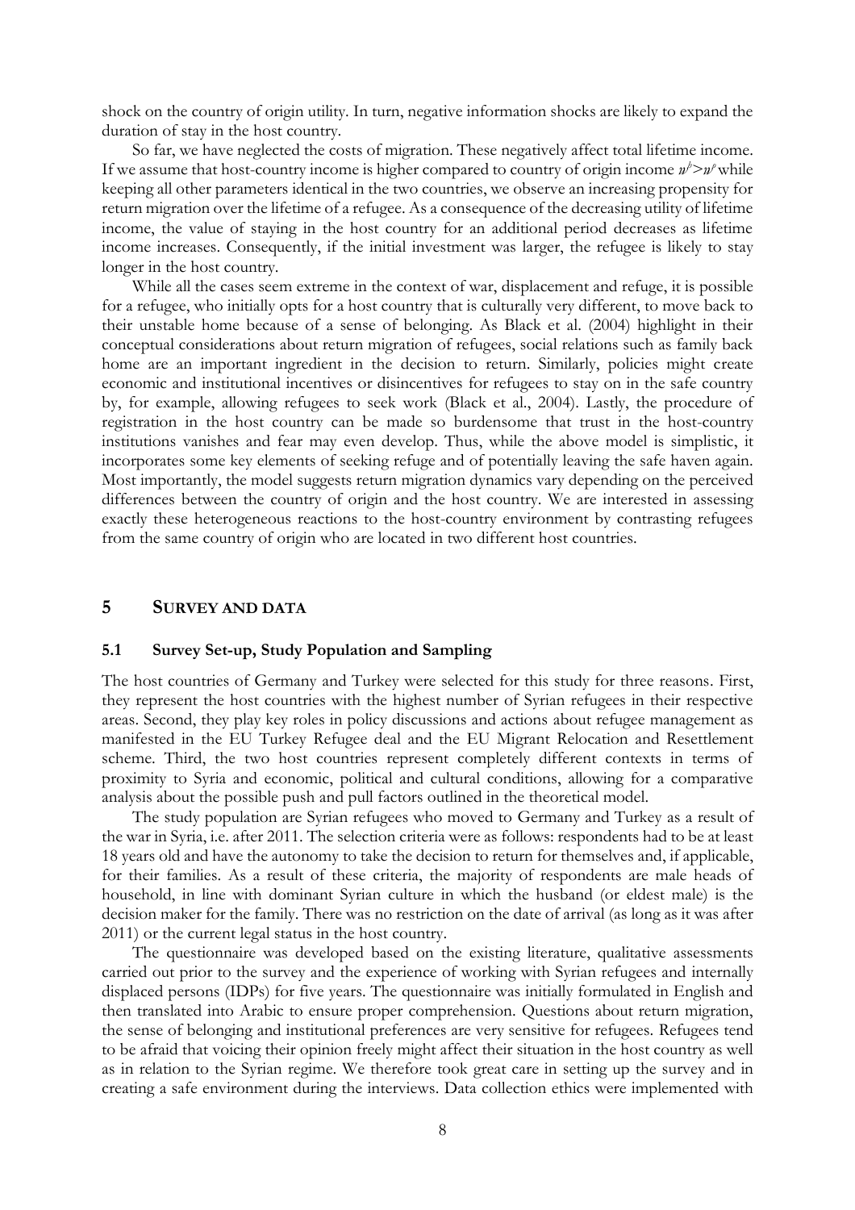shock on the country of origin utility. In turn, negative information shocks are likely to expand the duration of stay in the host country.

So far, we have neglected the costs of migration. These negatively affect total lifetime income. If we assume that host-country income is higher compared to country of origin income $w^h > w^o$ while keeping all other parameters identical in the two countries, we observe an increasing propensity for return migration over the lifetime of a refugee. As a consequence of the decreasing utility of lifetime income, the value of staying in the host country for an additional period decreases as lifetime income increases. Consequently, if the initial investment was larger, the refugee is likely to stay longer in the host country.

While all the cases seem extreme in the context of war, displacement and refuge, it is possible for a refugee, who initially opts for a host country that is culturally very different, to move back to their unstable home because of a sense of belonging. As Black et al. (2004) highlight in their conceptual considerations about return migration of refugees, social relations such as family back home are an important ingredient in the decision to return. Similarly, policies might create economic and institutional incentives or disincentives for refugees to stay on in the safe country by, for example, allowing refugees to seek work (Black et al., 2004). Lastly, the procedure of registration in the host country can be made so burdensome that trust in the host-country institutions vanishes and fear may even develop. Thus, while the above model is simplistic, it incorporates some key elements of seeking refuge and of potentially leaving the safe haven again. Most importantly, the model suggests return migration dynamics vary depending on the perceived differences between the country of origin and the host country. We are interested in assessing exactly these heterogeneous reactions to the host-country environment by contrasting refugees from the same country of origin who are located in two different host countries.

## 5 SURVEY AND DATA

### 5.1 Survey Set-up, Study Population and Sampling

The host countries of Germany and Turkey were selected for this study for three reasons. First, they represent the host countries with the highest number of Syrian refugees in their respective areas. Second, they play key roles in policy discussions and actions about refugee management as manifested in the EU Turkey Refugee deal and the EU Migrant Relocation and Resettlement scheme. Third, the two host countries represent completely different contexts in terms of proximity to Syria and economic, political and cultural conditions, allowing for a comparative analysis about the possible push and pull factors outlined in the theoretical model.

The study population are Syrian refugees who moved to Germany and Turkey as a result of the war in Syria, i.e. after 2011. The selection criteria were as follows: respondents had to be at least 18 years old and have the autonomy to take the decision to return for themselves and, if applicable, for their families. As a result of these criteria, the majority of respondents are male heads of household, in line with dominant Syrian culture in which the husband (or eldest male) is the decision maker for the family. There was no restriction on the date of arrival (as long as it was after 2011) or the current legal status in the host country.

The questionnaire was developed based on the existing literature, qualitative assessments carried out prior to the survey and the experience of working with Syrian refugees and internally displaced persons (IDPs) for five years. The questionnaire was initially formulated in English and then translated into Arabic to ensure proper comprehension. Questions about return migration, the sense of belonging and institutional preferences are very sensitive for refugees. Refugees tend to be afraid that voicing their opinion freely might affect their situation in the host country as well as in relation to the Syrian regime. We therefore took great care in setting up the survey and in creating a safe environment during the interviews. Data collection ethics were implemented with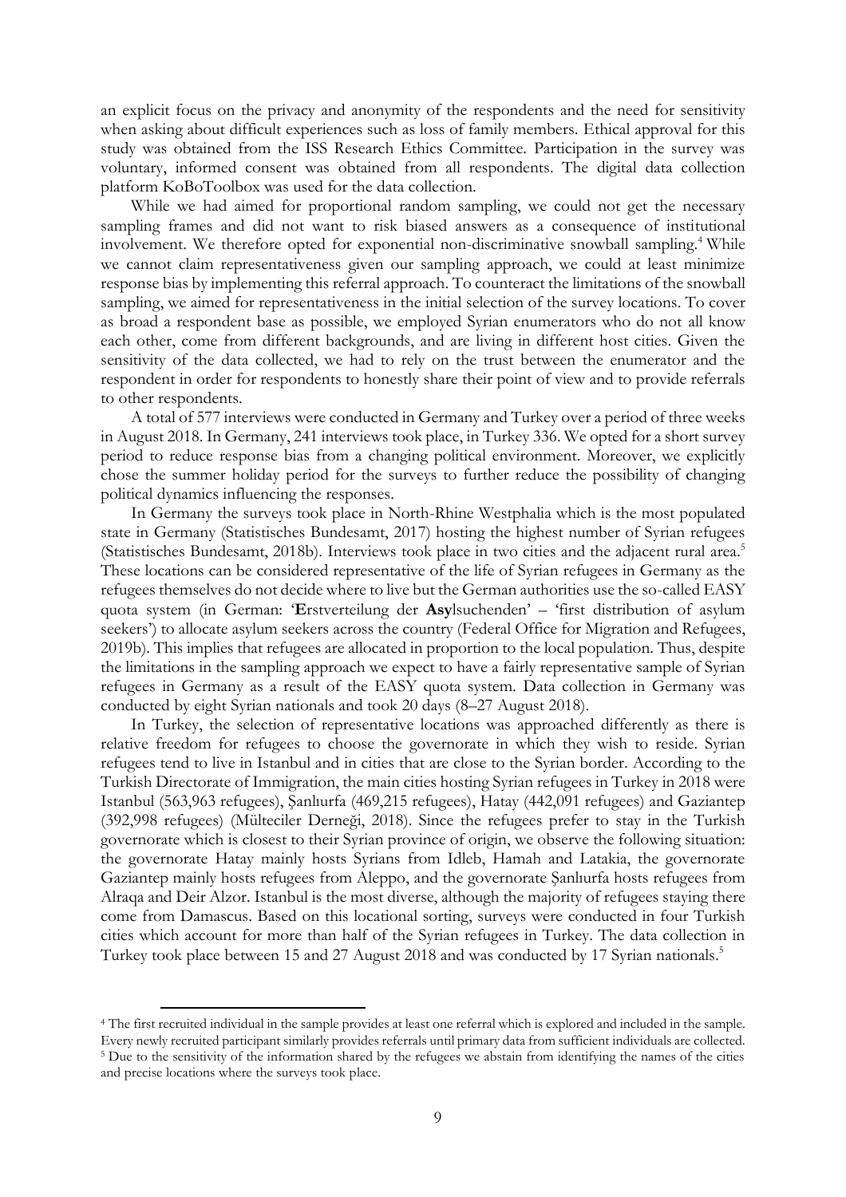an explicit focus on the privacy and anonymity of the respondents and the need for sensitivity when asking about difficult experiences such as loss of family members. Ethical approval for this study was obtained from the ISS Research Ethics Committee. Participation in the survey was voluntary, informed consent was obtained from all respondents. The digital data collection platform KoBoToolbox was used for the data collection.

While we had aimed for proportional random sampling, we could not get the necessary sampling frames and did not want to risk biased answers as a consequence of institutional involvement. We therefore opted for exponential non-discriminative snowball sampling.[4] While we cannot claim representativeness given our sampling approach, we could at least minimize response bias by implementing this referral approach. To counteract the limitations of the snowball sampling, we aimed for representativeness in the initial selection of the survey locations. To cover as broad a respondent base as possible, we employed Syrian enumerators who do not all know each other, come from different backgrounds, and are living in different host cities. Given the sensitivity of the data collected, we had to rely on the trust between the enumerator and the respondent in order for respondents to honestly share their point of view and to provide referrals to other respondents.

A total of 577 interviews were conducted in Germany and Turkey over a period of three weeks in August 2018. In Germany, 241 interviews took place, in Turkey 336. We opted for a short survey period to reduce response bias from a changing political environment. Moreover, we explicitly chose the summer holiday period for the surveys to further reduce the possibility of changing political dynamics influencing the responses.

In Germany the surveys took place in North-Rhine Westphalia which is the most populated state in Germany (Statistisches Bundesamt, 2017) hosting the highest number of Syrian refugees (Statistisches Bundesamt, 2018b). Interviews took place in two cities and the adjacent rural area.[5] These locations can be considered representative of the life of Syrian refugees in Germany as the refugees themselves do not decide where to live but the German authorities use the so-called EASY quota system (in German: '**E**rstverteilung der **Asy**lsuchenden' – 'first distribution of asylum seekers') to allocate asylum seekers across the country (Federal Office for Migration and Refugees, 2019b). This implies that refugees are allocated in proportion to the local population. Thus, despite the limitations in the sampling approach we expect to have a fairly representative sample of Syrian refugees in Germany as a result of the EASY quota system. Data collection in Germany was conducted by eight Syrian nationals and took 20 days (8–27 August 2018).

In Turkey, the selection of representative locations was approached differently as there is relative freedom for refugees to choose the governorate in which they wish to reside. Syrian refugees tend to live in Istanbul and in cities that are close to the Syrian border. According to the Turkish Directorate of Immigration, the main cities hosting Syrian refugees in Turkey in 2018 were Istanbul (563,963 refugees), Şanlıurfa (469,215 refugees), Hatay (442,091 refugees) and Gaziantep (392,998 refugees) (Mülteciler Derneği, 2018). Since the refugees prefer to stay in the Turkish governorate which is closest to their Syrian province of origin, we observe the following situation: the governorate Hatay mainly hosts Syrians from Idleb, Hamah and Latakia, the governorate Gaziantep mainly hosts refugees from Aleppo, and the governorate Şanlıurfa hosts refugees from Alraqa and Deir Alzor. Istanbul is the most diverse, although the majority of refugees staying there come from Damascus. Based on this locational sorting, surveys were conducted in four Turkish cities which account for more than half of the Syrian refugees in Turkey. The data collection in Turkey took place between 15 and 27 August 2018 and was conducted by 17 Syrian nationals.[5]

[4] The first recruited individual in the sample provides at least one referral which is explored and included in the sample. Every newly recruited participant similarly provides referrals until primary data from sufficient individuals are collected.

[5] Due to the sensitivity of the information shared by the refugees we abstain from identifying the names of the cities and precise locations where the surveys took place.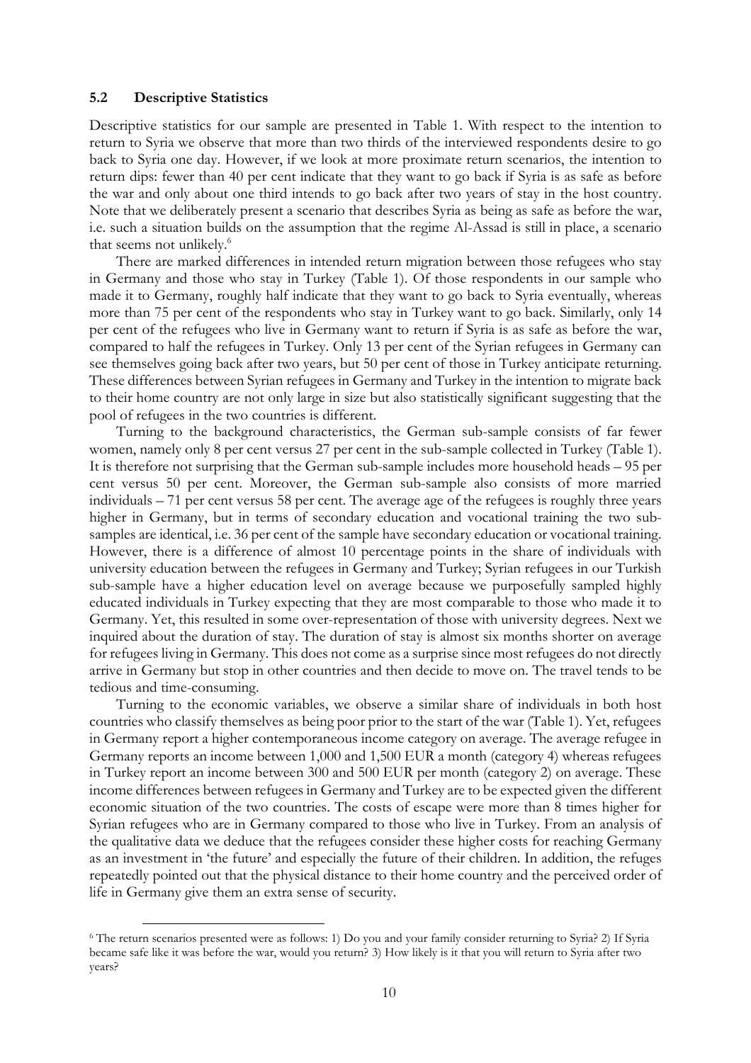### 5.2 Descriptive Statistics

Descriptive statistics for our sample are presented in Table 1. With respect to the intention to return to Syria we observe that more than two thirds of the interviewed respondents desire to go back to Syria one day. However, if we look at more proximate return scenarios, the intention to return dips: fewer than 40 per cent indicate that they want to go back if Syria is as safe as before the war and only about one third intends to go back after two years of stay in the host country. Note that we deliberately present a scenario that describes Syria as being as safe as before the war, i.e. such a situation builds on the assumption that the regime Al-Assad is still in place, a scenario that seems not unlikely.[6]

There are marked differences in intended return migration between those refugees who stay in Germany and those who stay in Turkey (Table 1). Of those respondents in our sample who made it to Germany, roughly half indicate that they want to go back to Syria eventually, whereas more than 75 per cent of the respondents who stay in Turkey want to go back. Similarly, only 14 per cent of the refugees who live in Germany want to return if Syria is as safe as before the war, compared to half the refugees in Turkey. Only 13 per cent of the Syrian refugees in Germany can see themselves going back after two years, but 50 per cent of those in Turkey anticipate returning. These differences between Syrian refugees in Germany and Turkey in the intention to migrate back to their home country are not only large in size but also statistically significant suggesting that the pool of refugees in the two countries is different.

Turning to the background characteristics, the German sub-sample consists of far fewer women, namely only 8 per cent versus 27 per cent in the sub-sample collected in Turkey (Table 1). It is therefore not surprising that the German sub-sample includes more household heads – 95 per cent versus 50 per cent. Moreover, the German sub-sample also consists of more married individuals – 71 per cent versus 58 per cent. The average age of the refugees is roughly three years higher in Germany, but in terms of secondary education and vocational training the two sub-samples are identical, i.e. 36 per cent of the sample have secondary education or vocational training. However, there is a difference of almost 10 percentage points in the share of individuals with university education between the refugees in Germany and Turkey; Syrian refugees in our Turkish sub-sample have a higher education level on average because we purposefully sampled highly educated individuals in Turkey expecting that they are most comparable to those who made it to Germany. Yet, this resulted in some over-representation of those with university degrees. Next we inquired about the duration of stay. The duration of stay is almost six months shorter on average for refugees living in Germany. This does not come as a surprise since most refugees do not directly arrive in Germany but stop in other countries and then decide to move on. The travel tends to be tedious and time-consuming.

Turning to the economic variables, we observe a similar share of individuals in both host countries who classify themselves as being poor prior to the start of the war (Table 1). Yet, refugees in Germany report a higher contemporaneous income category on average. The average refugee in Germany reports an income between 1,000 and 1,500 EUR a month (category 4) whereas refugees in Turkey report an income between 300 and 500 EUR per month (category 2) on average. These income differences between refugees in Germany and Turkey are to be expected given the different economic situation of the two countries. The costs of escape were more than 8 times higher for Syrian refugees who are in Germany compared to those who live in Turkey. From an analysis of the qualitative data we deduce that the refugees consider these higher costs for reaching Germany as an investment in 'the future' and especially the future of their children. In addition, the refuges repeatedly pointed out that the physical distance to their home country and the perceived order of life in Germany give them an extra sense of security.

[6] The return scenarios presented were as follows: 1) Do you and your family consider returning to Syria? 2) If Syria became safe like it was before the war, would you return? 3) How likely is it that you will return to Syria after two years?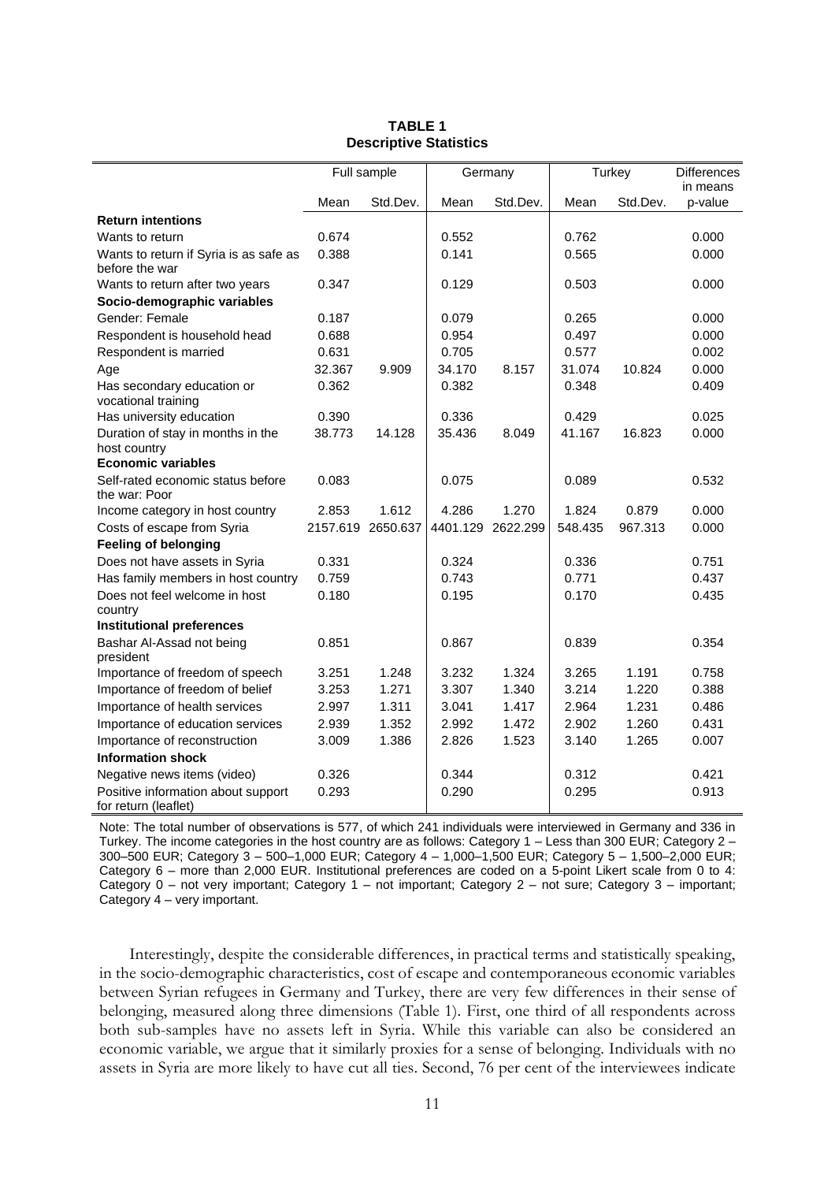**TABLE 1**
**Descriptive Statistics**

| | Full sample | | Germany | | Turkey | | Differences in means |
|---|---|---|---|---|---|---|---|
| | Mean | Std.Dev. | Mean | Std.Dev. | Mean | Std.Dev. | p-value |
| **Return intentions** | | | | | | | |
| Wants to return | 0.674 | | 0.552 | | 0.762 | | 0.000 |
| Wants to return if Syria is as safe as before the war | 0.388 | | 0.141 | | 0.565 | | 0.000 |
| Wants to return after two years | 0.347 | | 0.129 | | 0.503 | | 0.000 |
| **Socio-demographic variables** | | | | | | | |
| Gender: Female | 0.187 | | 0.079 | | 0.265 | | 0.000 |
| Respondent is household head | 0.688 | | 0.954 | | 0.497 | | 0.000 |
| Respondent is married | 0.631 | | 0.705 | | 0.577 | | 0.002 |
| Age | 32.367 | 9.909 | 34.170 | 8.157 | 31.074 | 10.824 | 0.000 |
| Has secondary education or vocational training | 0.362 | | 0.382 | | 0.348 | | 0.409 |
| Has university education | 0.390 | | 0.336 | | 0.429 | | 0.025 |
| Duration of stay in months in the host country | 38.773 | 14.128 | 35.436 | 8.049 | 41.167 | 16.823 | 0.000 |
| **Economic variables** | | | | | | | |
| Self-rated economic status before the war: Poor | 0.083 | | 0.075 | | 0.089 | | 0.532 |
| Income category in host country | 2.853 | 1.612 | 4.286 | 1.270 | 1.824 | 0.879 | 0.000 |
| Costs of escape from Syria | 2157.619 | 2650.637 | 4401.129 | 2622.299 | 548.435 | 967.313 | 0.000 |
| **Feeling of belonging** | | | | | | | |
| Does not have assets in Syria | 0.331 | | 0.324 | | 0.336 | | 0.751 |
| Has family members in host country | 0.759 | | 0.743 | | 0.771 | | 0.437 |
| Does not feel welcome in host country | 0.180 | | 0.195 | | 0.170 | | 0.435 |
| **Institutional preferences** | | | | | | | |
| Bashar Al-Assad not being president | 0.851 | | 0.867 | | 0.839 | | 0.354 |
| Importance of freedom of speech | 3.251 | 1.248 | 3.232 | 1.324 | 3.265 | 1.191 | 0.758 |
| Importance of freedom of belief | 3.253 | 1.271 | 3.307 | 1.340 | 3.214 | 1.220 | 0.388 |
| Importance of health services | 2.997 | 1.311 | 3.041 | 1.417 | 2.964 | 1.231 | 0.486 |
| Importance of education services | 2.939 | 1.352 | 2.992 | 1.472 | 2.902 | 1.260 | 0.431 |
| Importance of reconstruction | 3.009 | 1.386 | 2.826 | 1.523 | 3.140 | 1.265 | 0.007 |
| **Information shock** | | | | | | | |
| Negative news items (video) | 0.326 | | 0.344 | | 0.312 | | 0.421 |
| Positive information about support for return (leaflet) | 0.293 | | 0.290 | | 0.295 | | 0.913 |

Note: The total number of observations is 577, of which 241 individuals were interviewed in Germany and 336 in Turkey. The income categories in the host country are as follows: Category 1 – Less than 300 EUR; Category 2 – 300–500 EUR; Category 3 – 500–1,000 EUR; Category 4 – 1,000–1,500 EUR; Category 5 – 1,500–2,000 EUR; Category 6 – more than 2,000 EUR. Institutional preferences are coded on a 5-point Likert scale from 0 to 4: Category 0 – not very important; Category 1 – not important; Category 2 – not sure; Category 3 – important; Category 4 – very important.

Interestingly, despite the considerable differences, in practical terms and statistically speaking, in the socio-demographic characteristics, cost of escape and contemporaneous economic variables between Syrian refugees in Germany and Turkey, there are very few differences in their sense of belonging, measured along three dimensions (Table 1). First, one third of all respondents across both sub-samples have no assets left in Syria. While this variable can also be considered an economic variable, we argue that it similarly proxies for a sense of belonging. Individuals with no assets in Syria are more likely to have cut all ties. Second, 76 per cent of the interviewees indicate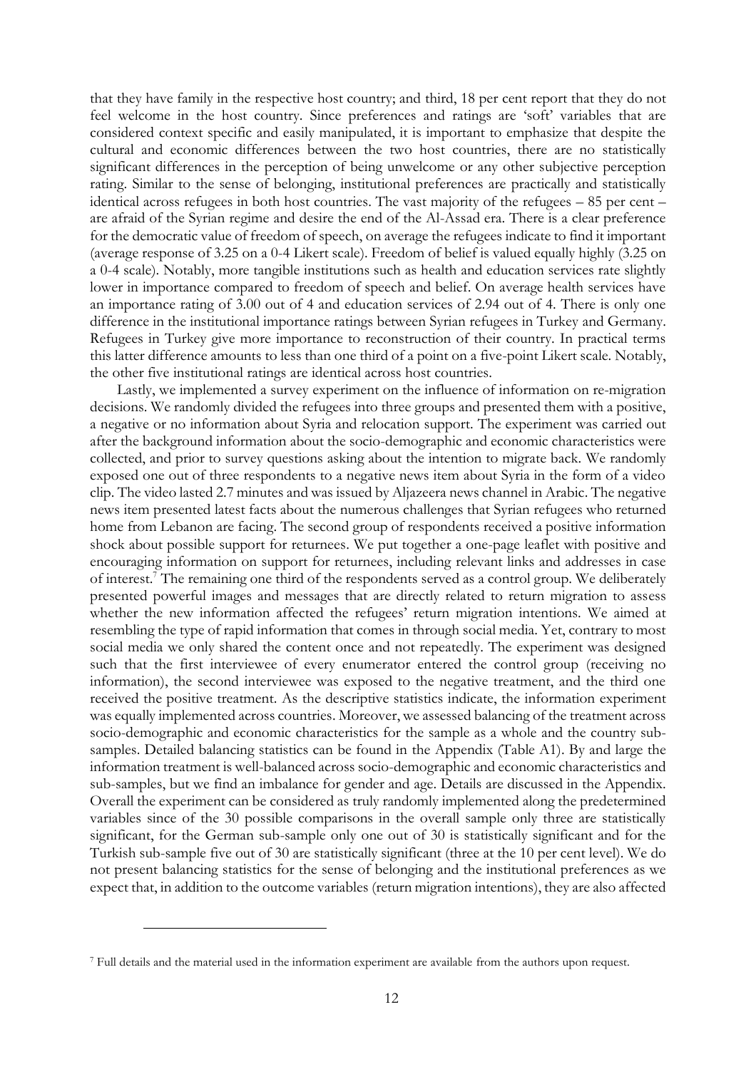that they have family in the respective host country; and third, 18 per cent report that they do not feel welcome in the host country. Since preferences and ratings are 'soft' variables that are considered context specific and easily manipulated, it is important to emphasize that despite the cultural and economic differences between the two host countries, there are no statistically significant differences in the perception of being unwelcome or any other subjective perception rating. Similar to the sense of belonging, institutional preferences are practically and statistically identical across refugees in both host countries. The vast majority of the refugees – 85 per cent – are afraid of the Syrian regime and desire the end of the Al-Assad era. There is a clear preference for the democratic value of freedom of speech, on average the refugees indicate to find it important (average response of 3.25 on a 0-4 Likert scale). Freedom of belief is valued equally highly (3.25 on a 0-4 scale). Notably, more tangible institutions such as health and education services rate slightly lower in importance compared to freedom of speech and belief. On average health services have an importance rating of 3.00 out of 4 and education services of 2.94 out of 4. There is only one difference in the institutional importance ratings between Syrian refugees in Turkey and Germany. Refugees in Turkey give more importance to reconstruction of their country. In practical terms this latter difference amounts to less than one third of a point on a five-point Likert scale. Notably, the other five institutional ratings are identical across host countries.

Lastly, we implemented a survey experiment on the influence of information on re-migration decisions. We randomly divided the refugees into three groups and presented them with a positive, a negative or no information about Syria and relocation support. The experiment was carried out after the background information about the socio-demographic and economic characteristics were collected, and prior to survey questions asking about the intention to migrate back. We randomly exposed one out of three respondents to a negative news item about Syria in the form of a video clip. The video lasted 2.7 minutes and was issued by Aljazeera news channel in Arabic. The negative news item presented latest facts about the numerous challenges that Syrian refugees who returned home from Lebanon are facing. The second group of respondents received a positive information shock about possible support for returnees. We put together a one-page leaflet with positive and encouraging information on support for returnees, including relevant links and addresses in case of interest.[7] The remaining one third of the respondents served as a control group. We deliberately presented powerful images and messages that are directly related to return migration to assess whether the new information affected the refugees' return migration intentions. We aimed at resembling the type of rapid information that comes in through social media. Yet, contrary to most social media we only shared the content once and not repeatedly. The experiment was designed such that the first interviewee of every enumerator entered the control group (receiving no information), the second interviewee was exposed to the negative treatment, and the third one received the positive treatment. As the descriptive statistics indicate, the information experiment was equally implemented across countries. Moreover, we assessed balancing of the treatment across socio-demographic and economic characteristics for the sample as a whole and the country sub-samples. Detailed balancing statistics can be found in the Appendix (Table A1). By and large the information treatment is well-balanced across socio-demographic and economic characteristics and sub-samples, but we find an imbalance for gender and age. Details are discussed in the Appendix. Overall the experiment can be considered as truly randomly implemented along the predetermined variables since of the 30 possible comparisons in the overall sample only three are statistically significant, for the German sub-sample only one out of 30 is statistically significant and for the Turkish sub-sample five out of 30 are statistically significant (three at the 10 per cent level). We do not present balancing statistics for the sense of belonging and the institutional preferences as we expect that, in addition to the outcome variables (return migration intentions), they are also affected

---

[7] Full details and the material used in the information experiment are available from the authors upon request.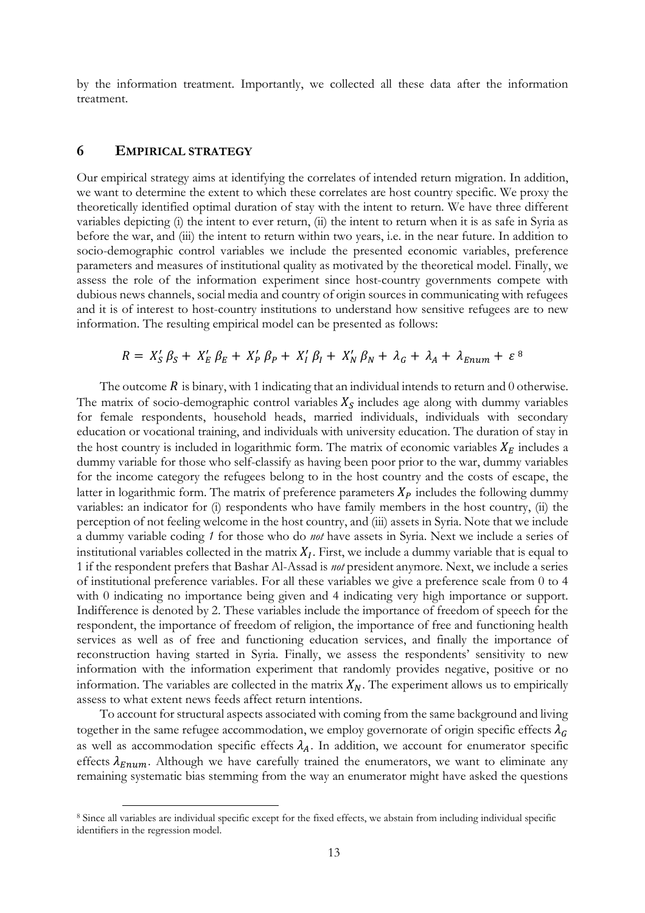by the information treatment. Importantly, we collected all these data after the information treatment.

## 6 EMPIRICAL STRATEGY

Our empirical strategy aims at identifying the correlates of intended return migration. In addition, we want to determine the extent to which these correlates are host country specific. We proxy the theoretically identified optimal duration of stay with the intent to return. We have three different variables depicting (i) the intent to ever return, (ii) the intent to return when it is as safe in Syria as before the war, and (iii) the intent to return within two years, i.e. in the near future. In addition to socio-demographic control variables we include the presented economic variables, preference parameters and measures of institutional quality as motivated by the theoretical model. Finally, we assess the role of the information experiment since host-country governments compete with dubious news channels, social media and country of origin sources in communicating with refugees and it is of interest to host-country institutions to understand how sensitive refugees are to new information. The resulting empirical model can be presented as follows:

$$R = X_S' \beta_S + X_E' \beta_E + X_P' \beta_P + X_I' \beta_I + X_N' \beta_N + \lambda_G + \lambda_A + \lambda_{Enum} + \varepsilon$$ [8]

The outcome $R$ is binary, with 1 indicating that an individual intends to return and 0 otherwise. The matrix of socio-demographic control variables $X_S$ includes age along with dummy variables for female respondents, household heads, married individuals, individuals with secondary education or vocational training, and individuals with university education. The duration of stay in the host country is included in logarithmic form. The matrix of economic variables $X_E$ includes a dummy variable for those who self-classify as having been poor prior to the war, dummy variables for the income category the refugees belong to in the host country and the costs of escape, the latter in logarithmic form. The matrix of preference parameters $X_P$ includes the following dummy variables: an indicator for (i) respondents who have family members in the host country, (ii) the perception of not feeling welcome in the host country, and (iii) assets in Syria. Note that we include a dummy variable coding *1* for those who do *not* have assets in Syria. Next we include a series of institutional variables collected in the matrix $X_I$. First, we include a dummy variable that is equal to 1 if the respondent prefers that Bashar Al-Assad is *not* president anymore. Next, we include a series of institutional preference variables. For all these variables we give a preference scale from 0 to 4 with 0 indicating no importance being given and 4 indicating very high importance or support. Indifference is denoted by 2. These variables include the importance of freedom of speech for the respondent, the importance of freedom of religion, the importance of free and functioning health services as well as of free and functioning education services, and finally the importance of reconstruction having started in Syria. Finally, we assess the respondents' sensitivity to new information with the information experiment that randomly provides negative, positive or no information. The variables are collected in the matrix $X_N$. The experiment allows us to empirically assess to what extent news feeds affect return intentions.

To account for structural aspects associated with coming from the same background and living together in the same refugee accommodation, we employ governorate of origin specific effects $\lambda_G$ as well as accommodation specific effects $\lambda_A$. In addition, we account for enumerator specific effects $\lambda_{Enum}$. Although we have carefully trained the enumerators, we want to eliminate any remaining systematic bias stemming from the way an enumerator might have asked the questions

[8] Since all variables are individual specific except for the fixed effects, we abstain from including individual specific identifiers in the regression model.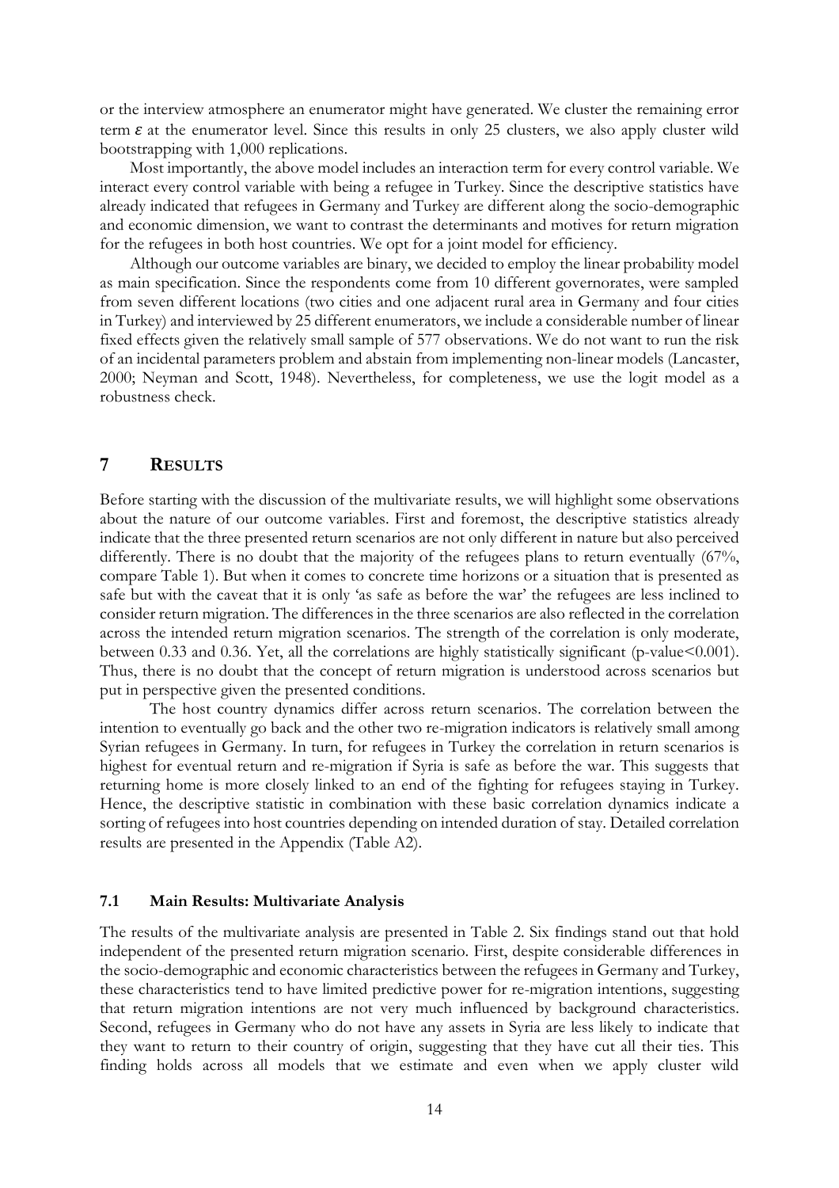or the interview atmosphere an enumerator might have generated. We cluster the remaining error term $\varepsilon$ at the enumerator level. Since this results in only 25 clusters, we also apply cluster wild bootstrapping with 1,000 replications.

Most importantly, the above model includes an interaction term for every control variable. We interact every control variable with being a refugee in Turkey. Since the descriptive statistics have already indicated that refugees in Germany and Turkey are different along the socio-demographic and economic dimension, we want to contrast the determinants and motives for return migration for the refugees in both host countries. We opt for a joint model for efficiency.

Although our outcome variables are binary, we decided to employ the linear probability model as main specification. Since the respondents come from 10 different governorates, were sampled from seven different locations (two cities and one adjacent rural area in Germany and four cities in Turkey) and interviewed by 25 different enumerators, we include a considerable number of linear fixed effects given the relatively small sample of 577 observations. We do not want to run the risk of an incidental parameters problem and abstain from implementing non-linear models (Lancaster, 2000; Neyman and Scott, 1948). Nevertheless, for completeness, we use the logit model as a robustness check.

# 7 RESULTS

Before starting with the discussion of the multivariate results, we will highlight some observations about the nature of our outcome variables. First and foremost, the descriptive statistics already indicate that the three presented return scenarios are not only different in nature but also perceived differently. There is no doubt that the majority of the refugees plans to return eventually (67%, compare Table 1). But when it comes to concrete time horizons or a situation that is presented as safe but with the caveat that it is only 'as safe as before the war' the refugees are less inclined to consider return migration. The differences in the three scenarios are also reflected in the correlation across the intended return migration scenarios. The strength of the correlation is only moderate, between 0.33 and 0.36. Yet, all the correlations are highly statistically significant (p-value<0.001). Thus, there is no doubt that the concept of return migration is understood across scenarios but put in perspective given the presented conditions.

The host country dynamics differ across return scenarios. The correlation between the intention to eventually go back and the other two re-migration indicators is relatively small among Syrian refugees in Germany. In turn, for refugees in Turkey the correlation in return scenarios is highest for eventual return and re-migration if Syria is safe as before the war. This suggests that returning home is more closely linked to an end of the fighting for refugees staying in Turkey. Hence, the descriptive statistic in combination with these basic correlation dynamics indicate a sorting of refugees into host countries depending on intended duration of stay. Detailed correlation results are presented in the Appendix (Table A2).

## 7.1 Main Results: Multivariate Analysis

The results of the multivariate analysis are presented in Table 2. Six findings stand out that hold independent of the presented return migration scenario. First, despite considerable differences in the socio-demographic and economic characteristics between the refugees in Germany and Turkey, these characteristics tend to have limited predictive power for re-migration intentions, suggesting that return migration intentions are not very much influenced by background characteristics. Second, refugees in Germany who do not have any assets in Syria are less likely to indicate that they want to return to their country of origin, suggesting that they have cut all their ties. This finding holds across all models that we estimate and even when we apply cluster wild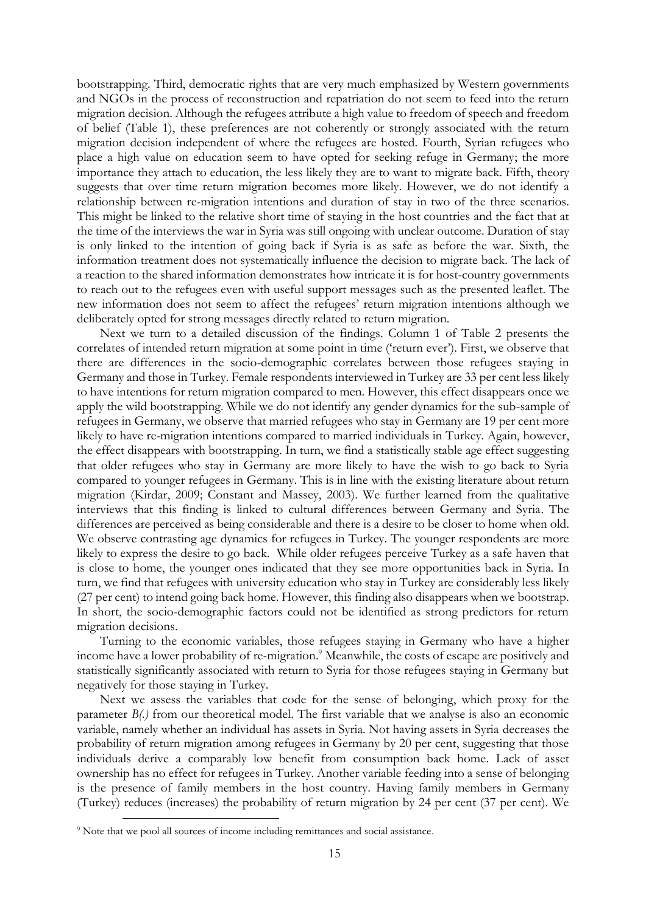bootstrapping. Third, democratic rights that are very much emphasized by Western governments and NGOs in the process of reconstruction and repatriation do not seem to feed into the return migration decision. Although the refugees attribute a high value to freedom of speech and freedom of belief (Table 1), these preferences are not coherently or strongly associated with the return migration decision independent of where the refugees are hosted. Fourth, Syrian refugees who place a high value on education seem to have opted for seeking refuge in Germany; the more importance they attach to education, the less likely they are to want to migrate back. Fifth, theory suggests that over time return migration becomes more likely. However, we do not identify a relationship between re-migration intentions and duration of stay in two of the three scenarios. This might be linked to the relative short time of staying in the host countries and the fact that at the time of the interviews the war in Syria was still ongoing with unclear outcome. Duration of stay is only linked to the intention of going back if Syria is as safe as before the war. Sixth, the information treatment does not systematically influence the decision to migrate back. The lack of a reaction to the shared information demonstrates how intricate it is for host-country governments to reach out to the refugees even with useful support messages such as the presented leaflet. The new information does not seem to affect the refugees' return migration intentions although we deliberately opted for strong messages directly related to return migration.

Next we turn to a detailed discussion of the findings. Column 1 of Table 2 presents the correlates of intended return migration at some point in time ('return ever'). First, we observe that there are differences in the socio-demographic correlates between those refugees staying in Germany and those in Turkey. Female respondents interviewed in Turkey are 33 per cent less likely to have intentions for return migration compared to men. However, this effect disappears once we apply the wild bootstrapping. While we do not identify any gender dynamics for the sub-sample of refugees in Germany, we observe that married refugees who stay in Germany are 19 per cent more likely to have re-migration intentions compared to married individuals in Turkey. Again, however, the effect disappears with bootstrapping. In turn, we find a statistically stable age effect suggesting that older refugees who stay in Germany are more likely to have the wish to go back to Syria compared to younger refugees in Germany. This is in line with the existing literature about return migration (Kirdar, 2009; Constant and Massey, 2003). We further learned from the qualitative interviews that this finding is linked to cultural differences between Germany and Syria. The differences are perceived as being considerable and there is a desire to be closer to home when old. We observe contrasting age dynamics for refugees in Turkey. The younger respondents are more likely to express the desire to go back. While older refugees perceive Turkey as a safe haven that is close to home, the younger ones indicated that they see more opportunities back in Syria. In turn, we find that refugees with university education who stay in Turkey are considerably less likely (27 per cent) to intend going back home. However, this finding also disappears when we bootstrap. In short, the socio-demographic factors could not be identified as strong predictors for return migration decisions.

Turning to the economic variables, those refugees staying in Germany who have a higher income have a lower probability of re-migration.[9] Meanwhile, the costs of escape are positively and statistically significantly associated with return to Syria for those refugees staying in Germany but negatively for those staying in Turkey.

Next we assess the variables that code for the sense of belonging, which proxy for the parameter *B(.)* from our theoretical model. The first variable that we analyse is also an economic variable, namely whether an individual has assets in Syria. Not having assets in Syria decreases the probability of return migration among refugees in Germany by 20 per cent, suggesting that those individuals derive a comparably low benefit from consumption back home. Lack of asset ownership has no effect for refugees in Turkey. Another variable feeding into a sense of belonging is the presence of family members in the host country. Having family members in Germany (Turkey) reduces (increases) the probability of return migration by 24 per cent (37 per cent). We

[9] Note that we pool all sources of income including remittances and social assistance.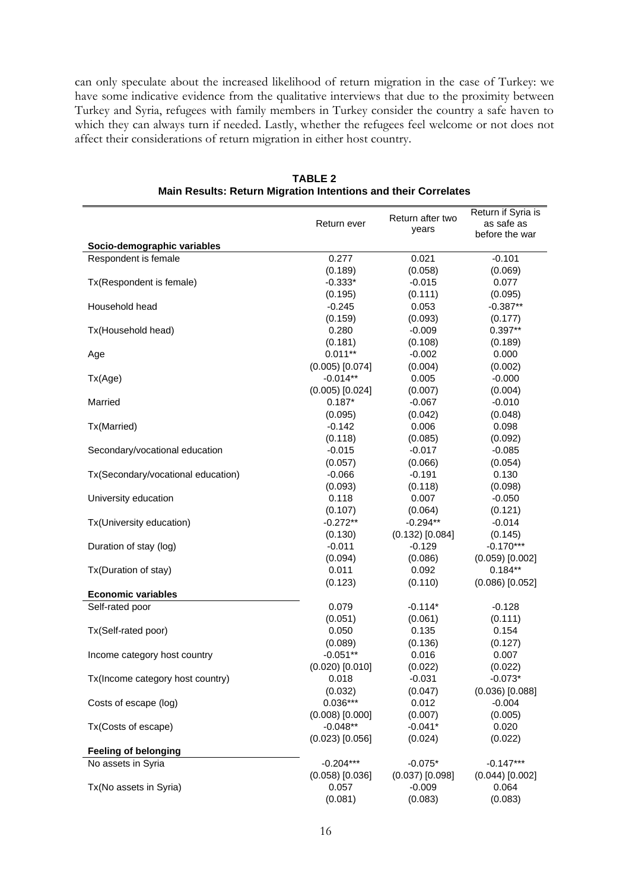can only speculate about the increased likelihood of return migration in the case of Turkey: we have some indicative evidence from the qualitative interviews that due to the proximity between Turkey and Syria, refugees with family members in Turkey consider the country a safe haven to which they can always turn if needed. Lastly, whether the refugees feel welcome or not does not affect their considerations of return migration in either host country.

**TABLE 2**
**Main Results: Return Migration Intentions and their Correlates**

| | Return ever | Return after two years | Return if Syria is as safe as before the war |
|---|---|---|---|
| **Socio-demographic variables** | | | |
| Respondent is female | 0.277 | 0.021 | -0.101 |
| | (0.189) | (0.058) | (0.069) |
| Tx(Respondent is female) | -0.333* | -0.015 | 0.077 |
| | (0.195) | (0.111) | (0.095) |
| Household head | -0.245 | 0.053 | -0.387** |
| | (0.159) | (0.093) | (0.177) |
| Tx(Household head) | 0.280 | -0.009 | 0.397** |
| | (0.181) | (0.108) | (0.189) |
| Age | 0.011** | -0.002 | 0.000 |
| | (0.005) [0.074] | (0.004) | (0.002) |
| Tx(Age) | -0.014** | 0.005 | -0.000 |
| | (0.005) [0.024] | (0.007) | (0.004) |
| Married | 0.187* | -0.067 | -0.010 |
| | (0.095) | (0.042) | (0.048) |
| Tx(Married) | -0.142 | 0.006 | 0.098 |
| | (0.118) | (0.085) | (0.092) |
| Secondary/vocational education | -0.015 | -0.017 | -0.085 |
| | (0.057) | (0.066) | (0.054) |
| Tx(Secondary/vocational education) | -0.066 | -0.191 | 0.130 |
| | (0.093) | (0.118) | (0.098) |
| University education | 0.118 | 0.007 | -0.050 |
| | (0.107) | (0.064) | (0.121) |
| Tx(University education) | -0.272** | -0.294** | -0.014 |
| | (0.130) | (0.132) [0.084] | (0.145) |
| Duration of stay (log) | -0.011 | -0.129 | -0.170*** |
| | (0.094) | (0.086) | (0.059) [0.002] |
| Tx(Duration of stay) | 0.011 | 0.092 | 0.184** |
| | (0.123) | (0.110) | (0.086) [0.052] |
| **Economic variables** | | | |
| Self-rated poor | 0.079 | -0.114* | -0.128 |
| | (0.051) | (0.061) | (0.111) |
| Tx(Self-rated poor) | 0.050 | 0.135 | 0.154 |
| | (0.089) | (0.136) | (0.127) |
| Income category host country | -0.051** | 0.016 | 0.007 |
| | (0.020) [0.010] | (0.022) | (0.022) |
| Tx(Income category host country) | 0.018 | -0.031 | -0.073* |
| | (0.032) | (0.047) | (0.036) [0.088] |
| Costs of escape (log) | 0.036*** | 0.012 | -0.004 |
| | (0.008) [0.000] | (0.007) | (0.005) |
| Tx(Costs of escape) | -0.048** | -0.041* | 0.020 |
| | (0.023) [0.056] | (0.024) | (0.022) |
| **Feeling of belonging** | | | |
| No assets in Syria | -0.204*** | -0.075* | -0.147*** |
| | (0.058) [0.036] | (0.037) [0.098] | (0.044) [0.002] |
| Tx(No assets in Syria) | 0.057 | -0.009 | 0.064 |
| | (0.081) | (0.083) | (0.083) |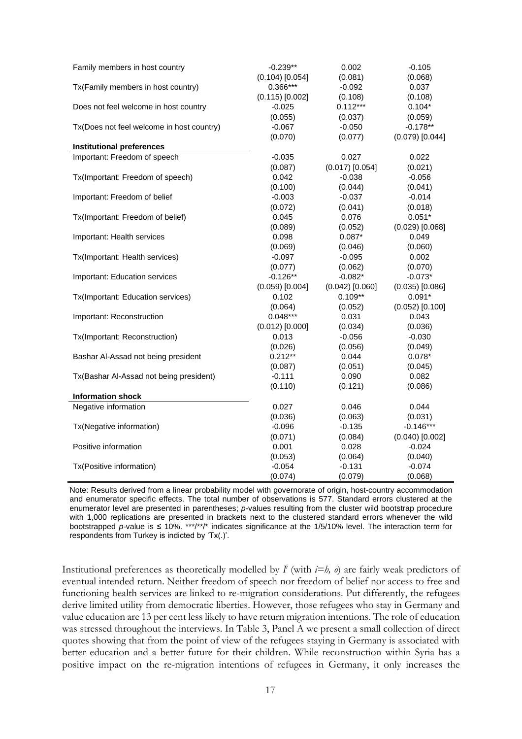| | | | |
|---|---|---|---|
| Family members in host country | -0.239** | 0.002 | -0.105 |
| | (0.104) [0.054] | (0.081) | (0.068) |
| Tx(Family members in host country) | 0.366*** | -0.092 | 0.037 |
| | (0.115) [0.002] | (0.108) | (0.108) |
| Does not feel welcome in host country | -0.025 | 0.112*** | 0.104* |
| | (0.055) | (0.037) | (0.059) |
| Tx(Does not feel welcome in host country) | -0.067 | -0.050 | -0.178** |
| | (0.070) | (0.077) | (0.079) [0.044] |
| **Institutional preferences** | | | |
| Important: Freedom of speech | -0.035 | 0.027 | 0.022 |
| | (0.087) | (0.017) [0.054] | (0.021) |
| Tx(Important: Freedom of speech) | 0.042 | -0.038 | -0.056 |
| | (0.100) | (0.044) | (0.041) |
| Important: Freedom of belief | -0.003 | -0.037 | -0.014 |
| | (0.072) | (0.041) | (0.018) |
| Tx(Important: Freedom of belief) | 0.045 | 0.076 | 0.051* |
| | (0.089) | (0.052) | (0.029) [0.068] |
| Important: Health services | 0.098 | 0.087* | 0.049 |
| | (0.069) | (0.046) | (0.060) |
| Tx(Important: Health services) | -0.097 | -0.095 | 0.002 |
| | (0.077) | (0.062) | (0.070) |
| Important: Education services | -0.126** | -0.082* | -0.073* |
| | (0.059) [0.004] | (0.042) [0.060] | (0.035) [0.086] |
| Tx(Important: Education services) | 0.102 | 0.109** | 0.091* |
| | (0.064) | (0.052) | (0.052) [0.100] |
| Important: Reconstruction | 0.048*** | 0.031 | 0.043 |
| | (0.012) [0.000] | (0.034) | (0.036) |
| Tx(Important: Reconstruction) | 0.013 | -0.056 | -0.030 |
| | (0.026) | (0.056) | (0.049) |
| Bashar Al-Assad not being president | 0.212** | 0.044 | 0.078* |
| | (0.087) | (0.051) | (0.045) |
| Tx(Bashar Al-Assad not being president) | -0.111 | 0.090 | 0.082 |
| | (0.110) | (0.121) | (0.086) |
| **Information shock** | | | |
| Negative information | 0.027 | 0.046 | 0.044 |
| | (0.036) | (0.063) | (0.031) |
| Tx(Negative information) | -0.096 | -0.135 | -0.146*** |
| | (0.071) | (0.084) | (0.040) [0.002] |
| Positive information | 0.001 | 0.028 | -0.024 |
| | (0.053) | (0.064) | (0.040) |
| Tx(Positive information) | -0.054 | -0.131 | -0.074 |
| | (0.074) | (0.079) | (0.068) |

Note: Results derived from a linear probability model with governorate of origin, host-country accommodation and enumerator specific effects. The total number of observations is 577. Standard errors clustered at the enumerator level are presented in parentheses; *p*-values resulting from the cluster wild bootstrap procedure with 1,000 replications are presented in brackets next to the clustered standard errors whenever the wild bootstrapped *p*-value is ≤ 10%. ***/**/* indicates significance at the 1/5/10% level. The interaction term for respondents from Turkey is indicted by 'Tx(.)'.

Institutional preferences as theoretically modelled by $I^i$ (with $i=h, o$) are fairly weak predictors of eventual intended return. Neither freedom of speech nor freedom of belief nor access to free and functioning health services are linked to re-migration considerations. Put differently, the refugees derive limited utility from democratic liberties. However, those refugees who stay in Germany and value education are 13 per cent less likely to have return migration intentions. The role of education was stressed throughout the interviews. In Table 3, Panel A we present a small collection of direct quotes showing that from the point of view of the refugees staying in Germany is associated with better education and a better future for their children. While reconstruction within Syria has a positive impact on the re-migration intentions of refugees in Germany, it only increases the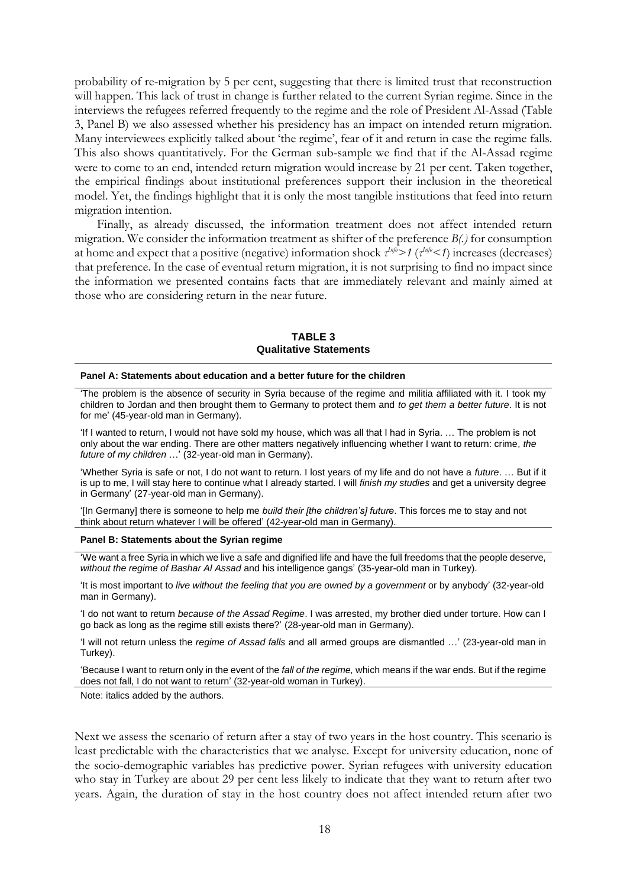probability of re-migration by 5 per cent, suggesting that there is limited trust that reconstruction will happen. This lack of trust in change is further related to the current Syrian regime. Since in the interviews the refugees referred frequently to the regime and the role of President Al-Assad (Table 3, Panel B) we also assessed whether his presidency has an impact on intended return migration. Many interviewees explicitly talked about 'the regime', fear of it and return in case the regime falls. This also shows quantitatively. For the German sub-sample we find that if the Al-Assad regime were to come to an end, intended return migration would increase by 21 per cent. Taken together, the empirical findings about institutional preferences support their inclusion in the theoretical model. Yet, the findings highlight that it is only the most tangible institutions that feed into return migration intention.

Finally, as already discussed, the information treatment does not affect intended return migration. We consider the information treatment as shifter of the preference $B(.)$ for consumption at home and expect that a positive (negative) information shock $\tau^{Info}>1$ ($\tau^{Info}<1$) increases (decreases) that preference. In the case of eventual return migration, it is not surprising to find no impact since the information we presented contains facts that are immediately relevant and mainly aimed at those who are considering return in the near future.

**TABLE 3**
**Qualitative Statements**

| **Panel A: Statements about education and a better future for the children** |
|---|
| 'The problem is the absence of security in Syria because of the regime and militia affiliated with it. I took my children to Jordan and then brought them to Germany to protect them and *to get them a better future*. It is not for me' (45-year-old man in Germany). |
| 'If I wanted to return, I would not have sold my house, which was all that I had in Syria. … The problem is not only about the war ending. There are other matters negatively influencing whether I want to return: crime, *the future of my children* …' (32-year-old man in Germany). |
| 'Whether Syria is safe or not, I do not want to return. I lost years of my life and do not have a *future*. … But if it is up to me, I will stay here to continue what I already started. I will *finish my studies* and get a university degree in Germany' (27-year-old man in Germany). |
| '[In Germany] there is someone to help me *build their [the children's] future*. This forces me to stay and not think about return whatever I will be offered' (42-year-old man in Germany). |
| **Panel B: Statements about the Syrian regime** |
| 'We want a free Syria in which we live a safe and dignified life and have the full freedoms that the people deserve, *without the regime of Bashar Al Assad* and his intelligence gangs' (35-year-old man in Turkey). |
| 'It is most important to *live without the feeling that you are owned by a government* or by anybody' (32-year-old man in Germany). |
| 'I do not want to return *because of the Assad Regime*. I was arrested, my brother died under torture. How can I go back as long as the regime still exists there?' (28-year-old man in Germany). |
| 'I will not return unless the *regime of Assad falls* and all armed groups are dismantled …' (23-year-old man in Turkey). |
| 'Because I want to return only in the event of the *fall of the regime,* which means if the war ends. But if the regime does not fall, I do not want to return' (32-year-old woman in Turkey). |

Note: italics added by the authors.

Next we assess the scenario of return after a stay of two years in the host country. This scenario is least predictable with the characteristics that we analyse. Except for university education, none of the socio-demographic variables has predictive power. Syrian refugees with university education who stay in Turkey are about 29 per cent less likely to indicate that they want to return after two years. Again, the duration of stay in the host country does not affect intended return after two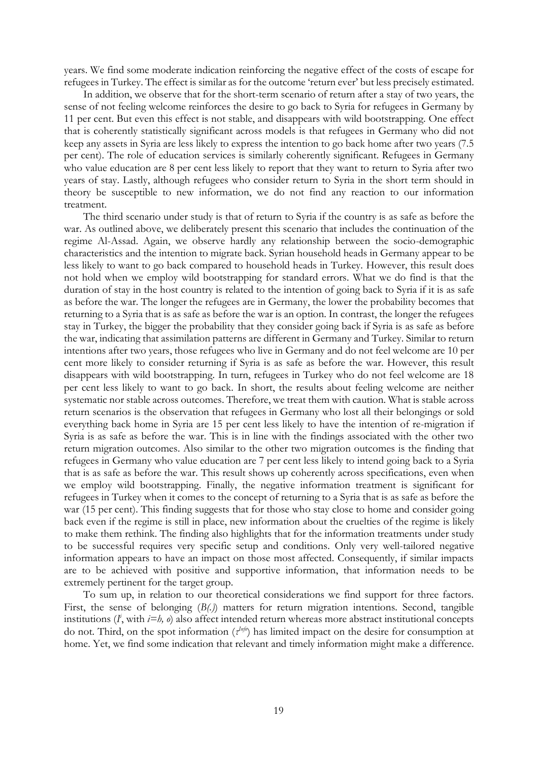years. We find some moderate indication reinforcing the negative effect of the costs of escape for refugees in Turkey. The effect is similar as for the outcome 'return ever' but less precisely estimated.

In addition, we observe that for the short-term scenario of return after a stay of two years, the sense of not feeling welcome reinforces the desire to go back to Syria for refugees in Germany by 11 per cent. But even this effect is not stable, and disappears with wild bootstrapping. One effect that is coherently statistically significant across models is that refugees in Germany who did not keep any assets in Syria are less likely to express the intention to go back home after two years (7.5 per cent). The role of education services is similarly coherently significant. Refugees in Germany who value education are 8 per cent less likely to report that they want to return to Syria after two years of stay. Lastly, although refugees who consider return to Syria in the short term should in theory be susceptible to new information, we do not find any reaction to our information treatment.

The third scenario under study is that of return to Syria if the country is as safe as before the war. As outlined above, we deliberately present this scenario that includes the continuation of the regime Al-Assad. Again, we observe hardly any relationship between the socio-demographic characteristics and the intention to migrate back. Syrian household heads in Germany appear to be less likely to want to go back compared to household heads in Turkey. However, this result does not hold when we employ wild bootstrapping for standard errors. What we do find is that the duration of stay in the host country is related to the intention of going back to Syria if it is as safe as before the war. The longer the refugees are in Germany, the lower the probability becomes that returning to a Syria that is as safe as before the war is an option. In contrast, the longer the refugees stay in Turkey, the bigger the probability that they consider going back if Syria is as safe as before the war, indicating that assimilation patterns are different in Germany and Turkey. Similar to return intentions after two years, those refugees who live in Germany and do not feel welcome are 10 per cent more likely to consider returning if Syria is as safe as before the war. However, this result disappears with wild bootstrapping. In turn, refugees in Turkey who do not feel welcome are 18 per cent less likely to want to go back. In short, the results about feeling welcome are neither systematic nor stable across outcomes. Therefore, we treat them with caution. What is stable across return scenarios is the observation that refugees in Germany who lost all their belongings or sold everything back home in Syria are 15 per cent less likely to have the intention of re-migration if Syria is as safe as before the war. This is in line with the findings associated with the other two return migration outcomes. Also similar to the other two migration outcomes is the finding that refugees in Germany who value education are 7 per cent less likely to intend going back to a Syria that is as safe as before the war. This result shows up coherently across specifications, even when we employ wild bootstrapping. Finally, the negative information treatment is significant for refugees in Turkey when it comes to the concept of returning to a Syria that is as safe as before the war (15 per cent). This finding suggests that for those who stay close to home and consider going back even if the regime is still in place, new information about the cruelties of the regime is likely to make them rethink. The finding also highlights that for the information treatments under study to be successful requires very specific setup and conditions. Only very well-tailored negative information appears to have an impact on those most affected. Consequently, if similar impacts are to be achieved with positive and supportive information, that information needs to be extremely pertinent for the target group.

To sum up, in relation to our theoretical considerations we find support for three factors. First, the sense of belonging ($B(.)$) matters for return migration intentions. Second, tangible institutions ($I^i$, with $i=h, o$) also affect intended return whereas more abstract institutional concepts do not. Third, on the spot information ($\tau^{Info}$) has limited impact on the desire for consumption at home. Yet, we find some indication that relevant and timely information might make a difference.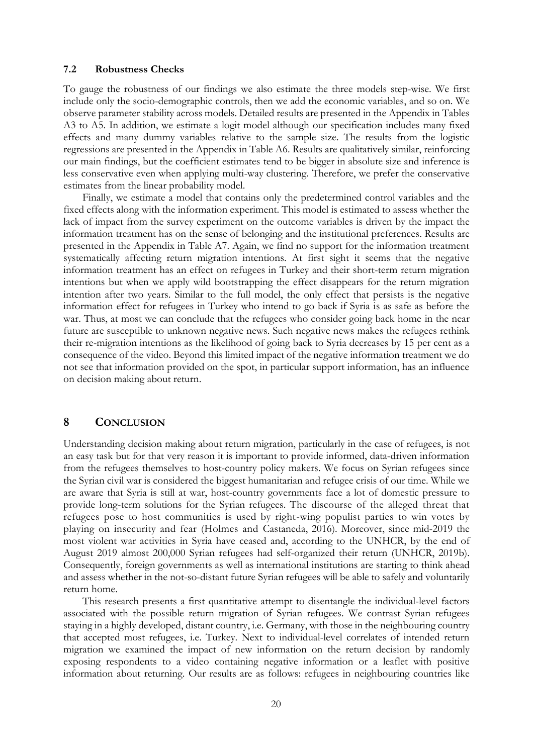### 7.2 Robustness Checks

To gauge the robustness of our findings we also estimate the three models step-wise. We first include only the socio-demographic controls, then we add the economic variables, and so on. We observe parameter stability across models. Detailed results are presented in the Appendix in Tables A3 to A5. In addition, we estimate a logit model although our specification includes many fixed effects and many dummy variables relative to the sample size. The results from the logistic regressions are presented in the Appendix in Table A6. Results are qualitatively similar, reinforcing our main findings, but the coefficient estimates tend to be bigger in absolute size and inference is less conservative even when applying multi-way clustering. Therefore, we prefer the conservative estimates from the linear probability model.

Finally, we estimate a model that contains only the predetermined control variables and the fixed effects along with the information experiment. This model is estimated to assess whether the lack of impact from the survey experiment on the outcome variables is driven by the impact the information treatment has on the sense of belonging and the institutional preferences. Results are presented in the Appendix in Table A7. Again, we find no support for the information treatment systematically affecting return migration intentions. At first sight it seems that the negative information treatment has an effect on refugees in Turkey and their short-term return migration intentions but when we apply wild bootstrapping the effect disappears for the return migration intention after two years. Similar to the full model, the only effect that persists is the negative information effect for refugees in Turkey who intend to go back if Syria is as safe as before the war. Thus, at most we can conclude that the refugees who consider going back home in the near future are susceptible to unknown negative news. Such negative news makes the refugees rethink their re-migration intentions as the likelihood of going back to Syria decreases by 15 per cent as a consequence of the video. Beyond this limited impact of the negative information treatment we do not see that information provided on the spot, in particular support information, has an influence on decision making about return.

## 8 CONCLUSION

Understanding decision making about return migration, particularly in the case of refugees, is not an easy task but for that very reason it is important to provide informed, data-driven information from the refugees themselves to host-country policy makers. We focus on Syrian refugees since the Syrian civil war is considered the biggest humanitarian and refugee crisis of our time. While we are aware that Syria is still at war, host-country governments face a lot of domestic pressure to provide long-term solutions for the Syrian refugees. The discourse of the alleged threat that refugees pose to host communities is used by right-wing populist parties to win votes by playing on insecurity and fear (Holmes and Castaneda, 2016). Moreover, since mid-2019 the most violent war activities in Syria have ceased and, according to the UNHCR, by the end of August 2019 almost 200,000 Syrian refugees had self-organized their return (UNHCR, 2019b). Consequently, foreign governments as well as international institutions are starting to think ahead and assess whether in the not-so-distant future Syrian refugees will be able to safely and voluntarily return home.

This research presents a first quantitative attempt to disentangle the individual-level factors associated with the possible return migration of Syrian refugees. We contrast Syrian refugees staying in a highly developed, distant country, i.e. Germany, with those in the neighbouring country that accepted most refugees, i.e. Turkey. Next to individual-level correlates of intended return migration we examined the impact of new information on the return decision by randomly exposing respondents to a video containing negative information or a leaflet with positive information about returning. Our results are as follows: refugees in neighbouring countries like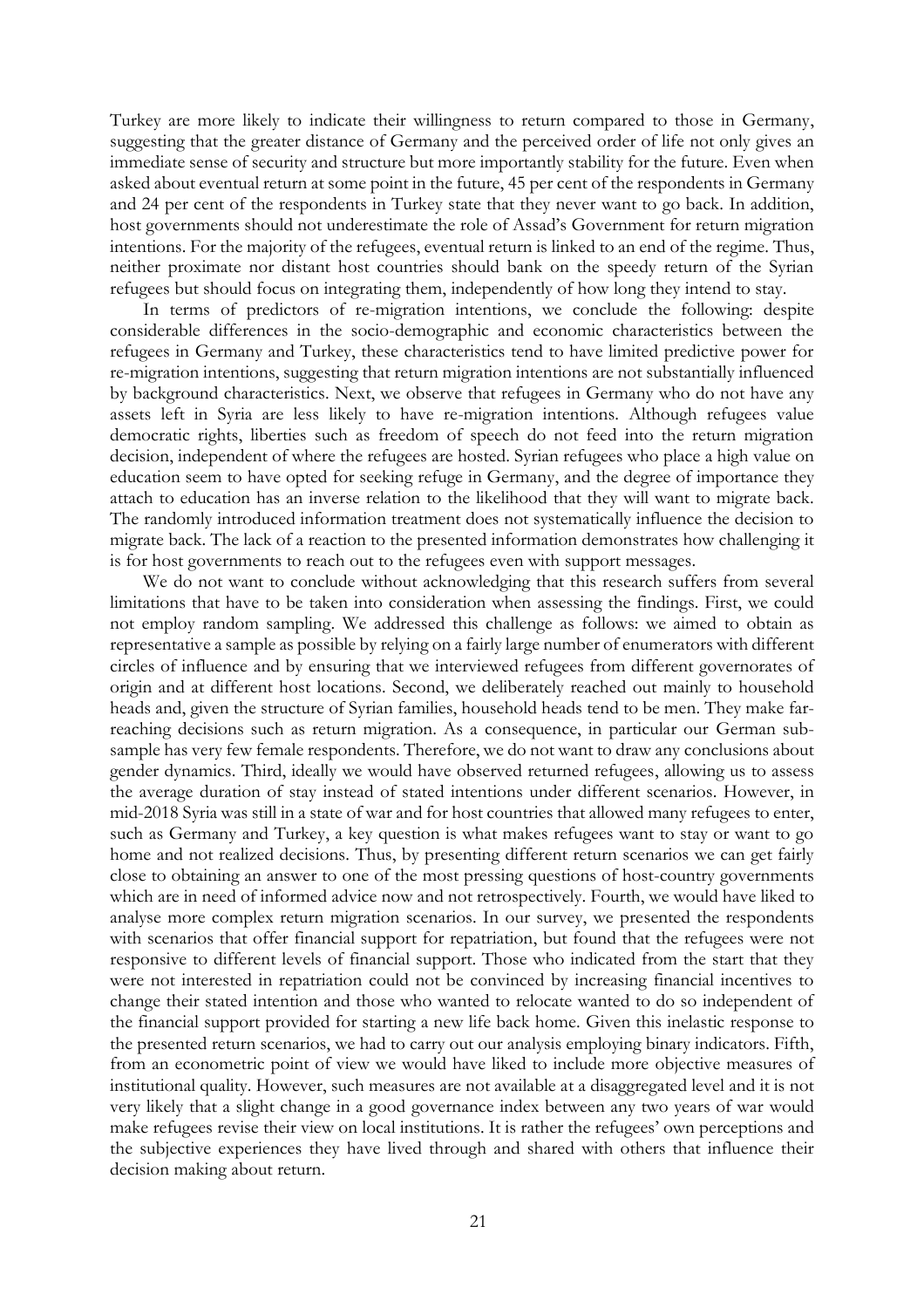Turkey are more likely to indicate their willingness to return compared to those in Germany, suggesting that the greater distance of Germany and the perceived order of life not only gives an immediate sense of security and structure but more importantly stability for the future. Even when asked about eventual return at some point in the future, 45 per cent of the respondents in Germany and 24 per cent of the respondents in Turkey state that they never want to go back. In addition, host governments should not underestimate the role of Assad's Government for return migration intentions. For the majority of the refugees, eventual return is linked to an end of the regime. Thus, neither proximate nor distant host countries should bank on the speedy return of the Syrian refugees but should focus on integrating them, independently of how long they intend to stay.

In terms of predictors of re-migration intentions, we conclude the following: despite considerable differences in the socio-demographic and economic characteristics between the refugees in Germany and Turkey, these characteristics tend to have limited predictive power for re-migration intentions, suggesting that return migration intentions are not substantially influenced by background characteristics. Next, we observe that refugees in Germany who do not have any assets left in Syria are less likely to have re-migration intentions. Although refugees value democratic rights, liberties such as freedom of speech do not feed into the return migration decision, independent of where the refugees are hosted. Syrian refugees who place a high value on education seem to have opted for seeking refuge in Germany, and the degree of importance they attach to education has an inverse relation to the likelihood that they will want to migrate back. The randomly introduced information treatment does not systematically influence the decision to migrate back. The lack of a reaction to the presented information demonstrates how challenging it is for host governments to reach out to the refugees even with support messages.

We do not want to conclude without acknowledging that this research suffers from several limitations that have to be taken into consideration when assessing the findings. First, we could not employ random sampling. We addressed this challenge as follows: we aimed to obtain as representative a sample as possible by relying on a fairly large number of enumerators with different circles of influence and by ensuring that we interviewed refugees from different governorates of origin and at different host locations. Second, we deliberately reached out mainly to household heads and, given the structure of Syrian families, household heads tend to be men. They make far-reaching decisions such as return migration. As a consequence, in particular our German sub-sample has very few female respondents. Therefore, we do not want to draw any conclusions about gender dynamics. Third, ideally we would have observed returned refugees, allowing us to assess the average duration of stay instead of stated intentions under different scenarios. However, in mid-2018 Syria was still in a state of war and for host countries that allowed many refugees to enter, such as Germany and Turkey, a key question is what makes refugees want to stay or want to go home and not realized decisions. Thus, by presenting different return scenarios we can get fairly close to obtaining an answer to one of the most pressing questions of host-country governments which are in need of informed advice now and not retrospectively. Fourth, we would have liked to analyse more complex return migration scenarios. In our survey, we presented the respondents with scenarios that offer financial support for repatriation, but found that the refugees were not responsive to different levels of financial support. Those who indicated from the start that they were not interested in repatriation could not be convinced by increasing financial incentives to change their stated intention and those who wanted to relocate wanted to do so independent of the financial support provided for starting a new life back home. Given this inelastic response to the presented return scenarios, we had to carry out our analysis employing binary indicators. Fifth, from an econometric point of view we would have liked to include more objective measures of institutional quality. However, such measures are not available at a disaggregated level and it is not very likely that a slight change in a good governance index between any two years of war would make refugees revise their view on local institutions. It is rather the refugees' own perceptions and the subjective experiences they have lived through and shared with others that influence their decision making about return.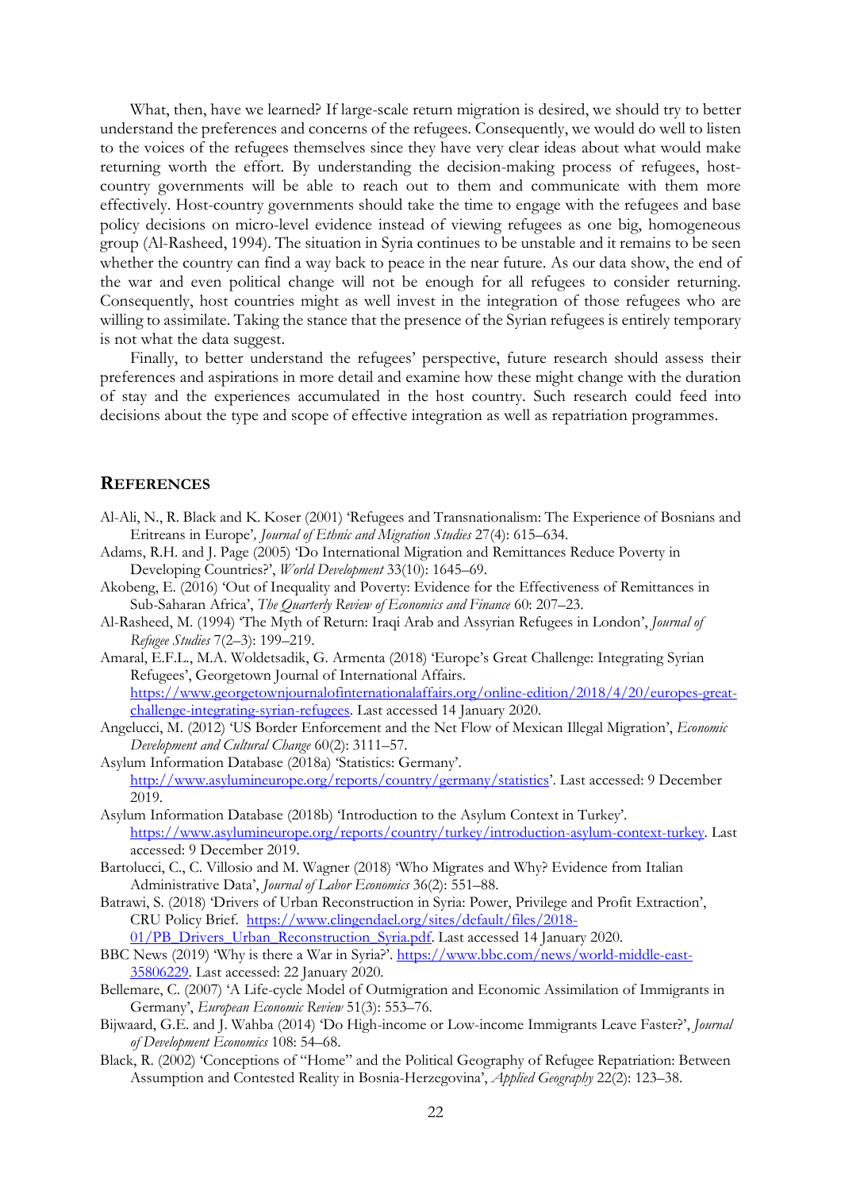What, then, have we learned? If large-scale return migration is desired, we should try to better understand the preferences and concerns of the refugees. Consequently, we would do well to listen to the voices of the refugees themselves since they have very clear ideas about what would make returning worth the effort. By understanding the decision-making process of refugees, host-country governments will be able to reach out to them and communicate with them more effectively. Host-country governments should take the time to engage with the refugees and base policy decisions on micro-level evidence instead of viewing refugees as one big, homogeneous group (Al-Rasheed, 1994). The situation in Syria continues to be unstable and it remains to be seen whether the country can find a way back to peace in the near future. As our data show, the end of the war and even political change will not be enough for all refugees to consider returning. Consequently, host countries might as well invest in the integration of those refugees who are willing to assimilate. Taking the stance that the presence of the Syrian refugees is entirely temporary is not what the data suggest.

Finally, to better understand the refugees' perspective, future research should assess their preferences and aspirations in more detail and examine how these might change with the duration of stay and the experiences accumulated in the host country. Such research could feed into decisions about the type and scope of effective integration as well as repatriation programmes.

## REFERENCES

Al-Ali, N., R. Black and K. Koser (2001) 'Refugees and Transnationalism: The Experience of Bosnians and Eritreans in Europe', *Journal of Ethnic and Migration Studies* 27(4): 615–634.

Adams, R.H. and J. Page (2005) 'Do International Migration and Remittances Reduce Poverty in Developing Countries?', *World Development* 33(10): 1645–69.

Akobeng, E. (2016) 'Out of Inequality and Poverty: Evidence for the Effectiveness of Remittances in Sub-Saharan Africa', *The Quarterly Review of Economics and Finance* 60: 207–23.

Al-Rasheed, M. (1994) 'The Myth of Return: Iraqi Arab and Assyrian Refugees in London', *Journal of Refugee Studies* 7(2–3): 199–219.

Amaral, E.F.L., M.A. Woldetsadik, G. Armenta (2018) 'Europe's Great Challenge: Integrating Syrian Refugees', Georgetown Journal of International Affairs. https://www.georgetownjournalofinternationalaffairs.org/online-edition/2018/4/20/europes-great-challenge-integrating-syrian-refugees. Last accessed 14 January 2020.

Angelucci, M. (2012) 'US Border Enforcement and the Net Flow of Mexican Illegal Migration', *Economic Development and Cultural Change* 60(2): 3111–57.

Asylum Information Database (2018a) 'Statistics: Germany'. http://www.asylumineurope.org/reports/country/germany/statistics'. Last accessed: 9 December 2019.

Asylum Information Database (2018b) 'Introduction to the Asylum Context in Turkey'. https://www.asylumineurope.org/reports/country/turkey/introduction-asylum-context-turkey. Last accessed: 9 December 2019.

Bartolucci, C., C. Villosio and M. Wagner (2018) 'Who Migrates and Why? Evidence from Italian Administrative Data', *Journal of Labor Economics* 36(2): 551–88.

Batrawi, S. (2018) 'Drivers of Urban Reconstruction in Syria: Power, Privilege and Profit Extraction', CRU Policy Brief. https://www.clingendael.org/sites/default/files/2018-01/PB_Drivers_Urban_Reconstruction_Syria.pdf. Last accessed 14 January 2020.

BBC News (2019) 'Why is there a War in Syria?'. https://www.bbc.com/news/world-middle-east-35806229. Last accessed: 22 January 2020.

Bellemare, C. (2007) 'A Life-cycle Model of Outmigration and Economic Assimilation of Immigrants in Germany', *European Economic Review* 51(3): 553–76.

Bijwaard, G.E. and J. Wahba (2014) 'Do High-income or Low-income Immigrants Leave Faster?', *Journal of Development Economics* 108: 54–68.

Black, R. (2002) 'Conceptions of "Home" and the Political Geography of Refugee Repatriation: Between Assumption and Contested Reality in Bosnia-Herzegovina', *Applied Geography* 22(2): 123–38.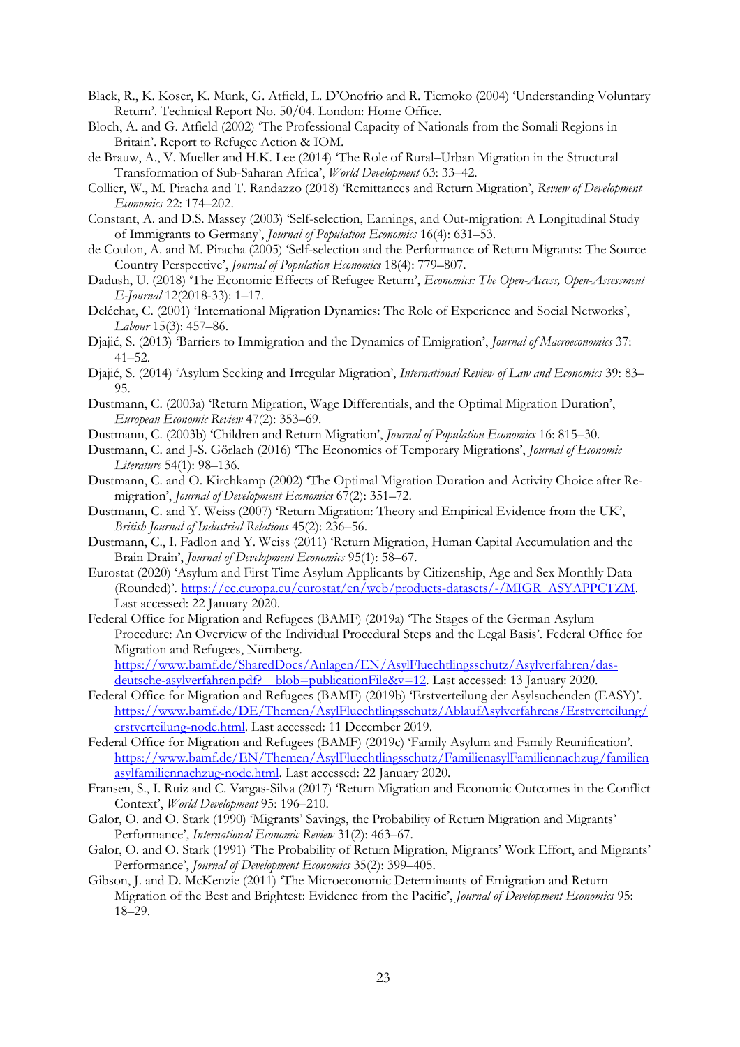Black, R., K. Koser, K. Munk, G. Atfield, L. D'Onofrio and R. Tiemoko (2004) 'Understanding Voluntary Return'. Technical Report No. 50/04. London: Home Office.

Bloch, A. and G. Atfield (2002) 'The Professional Capacity of Nationals from the Somali Regions in Britain'. Report to Refugee Action & IOM.

de Brauw, A., V. Mueller and H.K. Lee (2014) 'The Role of Rural–Urban Migration in the Structural Transformation of Sub-Saharan Africa', *World Development* 63: 33–42.

Collier, W., M. Piracha and T. Randazzo (2018) 'Remittances and Return Migration', *Review of Development Economics* 22: 174–202.

Constant, A. and D.S. Massey (2003) 'Self-selection, Earnings, and Out-migration: A Longitudinal Study of Immigrants to Germany', *Journal of Population Economics* 16(4): 631–53.

de Coulon, A. and M. Piracha (2005) 'Self-selection and the Performance of Return Migrants: The Source Country Perspective', *Journal of Population Economics* 18(4): 779–807.

Dadush, U. (2018) 'The Economic Effects of Refugee Return', *Economics: The Open-Access, Open-Assessment E-Journal* 12(2018-33): 1–17.

Deléchat, C. (2001) 'International Migration Dynamics: The Role of Experience and Social Networks', *Labour* 15(3): 457–86.

Djajić, S. (2013) 'Barriers to Immigration and the Dynamics of Emigration', *Journal of Macroeconomics* 37: 41–52.

Djajić, S. (2014) 'Asylum Seeking and Irregular Migration', *International Review of Law and Economics* 39: 83–95.

Dustmann, C. (2003a) 'Return Migration, Wage Differentials, and the Optimal Migration Duration', *European Economic Review* 47(2): 353–69.

Dustmann, C. (2003b) 'Children and Return Migration', *Journal of Population Economics* 16: 815–30.

Dustmann, C. and J-S. Görlach (2016) 'The Economics of Temporary Migrations', *Journal of Economic Literature* 54(1): 98–136.

Dustmann, C. and O. Kirchkamp (2002) 'The Optimal Migration Duration and Activity Choice after Re-migration', *Journal of Development Economics* 67(2): 351–72.

Dustmann, C. and Y. Weiss (2007) 'Return Migration: Theory and Empirical Evidence from the UK', *British Journal of Industrial Relations* 45(2): 236–56.

Dustmann, C., I. Fadlon and Y. Weiss (2011) 'Return Migration, Human Capital Accumulation and the Brain Drain', *Journal of Development Economics* 95(1): 58–67.

Eurostat (2020) 'Asylum and First Time Asylum Applicants by Citizenship, Age and Sex Monthly Data (Rounded)'. https://ec.europa.eu/eurostat/en/web/products-datasets/-/MIGR_ASYAPPCTZM. Last accessed: 22 January 2020.

Federal Office for Migration and Refugees (BAMF) (2019a) 'The Stages of the German Asylum Procedure: An Overview of the Individual Procedural Steps and the Legal Basis'. Federal Office for Migration and Refugees, Nürnberg. https://www.bamf.de/SharedDocs/Anlagen/EN/AsylFluechtlingsschutz/Asylverfahren/das-deutsche-asylverfahren.pdf?__blob=publicationFile&v=12. Last accessed: 13 January 2020.

Federal Office for Migration and Refugees (BAMF) (2019b) 'Erstverteilung der Asylsuchenden (EASY)'. https://www.bamf.de/DE/Themen/AsylFluechtlingsschutz/AblaufAsylverfahrens/Erstverteilung/erstverteilung-node.html. Last accessed: 11 December 2019.

Federal Office for Migration and Refugees (BAMF) (2019c) 'Family Asylum and Family Reunification'. https://www.bamf.de/EN/Themen/AsylFluechtlingsschutz/FamilienasylFamiliennachzug/familienasylfamiliennachzug-node.html. Last accessed: 22 January 2020.

Fransen, S., I. Ruiz and C. Vargas-Silva (2017) 'Return Migration and Economic Outcomes in the Conflict Context', *World Development* 95: 196–210.

Galor, O. and O. Stark (1990) 'Migrants' Savings, the Probability of Return Migration and Migrants' Performance', *International Economic Review* 31(2): 463–67.

Galor, O. and O. Stark (1991) 'The Probability of Return Migration, Migrants' Work Effort, and Migrants' Performance', *Journal of Development Economics* 35(2): 399–405.

Gibson, J. and D. McKenzie (2011) 'The Microeconomic Determinants of Emigration and Return Migration of the Best and Brightest: Evidence from the Pacific', *Journal of Development Economics* 95: 18–29.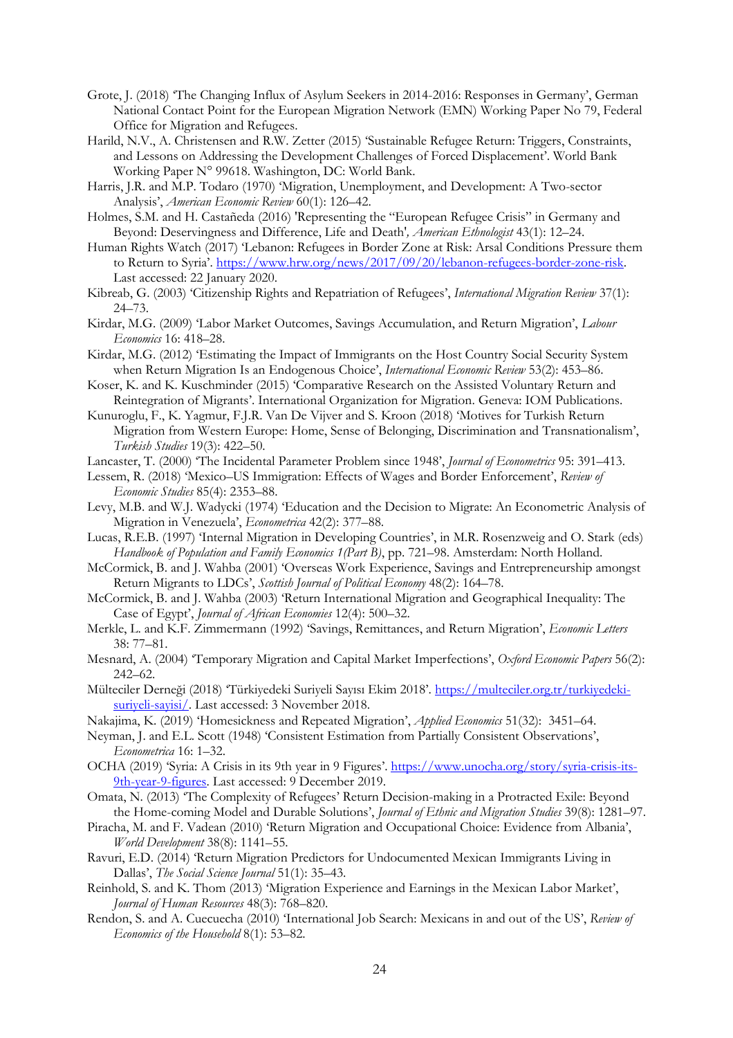Grote, J. (2018) 'The Changing Influx of Asylum Seekers in 2014-2016: Responses in Germany', German National Contact Point for the European Migration Network (EMN) Working Paper No 79, Federal Office for Migration and Refugees.

Harild, N.V., A. Christensen and R.W. Zetter (2015) 'Sustainable Refugee Return: Triggers, Constraints, and Lessons on Addressing the Development Challenges of Forced Displacement'. World Bank Working Paper N° 99618. Washington, DC: World Bank.

Harris, J.R. and M.P. Todaro (1970) 'Migration, Unemployment, and Development: A Two-sector Analysis', *American Economic Review* 60(1): 126–42.

Holmes, S.M. and H. Castañeda (2016) 'Representing the "European Refugee Crisis" in Germany and Beyond: Deservingness and Difference, Life and Death', *American Ethnologist* 43(1): 12–24.

Human Rights Watch (2017) 'Lebanon: Refugees in Border Zone at Risk: Arsal Conditions Pressure them to Return to Syria'. https://www.hrw.org/news/2017/09/20/lebanon-refugees-border-zone-risk. Last accessed: 22 January 2020.

Kibreab, G. (2003) 'Citizenship Rights and Repatriation of Refugees', *International Migration Review* 37(1): 24–73.

Kirdar, M.G. (2009) 'Labor Market Outcomes, Savings Accumulation, and Return Migration', *Labour Economics* 16: 418–28.

Kirdar, M.G. (2012) 'Estimating the Impact of Immigrants on the Host Country Social Security System when Return Migration Is an Endogenous Choice', *International Economic Review* 53(2): 453–86.

Koser, K. and K. Kuschminder (2015) 'Comparative Research on the Assisted Voluntary Return and Reintegration of Migrants'. International Organization for Migration. Geneva: IOM Publications.

Kunuroglu, F., K. Yagmur, F.J.R. Van De Vijver and S. Kroon (2018) 'Motives for Turkish Return Migration from Western Europe: Home, Sense of Belonging, Discrimination and Transnationalism', *Turkish Studies* 19(3): 422–50.

Lancaster, T. (2000) 'The Incidental Parameter Problem since 1948', *Journal of Econometrics* 95: 391–413.

Lessem, R. (2018) 'Mexico–US Immigration: Effects of Wages and Border Enforcement', *Review of Economic Studies* 85(4): 2353–88.

Levy, M.B. and W.J. Wadycki (1974) 'Education and the Decision to Migrate: An Econometric Analysis of Migration in Venezuela', *Econometrica* 42(2): 377–88.

Lucas, R.E.B. (1997) 'Internal Migration in Developing Countries', in M.R. Rosenzweig and O. Stark (eds) *Handbook of Population and Family Economics 1(Part B)*, pp. 721–98. Amsterdam: North Holland.

McCormick, B. and J. Wahba (2001) 'Overseas Work Experience, Savings and Entrepreneurship amongst Return Migrants to LDCs', *Scottish Journal of Political Economy* 48(2): 164–78.

McCormick, B. and J. Wahba (2003) 'Return International Migration and Geographical Inequality: The Case of Egypt', *Journal of African Economies* 12(4): 500–32.

Merkle, L. and K.F. Zimmermann (1992) 'Savings, Remittances, and Return Migration', *Economic Letters* 38: 77–81.

Mesnard, A. (2004) 'Temporary Migration and Capital Market Imperfections', *Oxford Economic Papers* 56(2): 242–62.

Mülteciler Derneği (2018) 'Türkiyedeki Suriyeli Sayısı Ekim 2018'. https://multeciler.org.tr/turkiyedeki-suriyeli-sayisi/. Last accessed: 3 November 2018.

Nakajima, K. (2019) 'Homesickness and Repeated Migration', *Applied Economics* 51(32): 3451–64.

Neyman, J. and E.L. Scott (1948) 'Consistent Estimation from Partially Consistent Observations', *Econometrica* 16: 1–32.

OCHA (2019) 'Syria: A Crisis in its 9th year in 9 Figures'. https://www.unocha.org/story/syria-crisis-its-9th-year-9-figures. Last accessed: 9 December 2019.

Omata, N. (2013) 'The Complexity of Refugees' Return Decision-making in a Protracted Exile: Beyond the Home-coming Model and Durable Solutions', *Journal of Ethnic and Migration Studies* 39(8): 1281–97.

Piracha, M. and F. Vadean (2010) 'Return Migration and Occupational Choice: Evidence from Albania', *World Development* 38(8): 1141–55.

Ravuri, E.D. (2014) 'Return Migration Predictors for Undocumented Mexican Immigrants Living in Dallas', *The Social Science Journal* 51(1): 35–43.

Reinhold, S. and K. Thom (2013) 'Migration Experience and Earnings in the Mexican Labor Market', *Journal of Human Resources* 48(3): 768–820.

Rendon, S. and A. Cuecuecha (2010) 'International Job Search: Mexicans in and out of the US', *Review of Economics of the Household* 8(1): 53–82.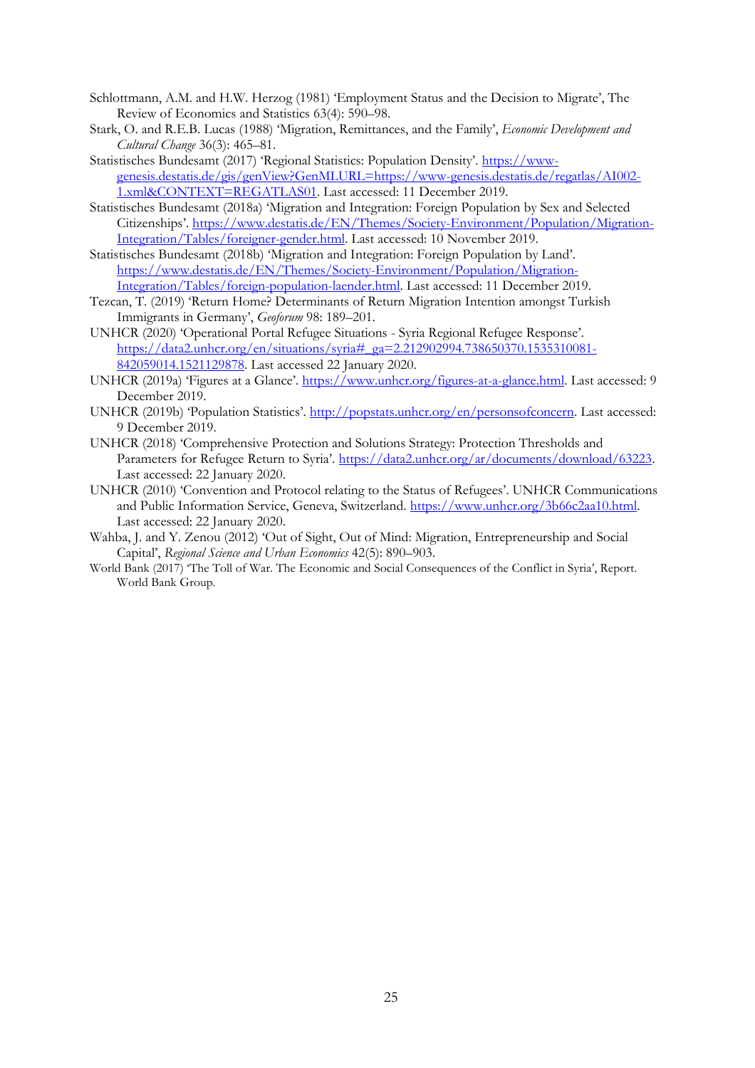Schlottmann, A.M. and H.W. Herzog (1981) 'Employment Status and the Decision to Migrate', The Review of Economics and Statistics 63(4): 590–98.

Stark, O. and R.E.B. Lucas (1988) 'Migration, Remittances, and the Family', *Economic Development and Cultural Change* 36(3): 465–81.

Statistisches Bundesamt (2017) 'Regional Statistics: Population Density'. https://www-genesis.destatis.de/gis/genView?GenMLURL=https://www-genesis.destatis.de/regatlas/AI002-1.xml&CONTEXT=REGATLAS01. Last accessed: 11 December 2019.

Statistisches Bundesamt (2018a) 'Migration and Integration: Foreign Population by Sex and Selected Citizenships'. https://www.destatis.de/EN/Themes/Society-Environment/Population/Migration-Integration/Tables/foreigner-gender.html. Last accessed: 10 November 2019.

Statistisches Bundesamt (2018b) 'Migration and Integration: Foreign Population by Land'. https://www.destatis.de/EN/Themes/Society-Environment/Population/Migration-Integration/Tables/foreign-population-laender.html. Last accessed: 11 December 2019.

Tezcan, T. (2019) 'Return Home? Determinants of Return Migration Intention amongst Turkish Immigrants in Germany', *Geoforum* 98: 189–201.

UNHCR (2020) 'Operational Portal Refugee Situations - Syria Regional Refugee Response'. https://data2.unhcr.org/en/situations/syria#_ga=2.212902994.738650370.1535310081-842059014.1521129878. Last accessed 22 January 2020.

UNHCR (2019a) 'Figures at a Glance'. https://www.unhcr.org/figures-at-a-glance.html. Last accessed: 9 December 2019.

UNHCR (2019b) 'Population Statistics'. http://popstats.unhcr.org/en/personsofconcern. Last accessed: 9 December 2019.

UNHCR (2018) 'Comprehensive Protection and Solutions Strategy: Protection Thresholds and Parameters for Refugee Return to Syria'. https://data2.unhcr.org/ar/documents/download/63223. Last accessed: 22 January 2020.

UNHCR (2010) 'Convention and Protocol relating to the Status of Refugees'. UNHCR Communications and Public Information Service, Geneva, Switzerland. https://www.unhcr.org/3b66c2aa10.html. Last accessed: 22 January 2020.

Wahba, J. and Y. Zenou (2012) 'Out of Sight, Out of Mind: Migration, Entrepreneurship and Social Capital', *Regional Science and Urban Economics* 42(5): 890–903.

World Bank (2017) 'The Toll of War. The Economic and Social Consequences of the Conflict in Syria', Report. World Bank Group.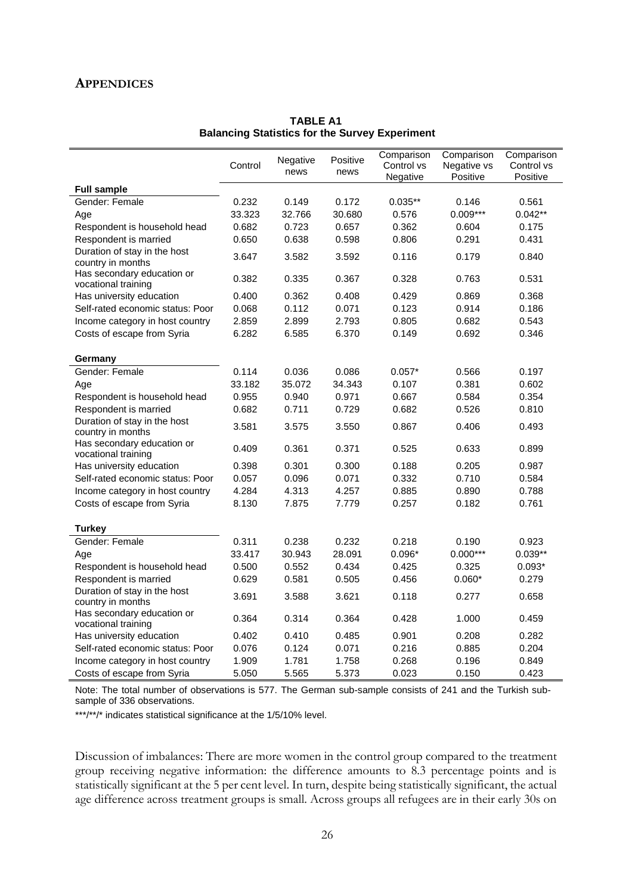## APPENDICES

**TABLE A1**
**Balancing Statistics for the Survey Experiment**

| | Control | Negative news | Positive news | Comparison Control vs Negative | Comparison Negative vs Positive | Comparison Control vs Positive |
|---|---|---|---|---|---|---|
| **Full sample** | | | | | | |
| Gender: Female | 0.232 | 0.149 | 0.172 | 0.035** | 0.146 | 0.561 |
| Age | 33.323 | 32.766 | 30.680 | 0.576 | 0.009*** | 0.042** |
| Respondent is household head | 0.682 | 0.723 | 0.657 | 0.362 | 0.604 | 0.175 |
| Respondent is married | 0.650 | 0.638 | 0.598 | 0.806 | 0.291 | 0.431 |
| Duration of stay in the host country in months | 3.647 | 3.582 | 3.592 | 0.116 | 0.179 | 0.840 |
| Has secondary education or vocational training | 0.382 | 0.335 | 0.367 | 0.328 | 0.763 | 0.531 |
| Has university education | 0.400 | 0.362 | 0.408 | 0.429 | 0.869 | 0.368 |
| Self-rated economic status: Poor | 0.068 | 0.112 | 0.071 | 0.123 | 0.914 | 0.186 |
| Income category in host country | 2.859 | 2.899 | 2.793 | 0.805 | 0.682 | 0.543 |
| Costs of escape from Syria | 6.282 | 6.585 | 6.370 | 0.149 | 0.692 | 0.346 |
| **Germany** | | | | | | |
| Gender: Female | 0.114 | 0.036 | 0.086 | 0.057* | 0.566 | 0.197 |
| Age | 33.182 | 35.072 | 34.343 | 0.107 | 0.381 | 0.602 |
| Respondent is household head | 0.955 | 0.940 | 0.971 | 0.667 | 0.584 | 0.354 |
| Respondent is married | 0.682 | 0.711 | 0.729 | 0.682 | 0.526 | 0.810 |
| Duration of stay in the host country in months | 3.581 | 3.575 | 3.550 | 0.867 | 0.406 | 0.493 |
| Has secondary education or vocational training | 0.409 | 0.361 | 0.371 | 0.525 | 0.633 | 0.899 |
| Has university education | 0.398 | 0.301 | 0.300 | 0.188 | 0.205 | 0.987 |
| Self-rated economic status: Poor | 0.057 | 0.096 | 0.071 | 0.332 | 0.710 | 0.584 |
| Income category in host country | 4.284 | 4.313 | 4.257 | 0.885 | 0.890 | 0.788 |
| Costs of escape from Syria | 8.130 | 7.875 | 7.779 | 0.257 | 0.182 | 0.761 |
| **Turkey** | | | | | | |
| Gender: Female | 0.311 | 0.238 | 0.232 | 0.218 | 0.190 | 0.923 |
| Age | 33.417 | 30.943 | 28.091 | 0.096* | 0.000*** | 0.039** |
| Respondent is household head | 0.500 | 0.552 | 0.434 | 0.425 | 0.325 | 0.093* |
| Respondent is married | 0.629 | 0.581 | 0.505 | 0.456 | 0.060* | 0.279 |
| Duration of stay in the host country in months | 3.691 | 3.588 | 3.621 | 0.118 | 0.277 | 0.658 |
| Has secondary education or vocational training | 0.364 | 0.314 | 0.364 | 0.428 | 1.000 | 0.459 |
| Has university education | 0.402 | 0.410 | 0.485 | 0.901 | 0.208 | 0.282 |
| Self-rated economic status: Poor | 0.076 | 0.124 | 0.071 | 0.216 | 0.885 | 0.204 |
| Income category in host country | 1.909 | 1.781 | 1.758 | 0.268 | 0.196 | 0.849 |
| Costs of escape from Syria | 5.050 | 5.565 | 5.373 | 0.023 | 0.150 | 0.423 |

Note: The total number of observations is 577. The German sub-sample consists of 241 and the Turkish sub-sample of 336 observations.

***/**/* indicates statistical significance at the 1/5/10% level.

Discussion of imbalances: There are more women in the control group compared to the treatment group receiving negative information: the difference amounts to 8.3 percentage points and is statistically significant at the 5 per cent level. In turn, despite being statistically significant, the actual age difference across treatment groups is small. Across groups all refugees are in their early 30s on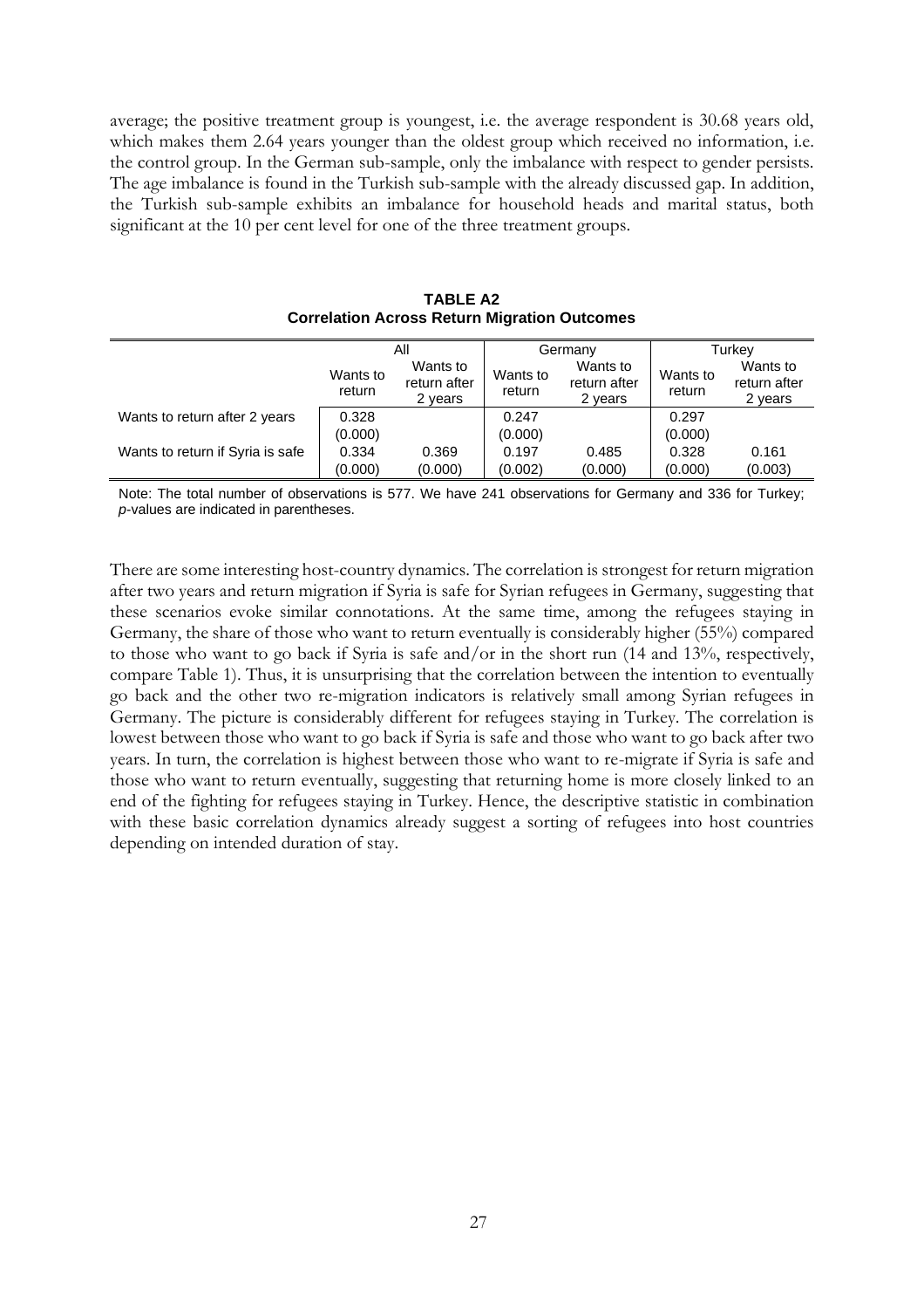average; the positive treatment group is youngest, i.e. the average respondent is 30.68 years old, which makes them 2.64 years younger than the oldest group which received no information, i.e. the control group. In the German sub-sample, only the imbalance with respect to gender persists. The age imbalance is found in the Turkish sub-sample with the already discussed gap. In addition, the Turkish sub-sample exhibits an imbalance for household heads and marital status, both significant at the 10 per cent level for one of the three treatment groups.

**TABLE A2**
**Correlation Across Return Migration Outcomes**

| | All | | Germany | | Turkey | |
|---|---|---|---|---|---|---|
| | Wants to return | Wants to return after 2 years | Wants to return | Wants to return after 2 years | Wants to return | Wants to return after 2 years |
| Wants to return after 2 years | 0.328 | | 0.247 | | 0.297 | |
| | (0.000) | | (0.000) | | (0.000) | |
| Wants to return if Syria is safe | 0.334 | 0.369 | 0.197 | 0.485 | 0.328 | 0.161 |
| | (0.000) | (0.000) | (0.002) | (0.000) | (0.000) | (0.003) |

Note: The total number of observations is 577. We have 241 observations for Germany and 336 for Turkey; *p*-values are indicated in parentheses.

There are some interesting host-country dynamics. The correlation is strongest for return migration after two years and return migration if Syria is safe for Syrian refugees in Germany, suggesting that these scenarios evoke similar connotations. At the same time, among the refugees staying in Germany, the share of those who want to return eventually is considerably higher (55%) compared to those who want to go back if Syria is safe and/or in the short run (14 and 13%, respectively, compare Table 1). Thus, it is unsurprising that the correlation between the intention to eventually go back and the other two re-migration indicators is relatively small among Syrian refugees in Germany. The picture is considerably different for refugees staying in Turkey. The correlation is lowest between those who want to go back if Syria is safe and those who want to go back after two years. In turn, the correlation is highest between those who want to re-migrate if Syria is safe and those who want to return eventually, suggesting that returning home is more closely linked to an end of the fighting for refugees staying in Turkey. Hence, the descriptive statistic in combination with these basic correlation dynamics already suggest a sorting of refugees into host countries depending on intended duration of stay.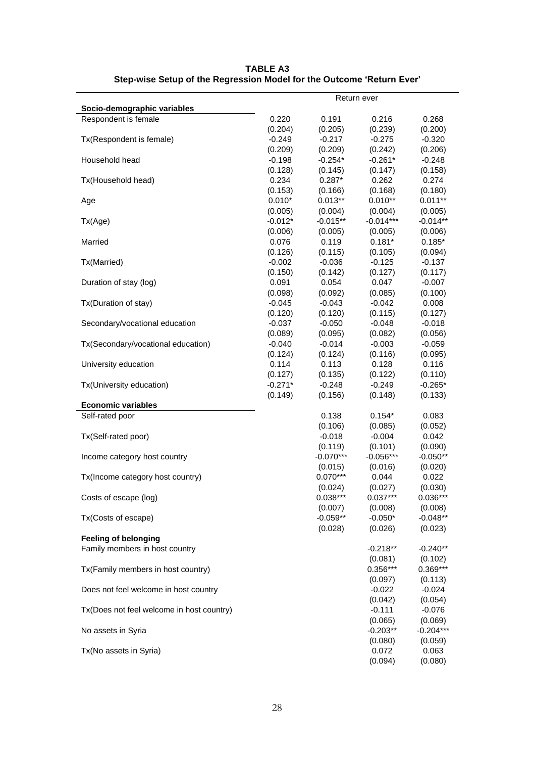**TABLE A3**
**Step-wise Setup of the Regression Model for the Outcome 'Return Ever'**

| | Return ever | | | |
|---|---|---|---|---|
| **Socio-demographic variables** | | | | |
| Respondent is female | 0.220 | 0.191 | 0.216 | 0.268 |
| | (0.204) | (0.205) | (0.239) | (0.200) |
| Tx(Respondent is female) | -0.249 | -0.217 | -0.275 | -0.320 |
| | (0.209) | (0.209) | (0.242) | (0.206) |
| Household head | -0.198 | -0.254* | -0.261* | -0.248 |
| | (0.128) | (0.145) | (0.147) | (0.158) |
| Tx(Household head) | 0.234 | 0.287* | 0.262 | 0.274 |
| | (0.153) | (0.166) | (0.168) | (0.180) |
| Age | 0.010* | 0.013** | 0.010** | 0.011** |
| | (0.005) | (0.004) | (0.004) | (0.005) |
| Tx(Age) | -0.012* | -0.015** | -0.014*** | -0.014** |
| | (0.006) | (0.005) | (0.005) | (0.006) |
| Married | 0.076 | 0.119 | 0.181* | 0.185* |
| | (0.126) | (0.115) | (0.105) | (0.094) |
| Tx(Married) | -0.002 | -0.036 | -0.125 | -0.137 |
| | (0.150) | (0.142) | (0.127) | (0.117) |
| Duration of stay (log) | 0.091 | 0.054 | 0.047 | -0.007 |
| | (0.098) | (0.092) | (0.085) | (0.100) |
| Tx(Duration of stay) | -0.045 | -0.043 | -0.042 | 0.008 |
| | (0.120) | (0.120) | (0.115) | (0.127) |
| Secondary/vocational education | -0.037 | -0.050 | -0.048 | -0.018 |
| | (0.089) | (0.095) | (0.082) | (0.056) |
| Tx(Secondary/vocational education) | -0.040 | -0.014 | -0.003 | -0.059 |
| | (0.124) | (0.124) | (0.116) | (0.095) |
| University education | 0.114 | 0.113 | 0.128 | 0.116 |
| | (0.127) | (0.135) | (0.122) | (0.110) |
| Tx(University education) | -0.271* | -0.248 | -0.249 | -0.265* |
| | (0.149) | (0.156) | (0.148) | (0.133) |
| **Economic variables** | | | | |
| Self-rated poor | | 0.138 | 0.154* | 0.083 |
| | | (0.106) | (0.085) | (0.052) |
| Tx(Self-rated poor) | | -0.018 | -0.004 | 0.042 |
| | | (0.119) | (0.101) | (0.090) |
| Income category host country | | -0.070*** | -0.056*** | -0.050** |
| | | (0.015) | (0.016) | (0.020) |
| Tx(Income category host country) | | 0.070*** | 0.044 | 0.022 |
| | | (0.024) | (0.027) | (0.030) |
| Costs of escape (log) | | 0.038*** | 0.037*** | 0.036*** |
| | | (0.007) | (0.008) | (0.008) |
| Tx(Costs of escape) | | -0.059** | -0.050* | -0.048** |
| | | (0.028) | (0.026) | (0.023) |
| **Feeling of belonging** | | | | |
| Family members in host country | | | -0.218** | -0.240** |
| | | | (0.081) | (0.102) |
| Tx(Family members in host country) | | | 0.356*** | 0.369*** |
| | | | (0.097) | (0.113) |
| Does not feel welcome in host country | | | -0.022 | -0.024 |
| | | | (0.042) | (0.054) |
| Tx(Does not feel welcome in host country) | | | -0.111 | -0.076 |
| | | | (0.065) | (0.069) |
| No assets in Syria | | | -0.203** | -0.204*** |
| | | | (0.080) | (0.059) |
| Tx(No assets in Syria) | | | 0.072 | 0.063 |
| | | | (0.094) | (0.080) |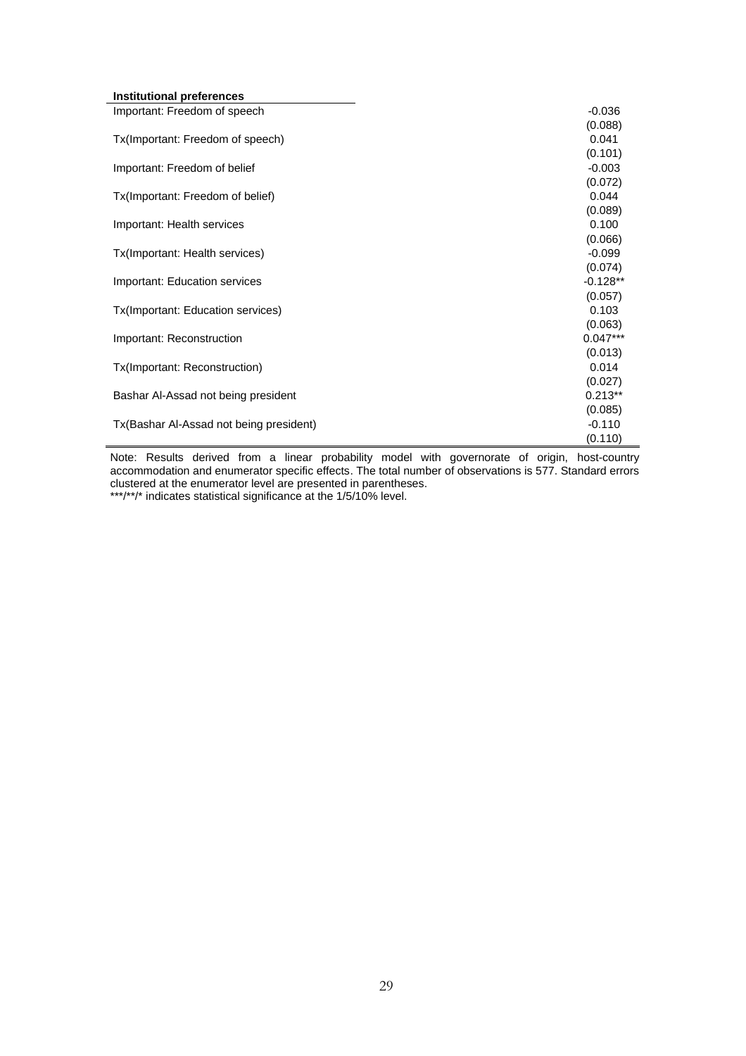| **Institutional preferences** | |
|---|---|
| Important: Freedom of speech | -0.036 |
| | (0.088) |
| Tx(Important: Freedom of speech) | 0.041 |
| | (0.101) |
| Important: Freedom of belief | -0.003 |
| | (0.072) |
| Tx(Important: Freedom of belief) | 0.044 |
| | (0.089) |
| Important: Health services | 0.100 |
| | (0.066) |
| Tx(Important: Health services) | -0.099 |
| | (0.074) |
| Important: Education services | -0.128** |
| | (0.057) |
| Tx(Important: Education services) | 0.103 |
| | (0.063) |
| Important: Reconstruction | 0.047*** |
| | (0.013) |
| Tx(Important: Reconstruction) | 0.014 |
| | (0.027) |
| Bashar Al-Assad not being president | 0.213** |
| | (0.085) |
| Tx(Bashar Al-Assad not being president) | -0.110 |
| | (0.110) |

Note: Results derived from a linear probability model with governorate of origin, host-country accommodation and enumerator specific effects. The total number of observations is 577. Standard errors clustered at the enumerator level are presented in parentheses.
***/**/* indicates statistical significance at the 1/5/10% level.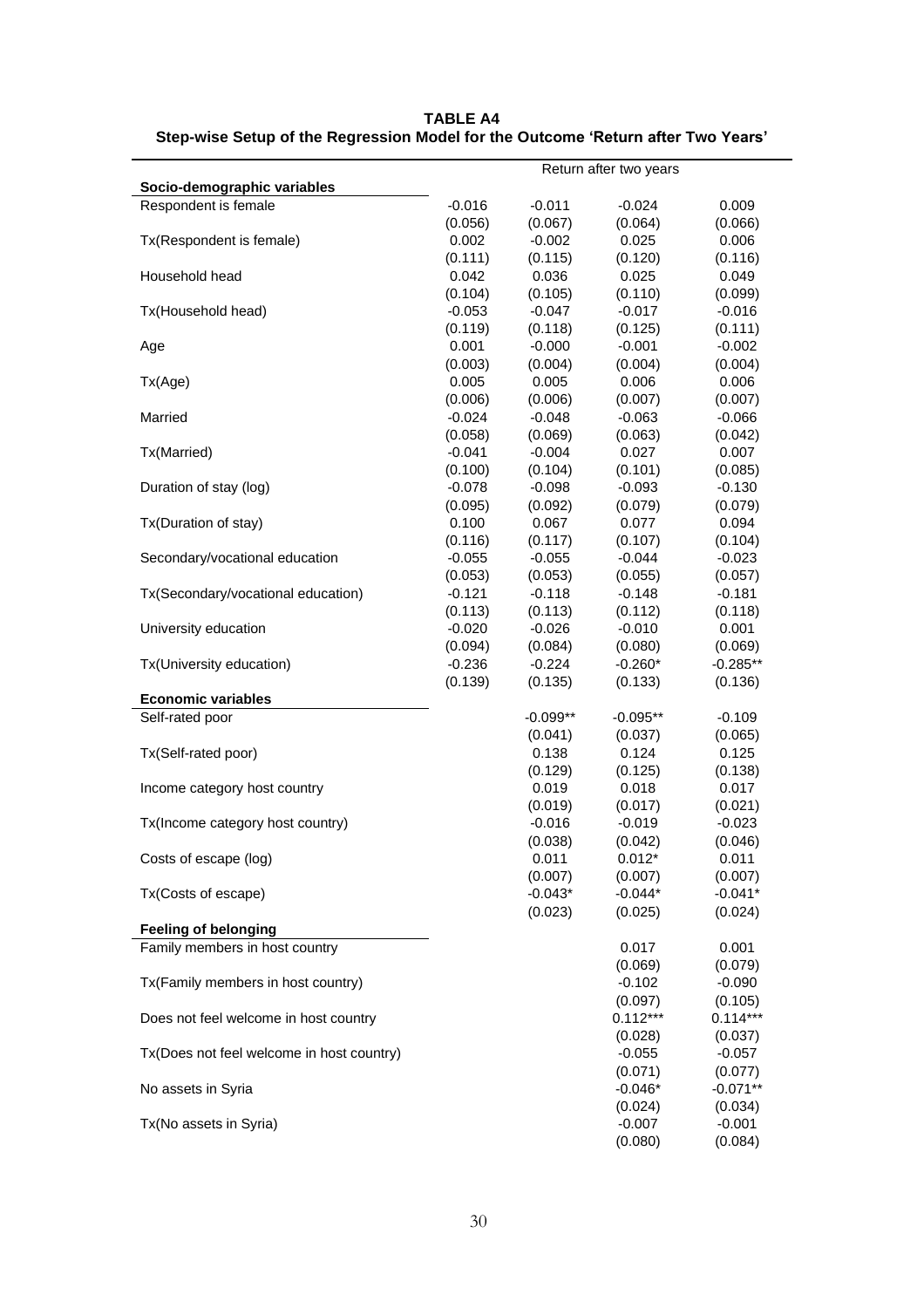**TABLE A4**
**Step-wise Setup of the Regression Model for the Outcome 'Return after Two Years'**

| | Return after two years | | | |
|---|---|---|---|---|
| **Socio-demographic variables** | | | | |
| Respondent is female | -0.016 | -0.011 | -0.024 | 0.009 |
| | (0.056) | (0.067) | (0.064) | (0.066) |
| Tx(Respondent is female) | 0.002 | -0.002 | 0.025 | 0.006 |
| | (0.111) | (0.115) | (0.120) | (0.116) |
| Household head | 0.042 | 0.036 | 0.025 | 0.049 |
| | (0.104) | (0.105) | (0.110) | (0.099) |
| Tx(Household head) | -0.053 | -0.047 | -0.017 | -0.016 |
| | (0.119) | (0.118) | (0.125) | (0.111) |
| Age | 0.001 | -0.000 | -0.001 | -0.002 |
| | (0.003) | (0.004) | (0.004) | (0.004) |
| Tx(Age) | 0.005 | 0.005 | 0.006 | 0.006 |
| | (0.006) | (0.006) | (0.007) | (0.007) |
| Married | -0.024 | -0.048 | -0.063 | -0.066 |
| | (0.058) | (0.069) | (0.063) | (0.042) |
| Tx(Married) | -0.041 | -0.004 | 0.027 | 0.007 |
| | (0.100) | (0.104) | (0.101) | (0.085) |
| Duration of stay (log) | -0.078 | -0.098 | -0.093 | -0.130 |
| | (0.095) | (0.092) | (0.079) | (0.079) |
| Tx(Duration of stay) | 0.100 | 0.067 | 0.077 | 0.094 |
| | (0.116) | (0.117) | (0.107) | (0.104) |
| Secondary/vocational education | -0.055 | -0.055 | -0.044 | -0.023 |
| | (0.053) | (0.053) | (0.055) | (0.057) |
| Tx(Secondary/vocational education) | -0.121 | -0.118 | -0.148 | -0.181 |
| | (0.113) | (0.113) | (0.112) | (0.118) |
| University education | -0.020 | -0.026 | -0.010 | 0.001 |
| | (0.094) | (0.084) | (0.080) | (0.069) |
| Tx(University education) | -0.236 | -0.224 | -0.260* | -0.285** |
| | (0.139) | (0.135) | (0.133) | (0.136) |
| **Economic variables** | | | | |
| Self-rated poor | | -0.099** | -0.095** | -0.109 |
| | | (0.041) | (0.037) | (0.065) |
| Tx(Self-rated poor) | | 0.138 | 0.124 | 0.125 |
| | | (0.129) | (0.125) | (0.138) |
| Income category host country | | 0.019 | 0.018 | 0.017 |
| | | (0.019) | (0.017) | (0.021) |
| Tx(Income category host country) | | -0.016 | -0.019 | -0.023 |
| | | (0.038) | (0.042) | (0.046) |
| Costs of escape (log) | | 0.011 | 0.012* | 0.011 |
| | | (0.007) | (0.007) | (0.007) |
| Tx(Costs of escape) | | -0.043* | -0.044* | -0.041* |
| | | (0.023) | (0.025) | (0.024) |
| **Feeling of belonging** | | | | |
| Family members in host country | | | 0.017 | 0.001 |
| | | | (0.069) | (0.079) |
| Tx(Family members in host country) | | | -0.102 | -0.090 |
| | | | (0.097) | (0.105) |
| Does not feel welcome in host country | | | 0.112*** | 0.114*** |
| | | | (0.028) | (0.037) |
| Tx(Does not feel welcome in host country) | | | -0.055 | -0.057 |
| | | | (0.071) | (0.077) |
| No assets in Syria | | | -0.046* | -0.071** |
| | | | (0.024) | (0.034) |
| Tx(No assets in Syria) | | | -0.007 | -0.001 |
| | | | (0.080) | (0.084) |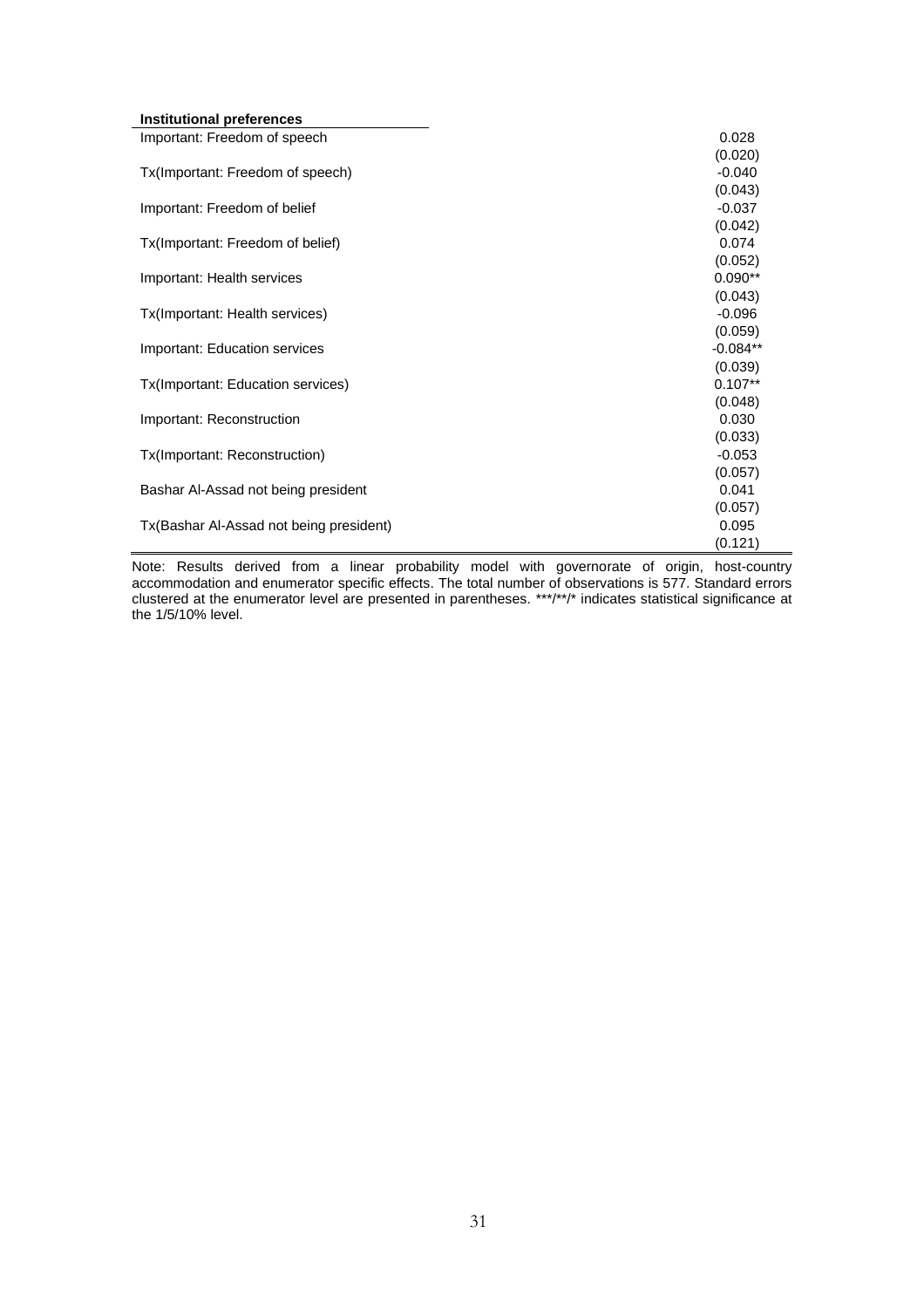| Institutional preferences | |
|---|---|
| Important: Freedom of speech | 0.028 |
| | (0.020) |
| Tx(Important: Freedom of speech) | -0.040 |
| | (0.043) |
| Important: Freedom of belief | -0.037 |
| | (0.042) |
| Tx(Important: Freedom of belief) | 0.074 |
| | (0.052) |
| Important: Health services | 0.090** |
| | (0.043) |
| Tx(Important: Health services) | -0.096 |
| | (0.059) |
| Important: Education services | -0.084** |
| | (0.039) |
| Tx(Important: Education services) | 0.107** |
| | (0.048) |
| Important: Reconstruction | 0.030 |
| | (0.033) |
| Tx(Important: Reconstruction) | -0.053 |
| | (0.057) |
| Bashar Al-Assad not being president | 0.041 |
| | (0.057) |
| Tx(Bashar Al-Assad not being president) | 0.095 |
| | (0.121) |

Note: Results derived from a linear probability model with governorate of origin, host-country accommodation and enumerator specific effects. The total number of observations is 577. Standard errors clustered at the enumerator level are presented in parentheses. ***/**/* indicates statistical significance at the 1/5/10% level.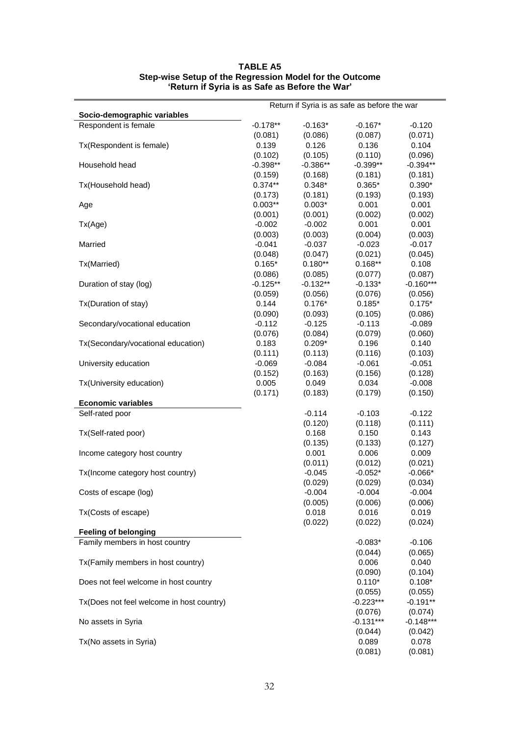**TABLE A5**
**Step-wise Setup of the Regression Model for the Outcome 'Return if Syria is as Safe as Before the War'**

| | Return if Syria is as safe as before the war | | | |
|---|---|---|---|---|
| **Socio-demographic variables** | | | | |
| Respondent is female | -0.178** | -0.163* | -0.167* | -0.120 |
| | (0.081) | (0.086) | (0.087) | (0.071) |
| Tx(Respondent is female) | 0.139 | 0.126 | 0.136 | 0.104 |
| | (0.102) | (0.105) | (0.110) | (0.096) |
| Household head | -0.398** | -0.386** | -0.399** | -0.394** |
| | (0.159) | (0.168) | (0.181) | (0.181) |
| Tx(Household head) | 0.374** | 0.348* | 0.365* | 0.390* |
| | (0.173) | (0.181) | (0.193) | (0.193) |
| Age | 0.003** | 0.003* | 0.001 | 0.001 |
| | (0.001) | (0.001) | (0.002) | (0.002) |
| Tx(Age) | -0.002 | -0.002 | 0.001 | 0.001 |
| | (0.003) | (0.003) | (0.004) | (0.003) |
| Married | -0.041 | -0.037 | -0.023 | -0.017 |
| | (0.048) | (0.047) | (0.021) | (0.045) |
| Tx(Married) | 0.165* | 0.180** | 0.168** | 0.108 |
| | (0.086) | (0.085) | (0.077) | (0.087) |
| Duration of stay (log) | -0.125** | -0.132** | -0.133* | -0.160*** |
| | (0.059) | (0.056) | (0.076) | (0.056) |
| Tx(Duration of stay) | 0.144 | 0.176* | 0.185* | 0.175* |
| | (0.090) | (0.093) | (0.105) | (0.086) |
| Secondary/vocational education | -0.112 | -0.125 | -0.113 | -0.089 |
| | (0.076) | (0.084) | (0.079) | (0.060) |
| Tx(Secondary/vocational education) | 0.183 | 0.209* | 0.196 | 0.140 |
| | (0.111) | (0.113) | (0.116) | (0.103) |
| University education | -0.069 | -0.084 | -0.061 | -0.051 |
| | (0.152) | (0.163) | (0.156) | (0.128) |
| Tx(University education) | 0.005 | 0.049 | 0.034 | -0.008 |
| | (0.171) | (0.183) | (0.179) | (0.150) |
| **Economic variables** | | | | |
| Self-rated poor | | -0.114 | -0.103 | -0.122 |
| | | (0.120) | (0.118) | (0.111) |
| Tx(Self-rated poor) | | 0.168 | 0.150 | 0.143 |
| | | (0.135) | (0.133) | (0.127) |
| Income category host country | | 0.001 | 0.006 | 0.009 |
| | | (0.011) | (0.012) | (0.021) |
| Tx(Income category host country) | | -0.045 | -0.052* | -0.066* |
| | | (0.029) | (0.029) | (0.034) |
| Costs of escape (log) | | -0.004 | -0.004 | -0.004 |
| | | (0.005) | (0.006) | (0.006) |
| Tx(Costs of escape) | | 0.018 | 0.016 | 0.019 |
| | | (0.022) | (0.022) | (0.024) |
| **Feeling of belonging** | | | | |
| Family members in host country | | | -0.083* | -0.106 |
| | | | (0.044) | (0.065) |
| Tx(Family members in host country) | | | 0.006 | 0.040 |
| | | | (0.090) | (0.104) |
| Does not feel welcome in host country | | | 0.110* | 0.108* |
| | | | (0.055) | (0.055) |
| Tx(Does not feel welcome in host country) | | | -0.223*** | -0.191** |
| | | | (0.076) | (0.074) |
| No assets in Syria | | | -0.131*** | -0.148*** |
| | | | (0.044) | (0.042) |
| Tx(No assets in Syria) | | | 0.089 | 0.078 |
| | | | (0.081) | (0.081) |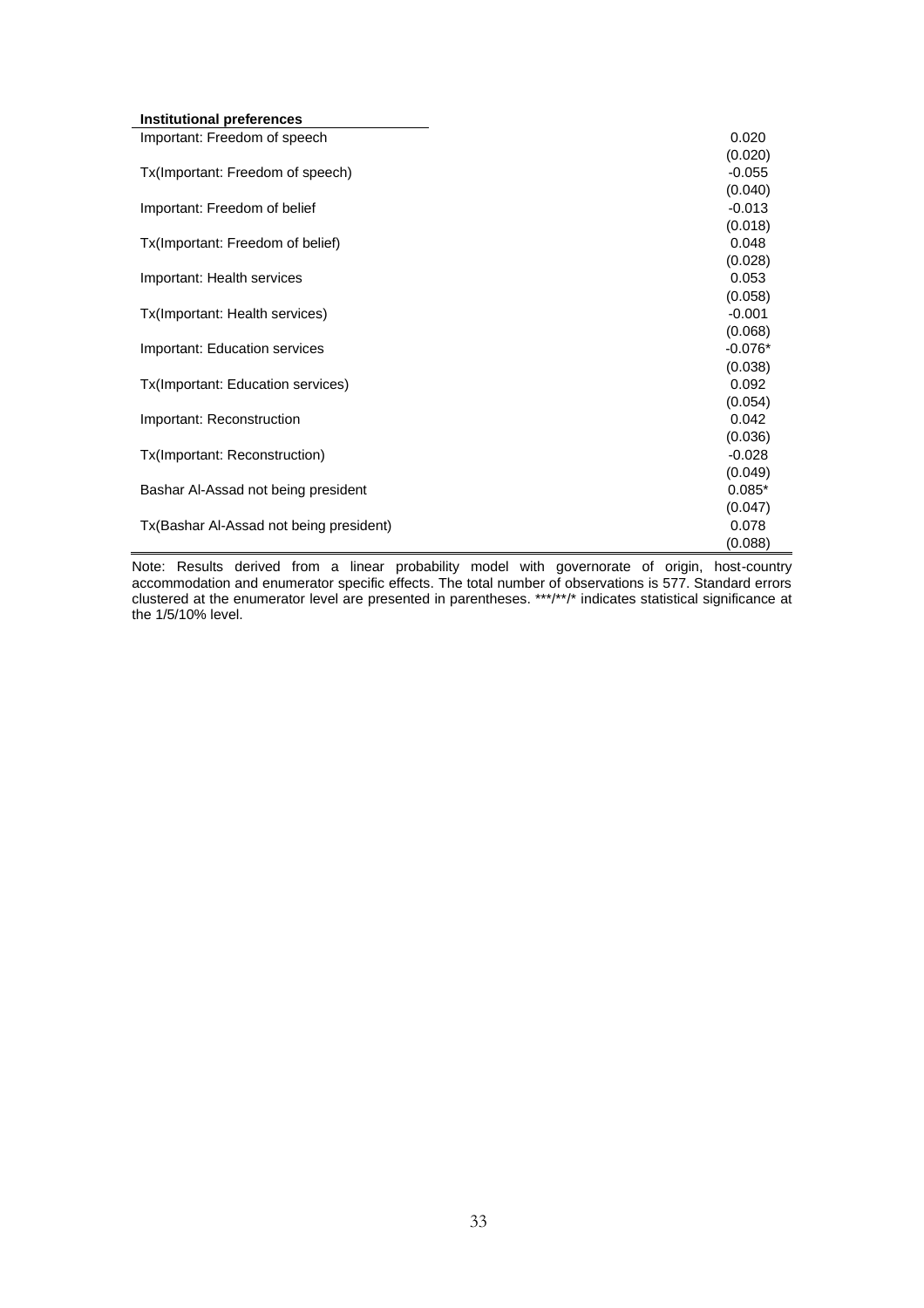| **Institutional preferences** | |
|---|---|
| Important: Freedom of speech | 0.020 |
| | (0.020) |
| Tx(Important: Freedom of speech) | -0.055 |
| | (0.040) |
| Important: Freedom of belief | -0.013 |
| | (0.018) |
| Tx(Important: Freedom of belief) | 0.048 |
| | (0.028) |
| Important: Health services | 0.053 |
| | (0.058) |
| Tx(Important: Health services) | -0.001 |
| | (0.068) |
| Important: Education services | -0.076* |
| | (0.038) |
| Tx(Important: Education services) | 0.092 |
| | (0.054) |
| Important: Reconstruction | 0.042 |
| | (0.036) |
| Tx(Important: Reconstruction) | -0.028 |
| | (0.049) |
| Bashar Al-Assad not being president | 0.085* |
| | (0.047) |
| Tx(Bashar Al-Assad not being president) | 0.078 |
| | (0.088) |

Note: Results derived from a linear probability model with governorate of origin, host-country accommodation and enumerator specific effects. The total number of observations is 577. Standard errors clustered at the enumerator level are presented in parentheses. ***/**/* indicates statistical significance at the 1/5/10% level.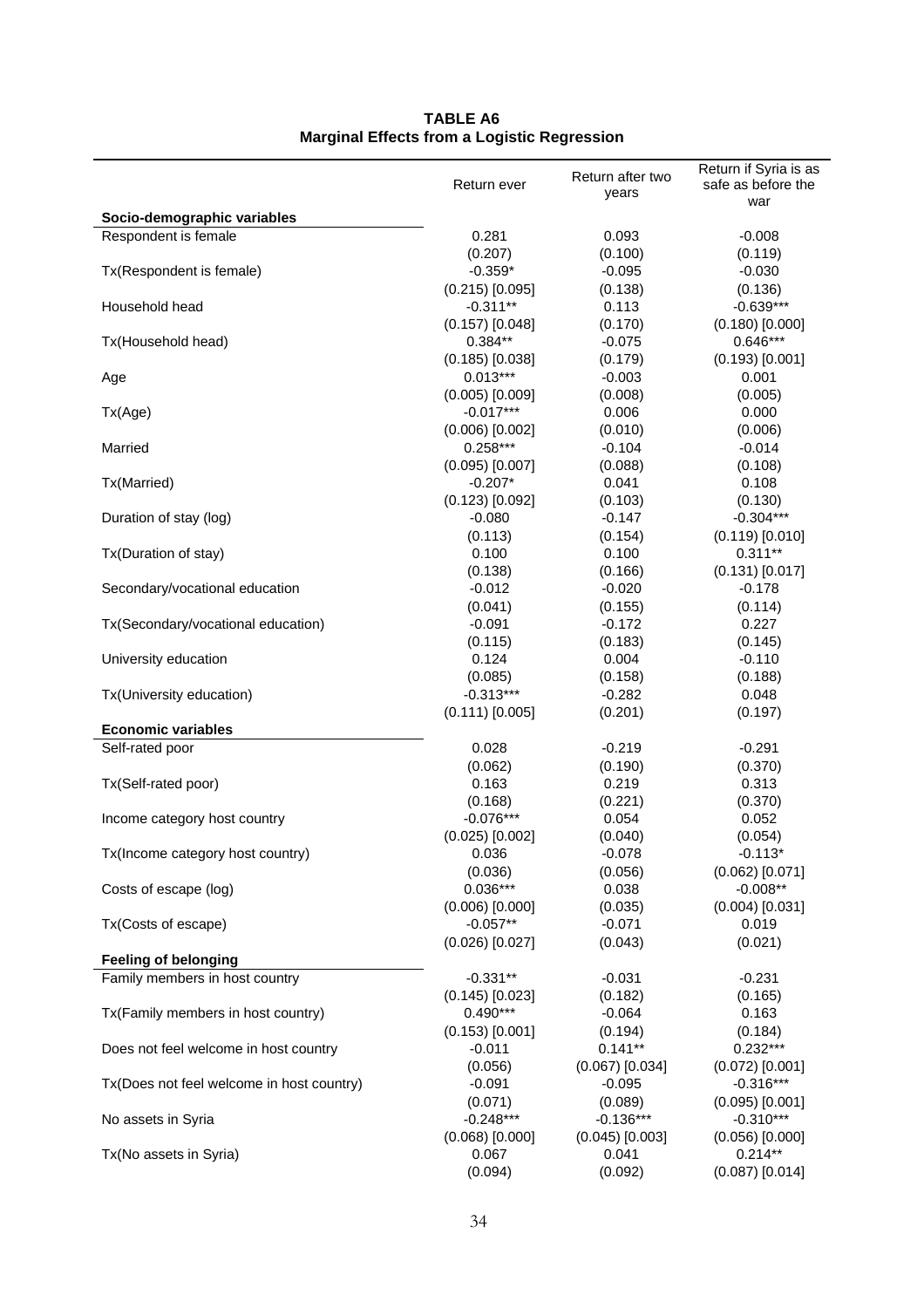**TABLE A6**
**Marginal Effects from a Logistic Regression**

| | Return ever | Return after two years | Return if Syria is as safe as before the war |
|---|---|---|---|
| **Socio-demographic variables** | | | |
| Respondent is female | 0.281 | 0.093 | -0.008 |
| | (0.207) | (0.100) | (0.119) |
| Tx(Respondent is female) | -0.359* | -0.095 | -0.030 |
| | (0.215) [0.095] | (0.138) | (0.136) |
| Household head | -0.311** | 0.113 | -0.639*** |
| | (0.157) [0.048] | (0.170) | (0.180) [0.000] |
| Tx(Household head) | 0.384** | -0.075 | 0.646*** |
| | (0.185) [0.038] | (0.179) | (0.193) [0.001] |
| Age | 0.013*** | -0.003 | 0.001 |
| | (0.005) [0.009] | (0.008) | (0.005) |
| Tx(Age) | -0.017*** | 0.006 | 0.000 |
| | (0.006) [0.002] | (0.010) | (0.006) |
| Married | 0.258*** | -0.104 | -0.014 |
| | (0.095) [0.007] | (0.088) | (0.108) |
| Tx(Married) | -0.207* | 0.041 | 0.108 |
| | (0.123) [0.092] | (0.103) | (0.130) |
| Duration of stay (log) | -0.080 | -0.147 | -0.304*** |
| | (0.113) | (0.154) | (0.119) [0.010] |
| Tx(Duration of stay) | 0.100 | 0.100 | 0.311** |
| | (0.138) | (0.166) | (0.131) [0.017] |
| Secondary/vocational education | -0.012 | -0.020 | -0.178 |
| | (0.041) | (0.155) | (0.114) |
| Tx(Secondary/vocational education) | -0.091 | -0.172 | 0.227 |
| | (0.115) | (0.183) | (0.145) |
| University education | 0.124 | 0.004 | -0.110 |
| | (0.085) | (0.158) | (0.188) |
| Tx(University education) | -0.313*** | -0.282 | 0.048 |
| | (0.111) [0.005] | (0.201) | (0.197) |
| **Economic variables** | | | |
| Self-rated poor | 0.028 | -0.219 | -0.291 |
| | (0.062) | (0.190) | (0.370) |
| Tx(Self-rated poor) | 0.163 | 0.219 | 0.313 |
| | (0.168) | (0.221) | (0.370) |
| Income category host country | -0.076*** | 0.054 | 0.052 |
| | (0.025) [0.002] | (0.040) | (0.054) |
| Tx(Income category host country) | 0.036 | -0.078 | -0.113* |
| | (0.036) | (0.056) | (0.062) [0.071] |
| Costs of escape (log) | 0.036*** | 0.038 | -0.008** |
| | (0.006) [0.000] | (0.035) | (0.004) [0.031] |
| Tx(Costs of escape) | -0.057** | -0.071 | 0.019 |
| | (0.026) [0.027] | (0.043) | (0.021) |
| **Feeling of belonging** | | | |
| Family members in host country | -0.331** | -0.031 | -0.231 |
| | (0.145) [0.023] | (0.182) | (0.165) |
| Tx(Family members in host country) | 0.490*** | -0.064 | 0.163 |
| | (0.153) [0.001] | (0.194) | (0.184) |
| Does not feel welcome in host country | -0.011 | 0.141** | 0.232*** |
| | (0.056) | (0.067) [0.034] | (0.072) [0.001] |
| Tx(Does not feel welcome in host country) | -0.091 | -0.095 | -0.316*** |
| | (0.071) | (0.089) | (0.095) [0.001] |
| No assets in Syria | -0.248*** | -0.136*** | -0.310*** |
| | (0.068) [0.000] | (0.045) [0.003] | (0.056) [0.000] |
| Tx(No assets in Syria) | 0.067 | 0.041 | 0.214** |
| | (0.094) | (0.092) | (0.087) [0.014] |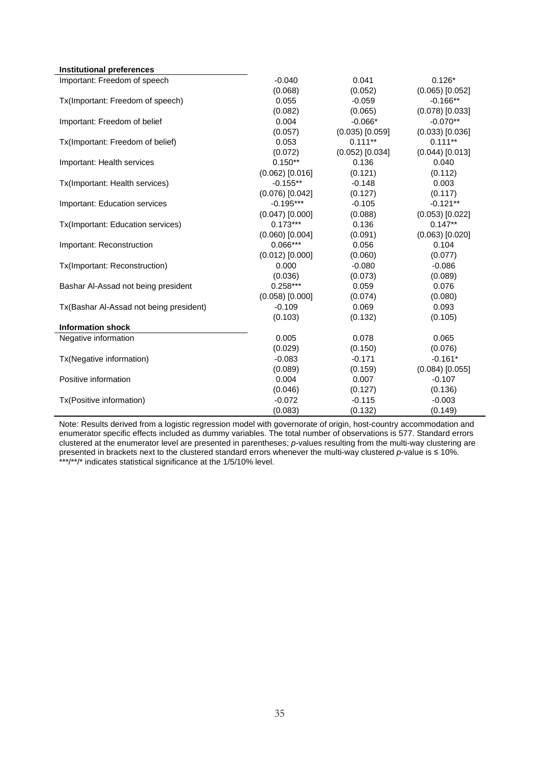| | | | |
|---|---|---|---|
| **Institutional preferences** | | | |
| Important: Freedom of speech | -0.040 | 0.041 | 0.126* |
| | (0.068) | (0.052) | (0.065) [0.052] |
| Tx(Important: Freedom of speech) | 0.055 | -0.059 | -0.166** |
| | (0.082) | (0.065) | (0.078) [0.033] |
| Important: Freedom of belief | 0.004 | -0.066* | -0.070** |
| | (0.057) | (0.035) [0.059] | (0.033) [0.036] |
| Tx(Important: Freedom of belief) | 0.053 | 0.111** | 0.111** |
| | (0.072) | (0.052) [0.034] | (0.044) [0.013] |
| Important: Health services | 0.150** | 0.136 | 0.040 |
| | (0.062) [0.016] | (0.121) | (0.112) |
| Tx(Important: Health services) | -0.155** | -0.148 | 0.003 |
| | (0.076) [0.042] | (0.127) | (0.117) |
| Important: Education services | -0.195*** | -0.105 | -0.121** |
| | (0.047) [0.000] | (0.088) | (0.053) [0.022] |
| Tx(Important: Education services) | 0.173*** | 0.136 | 0.147** |
| | (0.060) [0.004] | (0.091) | (0.063) [0.020] |
| Important: Reconstruction | 0.066*** | 0.056 | 0.104 |
| | (0.012) [0.000] | (0.060) | (0.077) |
| Tx(Important: Reconstruction) | 0.000 | -0.080 | -0.086 |
| | (0.036) | (0.073) | (0.089) |
| Bashar Al-Assad not being president | 0.258*** | 0.059 | 0.076 |
| | (0.058) [0.000] | (0.074) | (0.080) |
| Tx(Bashar Al-Assad not being president) | -0.109 | 0.069 | 0.093 |
| | (0.103) | (0.132) | (0.105) |
| **Information shock** | | | |
| Negative information | 0.005 | 0.078 | 0.065 |
| | (0.029) | (0.150) | (0.076) |
| Tx(Negative information) | -0.083 | -0.171 | -0.161* |
| | (0.089) | (0.159) | (0.084) [0.055] |
| Positive information | 0.004 | 0.007 | -0.107 |
| | (0.046) | (0.127) | (0.136) |
| Tx(Positive information) | -0.072 | -0.115 | -0.003 |
| | (0.083) | (0.132) | (0.149) |

Note: Results derived from a logistic regression model with governorate of origin, host-country accommodation and enumerator specific effects included as dummy variables. The total number of observations is 577. Standard errors clustered at the enumerator level are presented in parentheses; *p*-values resulting from the multi-way clustering are presented in brackets next to the clustered standard errors whenever the multi-way clustered *p*-value is ≤ 10%. ***/**/* indicates statistical significance at the 1/5/10% level.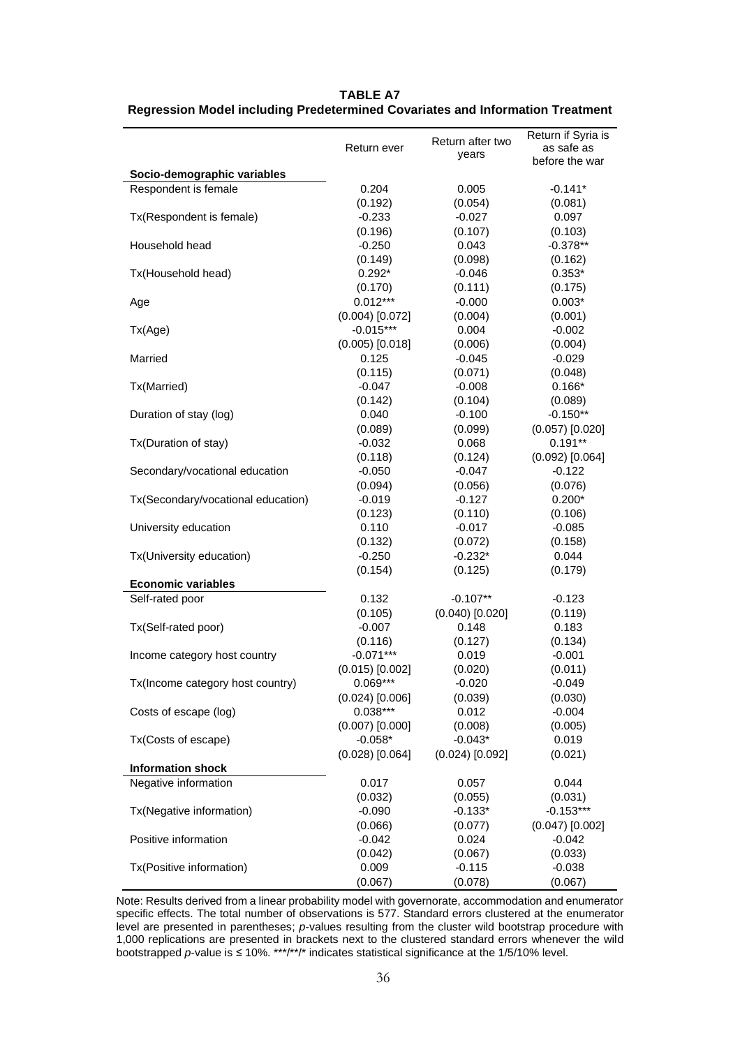**TABLE A7**
**Regression Model including Predetermined Covariates and Information Treatment**

| | Return ever | Return after two years | Return if Syria is as safe as before the war |
|---|---|---|---|
| **Socio-demographic variables** | | | |
| Respondent is female | 0.204 | 0.005 | -0.141* |
| | (0.192) | (0.054) | (0.081) |
| Tx(Respondent is female) | -0.233 | -0.027 | 0.097 |
| | (0.196) | (0.107) | (0.103) |
| Household head | -0.250 | 0.043 | -0.378** |
| | (0.149) | (0.098) | (0.162) |
| Tx(Household head) | 0.292* | -0.046 | 0.353* |
| | (0.170) | (0.111) | (0.175) |
| Age | 0.012*** | -0.000 | 0.003* |
| | (0.004) [0.072] | (0.004) | (0.001) |
| Tx(Age) | -0.015*** | 0.004 | -0.002 |
| | (0.005) [0.018] | (0.006) | (0.004) |
| Married | 0.125 | -0.045 | -0.029 |
| | (0.115) | (0.071) | (0.048) |
| Tx(Married) | -0.047 | -0.008 | 0.166* |
| | (0.142) | (0.104) | (0.089) |
| Duration of stay (log) | 0.040 | -0.100 | -0.150** |
| | (0.089) | (0.099) | (0.057) [0.020] |
| Tx(Duration of stay) | -0.032 | 0.068 | 0.191** |
| | (0.118) | (0.124) | (0.092) [0.064] |
| Secondary/vocational education | -0.050 | -0.047 | -0.122 |
| | (0.094) | (0.056) | (0.076) |
| Tx(Secondary/vocational education) | -0.019 | -0.127 | 0.200* |
| | (0.123) | (0.110) | (0.106) |
| University education | 0.110 | -0.017 | -0.085 |
| | (0.132) | (0.072) | (0.158) |
| Tx(University education) | -0.250 | -0.232* | 0.044 |
| | (0.154) | (0.125) | (0.179) |
| **Economic variables** | | | |
| Self-rated poor | 0.132 | -0.107** | -0.123 |
| | (0.105) | (0.040) [0.020] | (0.119) |
| Tx(Self-rated poor) | -0.007 | 0.148 | 0.183 |
| | (0.116) | (0.127) | (0.134) |
| Income category host country | -0.071*** | 0.019 | -0.001 |
| | (0.015) [0.002] | (0.020) | (0.011) |
| Tx(Income category host country) | 0.069*** | -0.020 | -0.049 |
| | (0.024) [0.006] | (0.039) | (0.030) |
| Costs of escape (log) | 0.038*** | 0.012 | -0.004 |
| | (0.007) [0.000] | (0.008) | (0.005) |
| Tx(Costs of escape) | -0.058* | -0.043* | 0.019 |
| | (0.028) [0.064] | (0.024) [0.092] | (0.021) |
| **Information shock** | | | |
| Negative information | 0.017 | 0.057 | 0.044 |
| | (0.032) | (0.055) | (0.031) |
| Tx(Negative information) | -0.090 | -0.133* | -0.153*** |
| | (0.066) | (0.077) | (0.047) [0.002] |
| Positive information | -0.042 | 0.024 | -0.042 |
| | (0.042) | (0.067) | (0.033) |
| Tx(Positive information) | 0.009 | -0.115 | -0.038 |
| | (0.067) | (0.078) | (0.067) |

Note: Results derived from a linear probability model with governorate, accommodation and enumerator specific effects. The total number of observations is 577. Standard errors clustered at the enumerator level are presented in parentheses; *p*-values resulting from the cluster wild bootstrap procedure with 1,000 replications are presented in brackets next to the clustered standard errors whenever the wild bootstrapped *p*-value is ≤ 10%. ***/**/* indicates statistical significance at the 1/5/10% level.